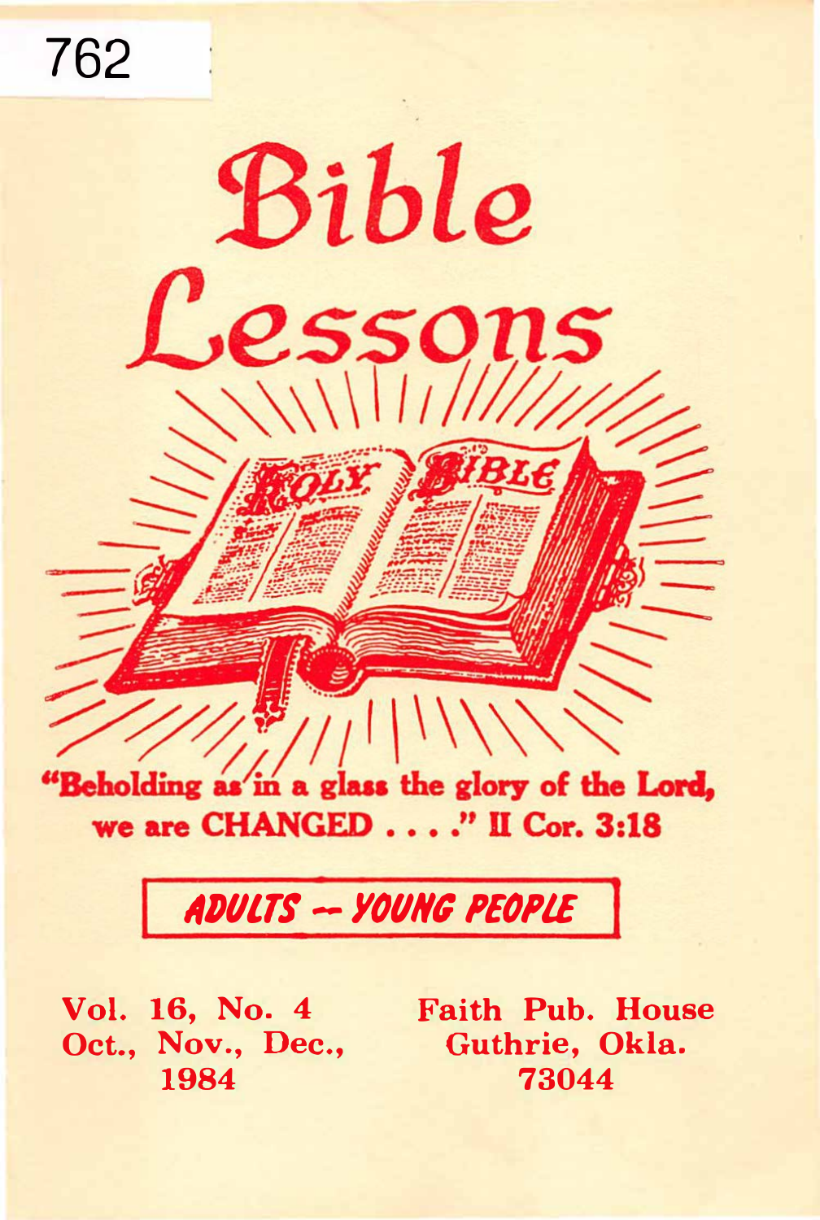762

# Bible Lessons

"Beholding as in a glass the glory of the Lord, we are CHANGED . . . ." II Cor. 3:18

**ADULTS -- YOUNG PEOPLE**

Vol. 16, No. 4
Oct., Nov., Dec.,
1984

Faith Pub. House
Guthrie, Okla.
73044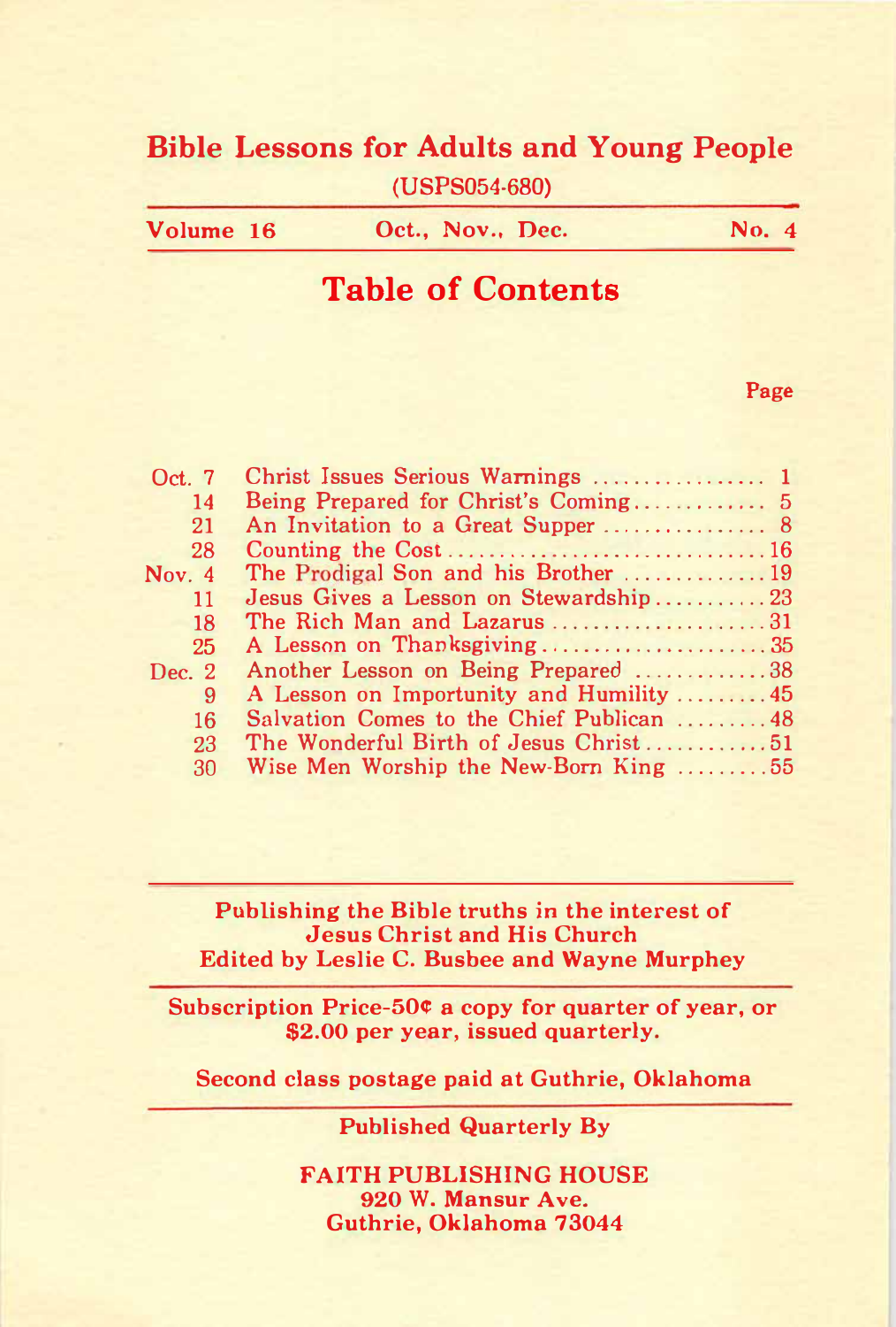# Bible Lessons for Adults and Young People

(USPS054-680)

**Volume 16** **Oct., Nov., Dec.** **No. 4**

## Table of Contents

| Date | Lesson | Page |
|---|---|---|
| Oct. 7 | Christ Issues Serious Warnings | 1 |
| 14 | Being Prepared for Christ's Coming | 5 |
| 21 | An Invitation to a Great Supper | 8 |
| 28 | Counting the Cost | 16 |
| Nov. 4 | The Prodigal Son and his Brother | 19 |
| 11 | Jesus Gives a Lesson on Stewardship | 23 |
| 18 | The Rich Man and Lazarus | 31 |
| 25 | A Lesson on Thanksgiving | 35 |
| Dec. 2 | Another Lesson on Being Prepared | 38 |
| 9 | A Lesson on Importunity and Humility | 45 |
| 16 | Salvation Comes to the Chief Publican | 48 |
| 23 | The Wonderful Birth of Jesus Christ | 51 |
| 30 | Wise Men Worship the New-Born King | 55 |

**Publishing the Bible truths in the interest of Jesus Christ and His Church**
**Edited by Leslie C. Busbee and Wayne Murphey**

**Subscription Price-50¢ a copy for quarter of year, or $2.00 per year, issued quarterly.**

**Second class postage paid at Guthrie, Oklahoma**

**Published Quarterly By**

**FAITH PUBLISHING HOUSE**
**920 W. Mansur Ave.**
**Guthrie, Oklahoma 73044**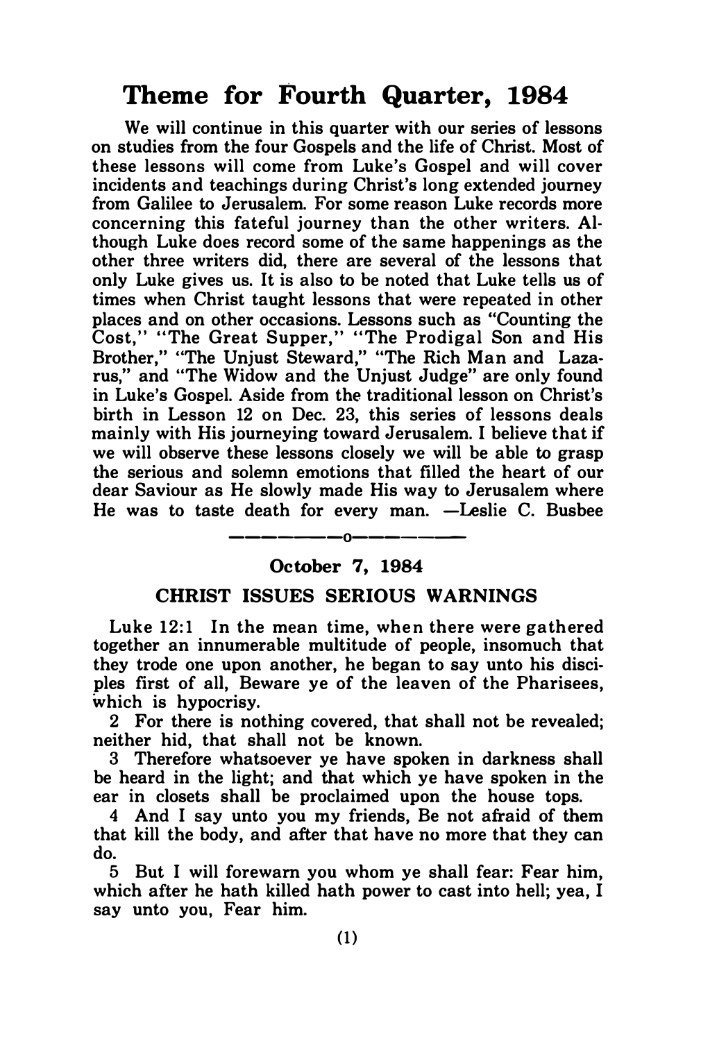# Theme for Fourth Quarter, 1984

We will continue in this quarter with our series of lessons on studies from the four Gospels and the life of Christ. Most of these lessons will come from Luke's Gospel and will cover incidents and teachings during Christ's long extended journey from Galilee to Jerusalem. For some reason Luke records more concerning this fateful journey than the other writers. Although Luke does record some of the same happenings as the other three writers did, there are several of the lessons that only Luke gives us. It is also to be noted that Luke tells us of times when Christ taught lessons that were repeated in other places and on other occasions. Lessons such as "Counting the Cost," "The Great Supper," "The Prodigal Son and His Brother," "The Unjust Steward," "The Rich Man and Lazarus," and "The Widow and the Unjust Judge" are only found in Luke's Gospel. Aside from the traditional lesson on Christ's birth in Lesson 12 on Dec. 23, this series of lessons deals mainly with His journeying toward Jerusalem. I believe that if we will observe these lessons closely we will be able to grasp the serious and solemn emotions that filled the heart of our dear Saviour as He slowly made His way to Jerusalem where He was to taste death for every man. —Leslie C. Busbee

---

**October 7, 1984**

## CHRIST ISSUES SERIOUS WARNINGS

Luke 12:1 In the mean time, when there were gathered together an innumerable multitude of people, insomuch that they trode one upon another, he began to say unto his disciples first of all, Beware ye of the leaven of the Pharisees, which is hypocrisy.

2 For there is nothing covered, that shall not be revealed; neither hid, that shall not be known.

3 Therefore whatsoever ye have spoken in darkness shall be heard in the light; and that which ye have spoken in the ear in closets shall be proclaimed upon the house tops.

4 And I say unto you my friends, Be not afraid of them that kill the body, and after that have no more that they can do.

5 But I will forewarn you whom ye shall fear: Fear him, which after he hath killed hath power to cast into hell; yea, I say unto you, Fear him.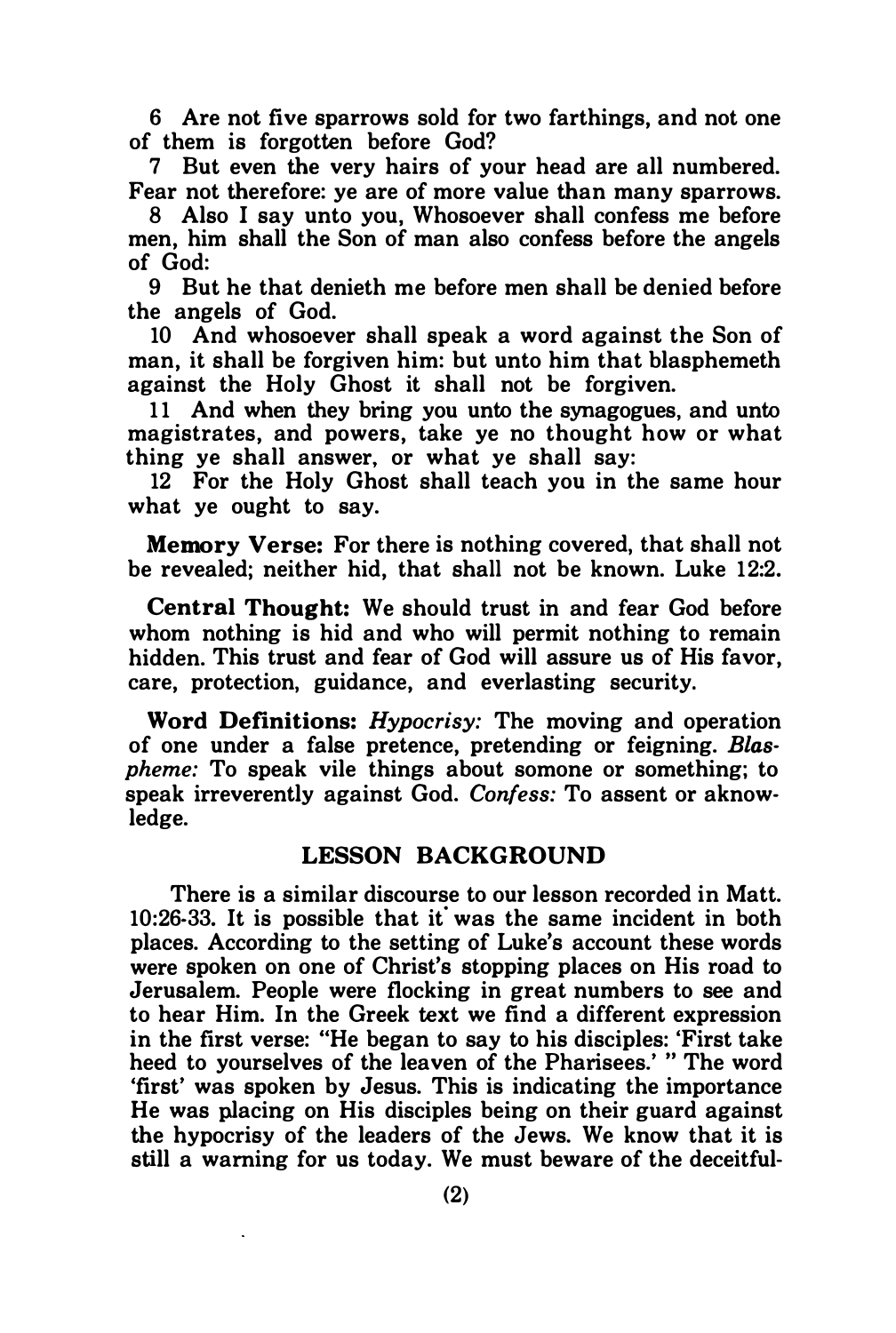6 Are not five sparrows sold for two farthings, and not one of them is forgotten before God?

7 But even the very hairs of your head are all numbered. Fear not therefore: ye are of more value than many sparrows.

8 Also I say unto you, Whosoever shall confess me before men, him shall the Son of man also confess before the angels of God:

9 But he that denieth me before men shall be denied before the angels of God.

10 And whosoever shall speak a word against the Son of man, it shall be forgiven him: but unto him that blasphemeth against the Holy Ghost it shall not be forgiven.

11 And when they bring you unto the synagogues, and unto magistrates, and powers, take ye no thought how or what thing ye shall answer, or what ye shall say:

12 For the Holy Ghost shall teach you in the same hour what ye ought to say.

**Memory Verse:** For there is nothing covered, that shall not be revealed; neither hid, that shall not be known. Luke 12:2.

**Central Thought:** We should trust in and fear God before whom nothing is hid and who will permit nothing to remain hidden. This trust and fear of God will assure us of His favor, care, protection, guidance, and everlasting security.

**Word Definitions:** *Hypocrisy:* The moving and operation of one under a false pretence, pretending or feigning. *Blaspheme:* To speak vile things about somone or something; to speak irreverently against God. *Confess:* To assent or aknowledge.

## LESSON BACKGROUND

There is a similar discourse to our lesson recorded in Matt. 10:26-33. It is possible that it was the same incident in both places. According to the setting of Luke's account these words were spoken on one of Christ's stopping places on His road to Jerusalem. People were flocking in great numbers to see and to hear Him. In the Greek text we find a different expression in the first verse: "He began to say to his disciples: 'First take heed to yourselves of the leaven of the Pharisees.' " The word 'first' was spoken by Jesus. This is indicating the importance He was placing on His disciples being on their guard against the hypocrisy of the leaders of the Jews. We know that it is still a warning for us today. We must beware of the deceitful-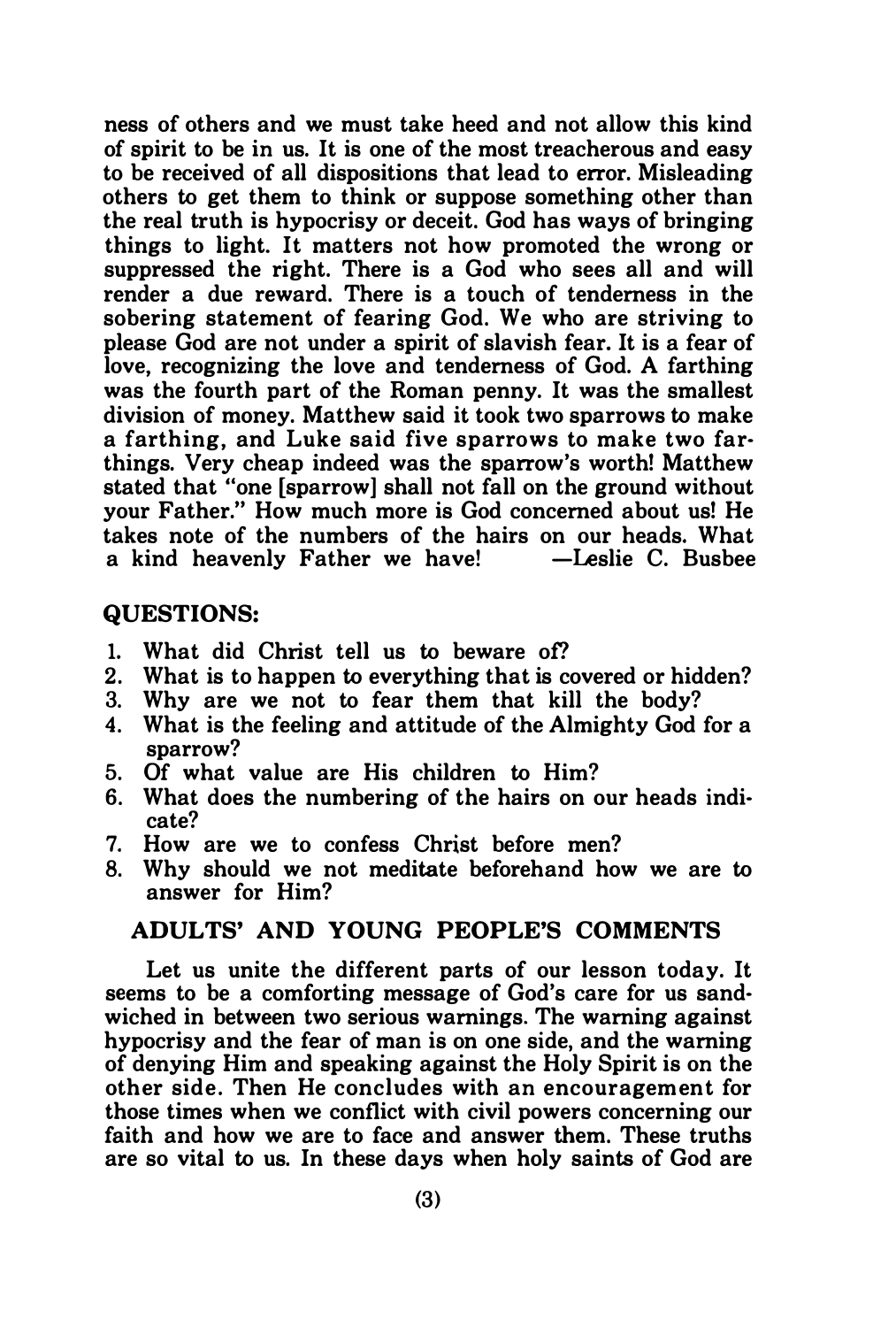ness of others and we must take heed and not allow this kind of spirit to be in us. It is one of the most treacherous and easy to be received of all dispositions that lead to error. Misleading others to get them to think or suppose something other than the real truth is hypocrisy or deceit. God has ways of bringing things to light. It matters not how promoted the wrong or suppressed the right. There is a God who sees all and will render a due reward. There is a touch of tenderness in the sobering statement of fearing God. We who are striving to please God are not under a spirit of slavish fear. It is a fear of love, recognizing the love and tenderness of God. A farthing was the fourth part of the Roman penny. It was the smallest division of money. Matthew said it took two sparrows to make a farthing, and Luke said five sparrows to make two farthings. Very cheap indeed was the sparrow's worth! Matthew stated that "one [sparrow] shall not fall on the ground without your Father." How much more is God concerned about us! He takes note of the numbers of the hairs on our heads. What a kind heavenly Father we have! —Leslie C. Busbee

## QUESTIONS:

1. What did Christ tell us to beware of?
2. What is to happen to everything that is covered or hidden?
3. Why are we not to fear them that kill the body?
4. What is the feeling and attitude of the Almighty God for a sparrow?
5. Of what value are His children to Him?
6. What does the numbering of the hairs on our heads indicate?
7. How are we to confess Christ before men?
8. Why should we not meditate beforehand how we are to answer for Him?

## ADULTS' AND YOUNG PEOPLE'S COMMENTS

Let us unite the different parts of our lesson today. It seems to be a comforting message of God's care for us sandwiched in between two serious warnings. The warning against hypocrisy and the fear of man is on one side, and the warning of denying Him and speaking against the Holy Spirit is on the other side. Then He concludes with an encouragement for those times when we conflict with civil powers concerning our faith and how we are to face and answer them. These truths are so vital to us. In these days when holy saints of God are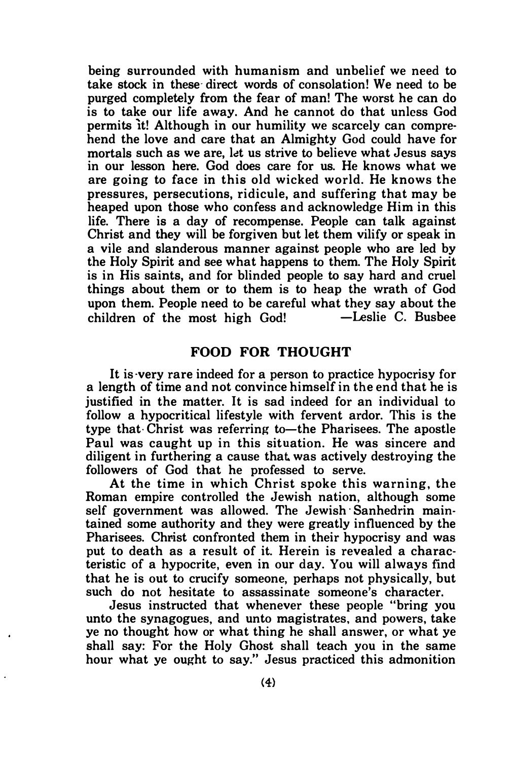being surrounded with humanism and unbelief we need to take stock in these direct words of consolation! We need to be purged completely from the fear of man! The worst he can do is to take our life away. And he cannot do that unless God permits it! Although in our humility we scarcely can comprehend the love and care that an Almighty God could have for mortals such as we are, let us strive to believe what Jesus says in our lesson here. God does care for us. He knows what we are going to face in this old wicked world. He knows the pressures, persecutions, ridicule, and suffering that may be heaped upon those who confess and acknowledge Him in this life. There is a day of recompense. People can talk against Christ and they will be forgiven but let them vilify or speak in a vile and slanderous manner against people who are led by the Holy Spirit and see what happens to them. The Holy Spirit is in His saints, and for blinded people to say hard and cruel things about them or to them is to heap the wrath of God upon them. People need to be careful what they say about the children of the most high God! —Leslie C. Busbee

## FOOD FOR THOUGHT

It is very rare indeed for a person to practice hypocrisy for a length of time and not convince himself in the end that he is justified in the matter. It is sad indeed for an individual to follow a hypocritical lifestyle with fervent ardor. This is the type that Christ was referring to—the Pharisees. The apostle Paul was caught up in this situation. He was sincere and diligent in furthering a cause that was actively destroying the followers of God that he professed to serve.

At the time in which Christ spoke this warning, the Roman empire controlled the Jewish nation, although some self government was allowed. The Jewish Sanhedrin maintained some authority and they were greatly influenced by the Pharisees. Christ confronted them in their hypocrisy and was put to death as a result of it. Herein is revealed a characteristic of a hypocrite, even in our day. You will always find that he is out to crucify someone, perhaps not physically, but such do not hesitate to assassinate someone's character.

Jesus instructed that whenever these people "bring you unto the synagogues, and unto magistrates, and powers, take ye no thought how or what thing he shall answer, or what ye shall say: For the Holy Ghost shall teach you in the same hour what ye ought to say." Jesus practiced this admonition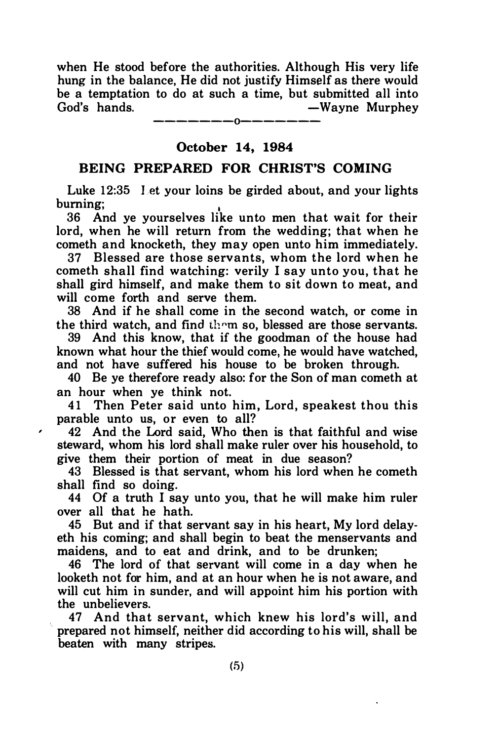when He stood before the authorities. Although His very life hung in the balance, He did not justify Himself as there would be a temptation to do at such a time, but submitted all into God's hands. —Wayne Murphey

---

## October 14, 1984

## BEING PREPARED FOR CHRIST'S COMING

Luke 12:35 Let your loins be girded about, and your lights burning;

36 And ye yourselves like unto men that wait for their lord, when he will return from the wedding; that when he cometh and knocketh, they may open unto him immediately.

37 Blessed are those servants, whom the lord when he cometh shall find watching: verily I say unto you, that he shall gird himself, and make them to sit down to meat, and will come forth and serve them.

38 And if he shall come in the second watch, or come in the third watch, and find them so, blessed are those servants.

39 And this know, that if the goodman of the house had known what hour the thief would come, he would have watched, and not have suffered his house to be broken through.

40 Be ye therefore ready also: for the Son of man cometh at an hour when ye think not.

41 Then Peter said unto him, Lord, speakest thou this parable unto us, or even to all?

42 And the Lord said, Who then is that faithful and wise steward, whom his lord shall make ruler over his household, to give them their portion of meat in due season?

43 Blessed is that servant, whom his lord when he cometh shall find so doing.

44 Of a truth I say unto you, that he will make him ruler over all that he hath.

45 But and if that servant say in his heart, My lord delayeth his coming; and shall begin to beat the menservants and maidens, and to eat and drink, and to be drunken;

46 The lord of that servant will come in a day when he looketh not for him, and at an hour when he is not aware, and will cut him in sunder, and will appoint him his portion with the unbelievers.

47 And that servant, which knew his lord's will, and prepared not himself, neither did according to his will, shall be beaten with many stripes.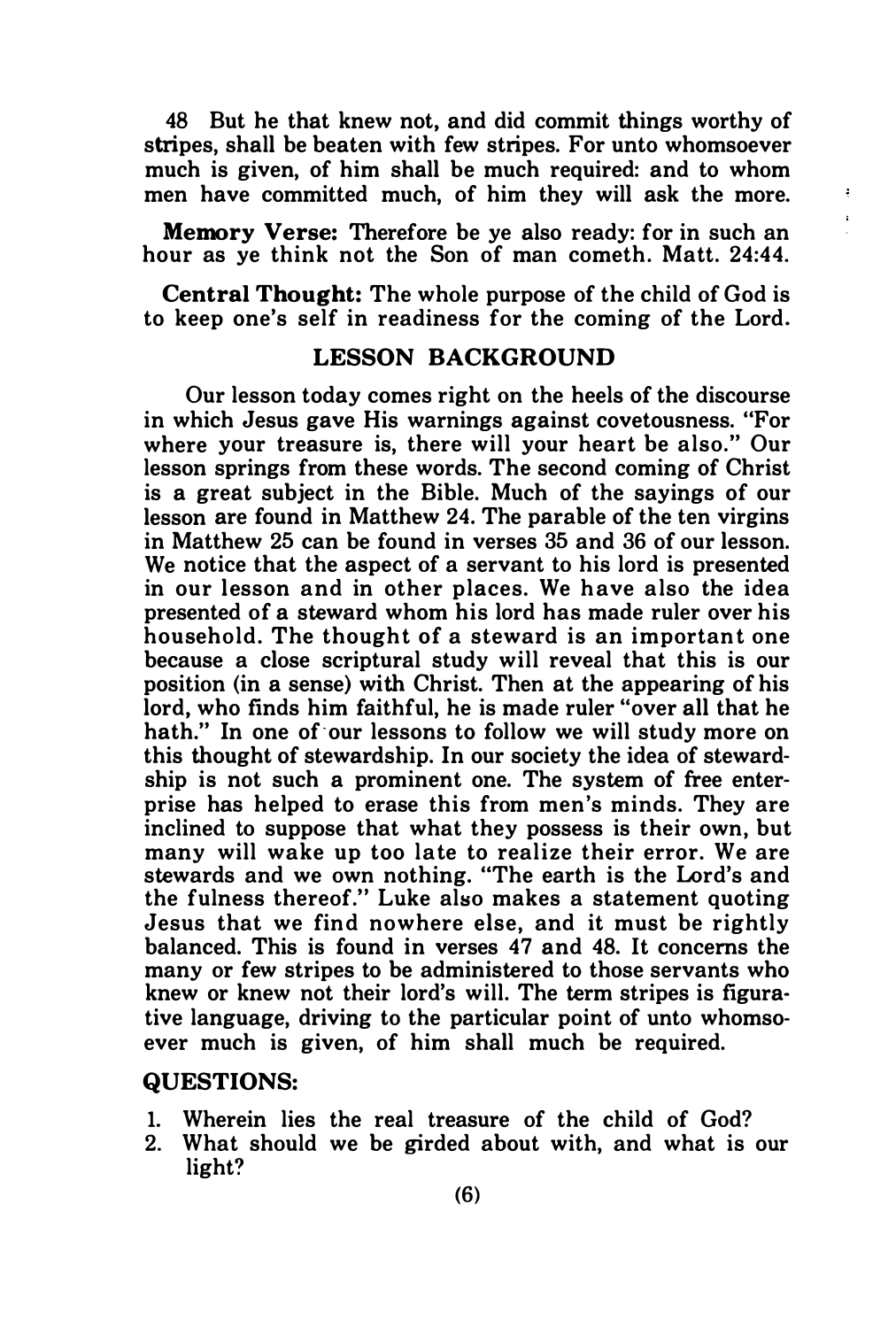48 But he that knew not, and did commit things worthy of stripes, shall be beaten with few stripes. For unto whomsoever much is given, of him shall be much required: and to whom men have committed much, of him they will ask the more.

**Memory Verse:** Therefore be ye also ready: for in such an hour as ye think not the Son of man cometh. Matt. 24:44.

**Central Thought:** The whole purpose of the child of God is to keep one's self in readiness for the coming of the Lord.

## LESSON BACKGROUND

Our lesson today comes right on the heels of the discourse in which Jesus gave His warnings against covetousness. "For where your treasure is, there will your heart be also." Our lesson springs from these words. The second coming of Christ is a great subject in the Bible. Much of the sayings of our lesson are found in Matthew 24. The parable of the ten virgins in Matthew 25 can be found in verses 35 and 36 of our lesson. We notice that the aspect of a servant to his lord is presented in our lesson and in other places. We have also the idea presented of a steward whom his lord has made ruler over his household. The thought of a steward is an important one because a close scriptural study will reveal that this is our position (in a sense) with Christ. Then at the appearing of his lord, who finds him faithful, he is made ruler "over all that he hath." In one of our lessons to follow we will study more on this thought of stewardship. In our society the idea of stewardship is not such a prominent one. The system of free enterprise has helped to erase this from men's minds. They are inclined to suppose that what they possess is their own, but many will wake up too late to realize their error. We are stewards and we own nothing. "The earth is the Lord's and the fulness thereof." Luke also makes a statement quoting Jesus that we find nowhere else, and it must be rightly balanced. This is found in verses 47 and 48. It concerns the many or few stripes to be administered to those servants who knew or knew not their lord's will. The term stripes is figurative language, driving to the particular point of unto whomsoever much is given, of him shall much be required.

## QUESTIONS:

1. Wherein lies the real treasure of the child of God?
2. What should we be girded about with, and what is our light?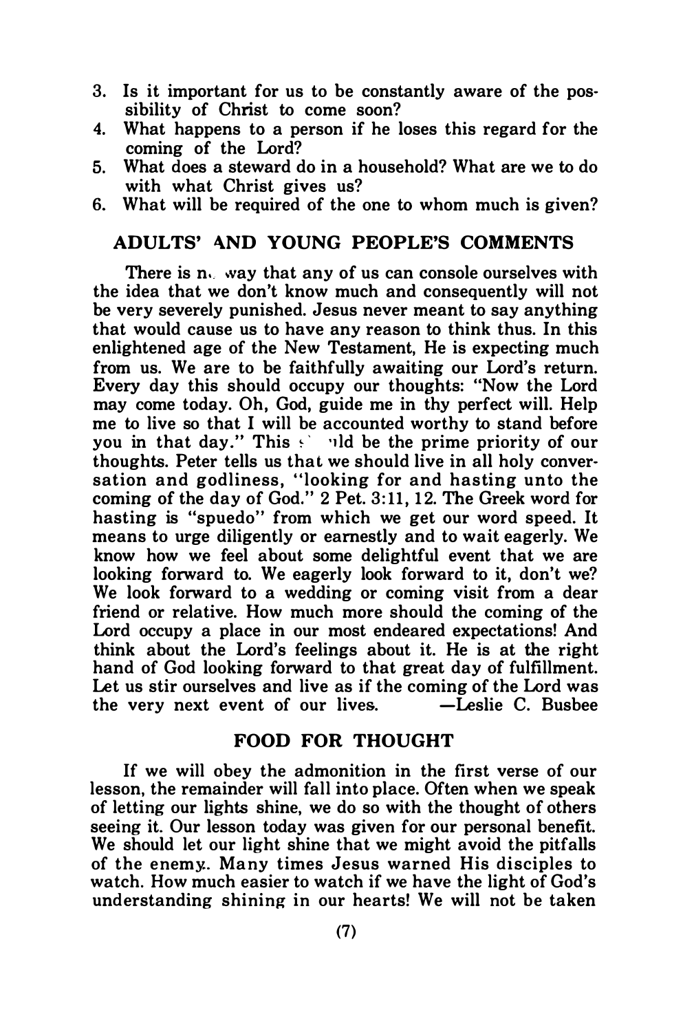3. Is it important for us to be constantly aware of the possibility of Christ to come soon?
4. What happens to a person if he loses this regard for the coming of the Lord?
5. What does a steward do in a household? What are we to do with what Christ gives us?
6. What will be required of the one to whom much is given?

## ADULTS' AND YOUNG PEOPLE'S COMMENTS

There is no way that any of us can console ourselves with the idea that we don't know much and consequently will not be very severely punished. Jesus never meant to say anything that would cause us to have any reason to think thus. In this enlightened age of the New Testament, He is expecting much from us. We are to be faithfully awaiting our Lord's return. Every day this should occupy our thoughts: "Now the Lord may come today. Oh, God, guide me in thy perfect will. Help me to live so that I will be accounted worthy to stand before you in that day." This should be the prime priority of our thoughts. Peter tells us that we should live in all holy conversation and godliness, "looking for and hasting unto the coming of the day of God." 2 Pet. 3:11, 12. The Greek word for hasting is "spuedo" from which we get our word speed. It means to urge diligently or earnestly and to wait eagerly. We know how we feel about some delightful event that we are looking forward to. We eagerly look forward to it, don't we? We look forward to a wedding or coming visit from a dear friend or relative. How much more should the coming of the Lord occupy a place in our most endeared expectations! And think about the Lord's feelings about it. He is at the right hand of God looking forward to that great day of fulfillment. Let us stir ourselves and live as if the coming of the Lord was the very next event of our lives. —Leslie C. Busbee

## FOOD FOR THOUGHT

If we will obey the admonition in the first verse of our lesson, the remainder will fall into place. Often when we speak of letting our lights shine, we do so with the thought of others seeing it. Our lesson today was given for our personal benefit. We should let our light shine that we might avoid the pitfalls of the enemy. Many times Jesus warned His disciples to watch. How much easier to watch if we have the light of God's understanding shining in our hearts! We will not be taken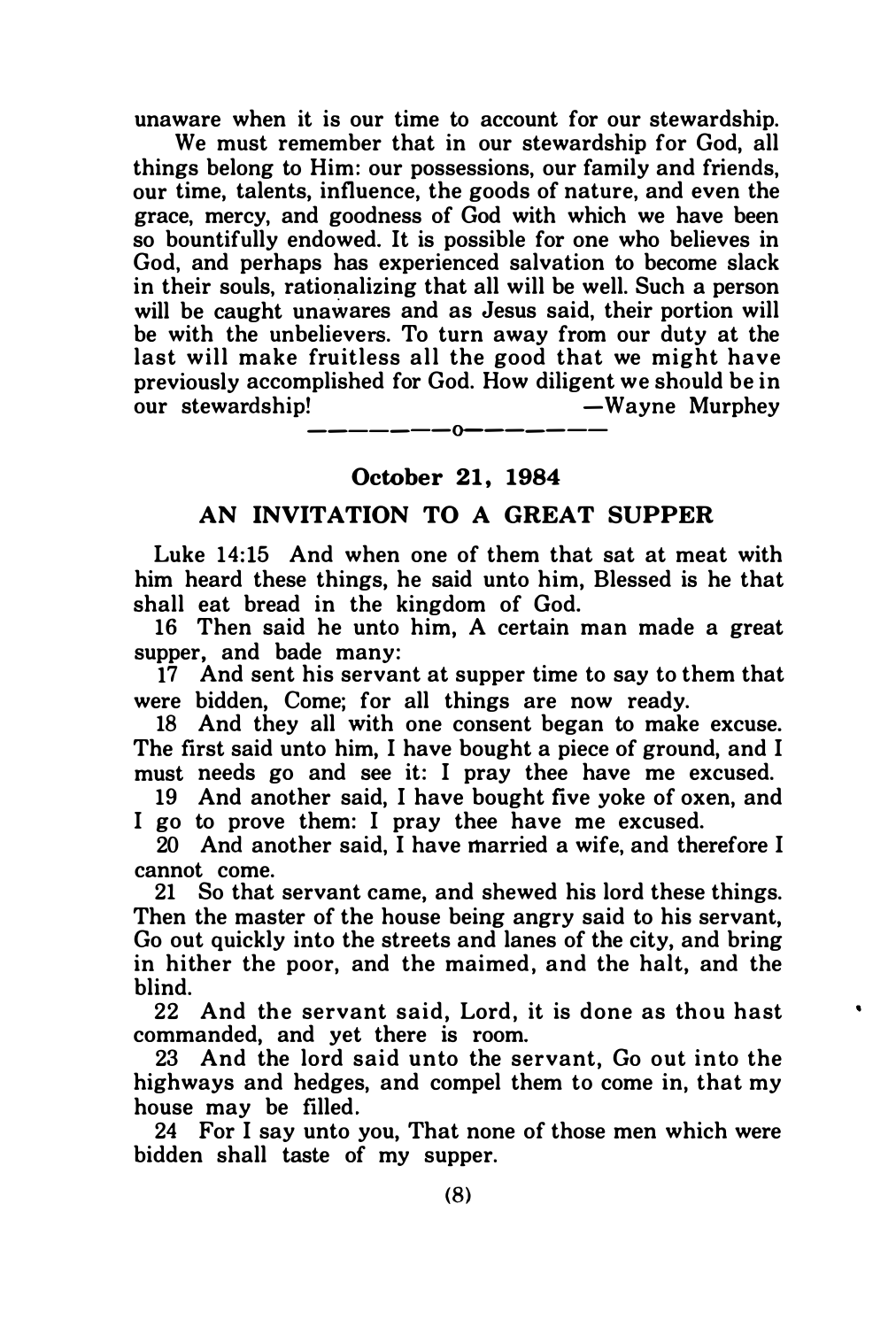unaware when it is our time to account for our stewardship.

We must remember that in our stewardship for God, all things belong to Him: our possessions, our family and friends, our time, talents, influence, the goods of nature, and even the grace, mercy, and goodness of God with which we have been so bountifully endowed. It is possible for one who believes in God, and perhaps has experienced salvation to become slack in their souls, rationalizing that all will be well. Such a person will be caught unawares and as Jesus said, their portion will be with the unbelievers. To turn away from our duty at the last will make fruitless all the good that we might have previously accomplished for God. How diligent we should be in our stewardship! —Wayne Murphey

———————o———————

**October 21, 1984**

**AN INVITATION TO A GREAT SUPPER**

Luke 14:15 And when one of them that sat at meat with him heard these things, he said unto him, Blessed is he that shall eat bread in the kingdom of God.

16 Then said he unto him, A certain man made a great supper, and bade many:

17 And sent his servant at supper time to say to them that were bidden, Come; for all things are now ready.

18 And they all with one consent began to make excuse. The first said unto him, I have bought a piece of ground, and I must needs go and see it: I pray thee have me excused.

19 And another said, I have bought five yoke of oxen, and I go to prove them: I pray thee have me excused.

20 And another said, I have married a wife, and therefore I cannot come.

21 So that servant came, and shewed his lord these things. Then the master of the house being angry said to his servant, Go out quickly into the streets and lanes of the city, and bring in hither the poor, and the maimed, and the halt, and the blind.

22 And the servant said, Lord, it is done as thou hast commanded, and yet there is room.

23 And the lord said unto the servant, Go out into the highways and hedges, and compel them to come in, that my house may be filled.

24 For I say unto you, That none of those men which were bidden shall taste of my supper.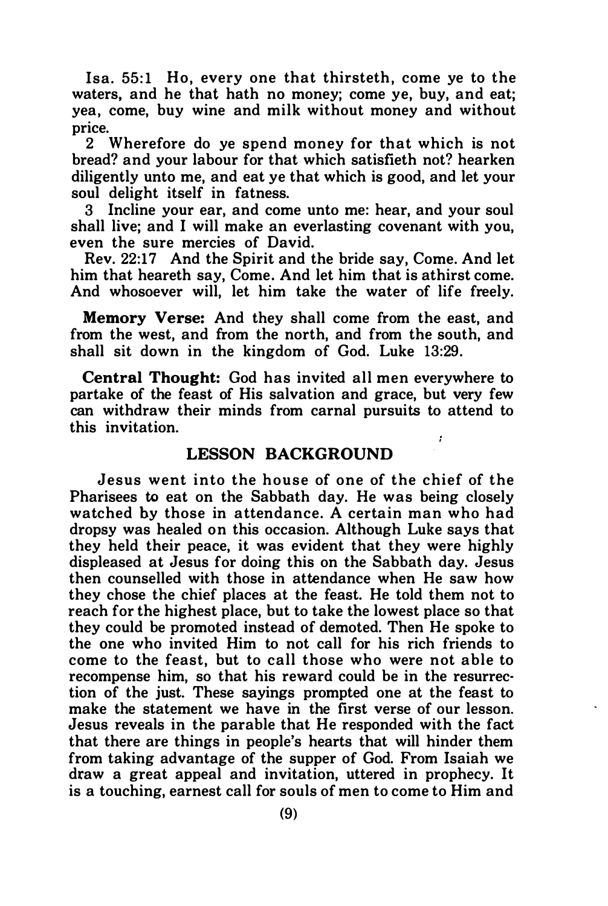Isa. 55:1 Ho, every one that thirsteth, come ye to the waters, and he that hath no money; come ye, buy, and eat; yea, come, buy wine and milk without money and without price.

2 Wherefore do ye spend money for that which is not bread? and your labour for that which satisfieth not? hearken diligently unto me, and eat ye that which is good, and let your soul delight itself in fatness.

3 Incline your ear, and come unto me: hear, and your soul shall live; and I will make an everlasting covenant with you, even the sure mercies of David.

Rev. 22:17 And the Spirit and the bride say, Come. And let him that heareth say, Come. And let him that is athirst come. And whosoever will, let him take the water of life freely.

**Memory Verse:** And they shall come from the east, and from the west, and from the north, and from the south, and shall sit down in the kingdom of God. Luke 13:29.

**Central Thought:** God has invited all men everywhere to partake of the feast of His salvation and grace, but very few can withdraw their minds from carnal pursuits to attend to this invitation.

## LESSON BACKGROUND

Jesus went into the house of one of the chief of the Pharisees to eat on the Sabbath day. He was being closely watched by those in attendance. A certain man who had dropsy was healed on this occasion. Although Luke says that they held their peace, it was evident that they were highly displeased at Jesus for doing this on the Sabbath day. Jesus then counselled with those in attendance when He saw how they chose the chief places at the feast. He told them not to reach for the highest place, but to take the lowest place so that they could be promoted instead of demoted. Then He spoke to the one who invited Him to not call for his rich friends to come to the feast, but to call those who were not able to recompense him, so that his reward could be in the resurrection of the just. These sayings prompted one at the feast to make the statement we have in the first verse of our lesson. Jesus reveals in the parable that He responded with the fact that there are things in people's hearts that will hinder them from taking advantage of the supper of God. From Isaiah we draw a great appeal and invitation, uttered in prophecy. It is a touching, earnest call for souls of men to come to Him and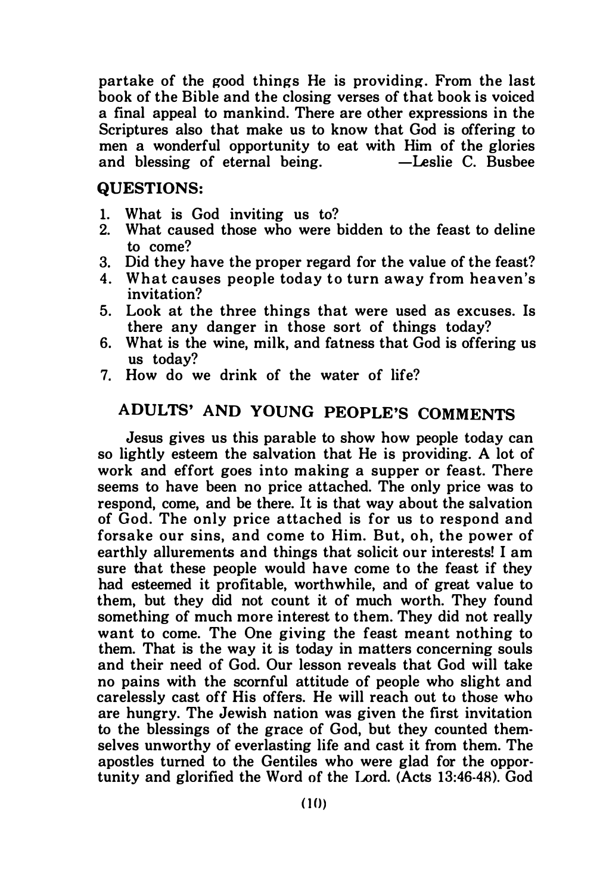partake of the good things He is providing. From the last book of the Bible and the closing verses of that book is voiced a final appeal to mankind. There are other expressions in the Scriptures also that make us to know that God is offering to men a wonderful opportunity to eat with Him of the glories and blessing of eternal being. —Leslie C. Busbee

## QUESTIONS:

1. What is God inviting us to?
2. What caused those who were bidden to the feast to deline to come?
3. Did they have the proper regard for the value of the feast?
4. What causes people today to turn away from heaven's invitation?
5. Look at the three things that were used as excuses. Is there any danger in those sort of things today?
6. What is the wine, milk, and fatness that God is offering us us today?
7. How do we drink of the water of life?

## ADULTS' AND YOUNG PEOPLE'S COMMENTS

Jesus gives us this parable to show how people today can so lightly esteem the salvation that He is providing. A lot of work and effort goes into making a supper or feast. There seems to have been no price attached. The only price was to respond, come, and be there. It is that way about the salvation of God. The only price attached is for us to respond and forsake our sins, and come to Him. But, oh, the power of earthly allurements and things that solicit our interests! I am sure that these people would have come to the feast if they had esteemed it profitable, worthwhile, and of great value to them, but they did not count it of much worth. They found something of much more interest to them. They did not really want to come. The One giving the feast meant nothing to them. That is the way it is today in matters concerning souls and their need of God. Our lesson reveals that God will take no pains with the scornful attitude of people who slight and carelessly cast off His offers. He will reach out to those who are hungry. The Jewish nation was given the first invitation to the blessings of the grace of God, but they counted themselves unworthy of everlasting life and cast it from them. The apostles turned to the Gentiles who were glad for the opportunity and glorified the Word of the Lord. (Acts 13:46-48). God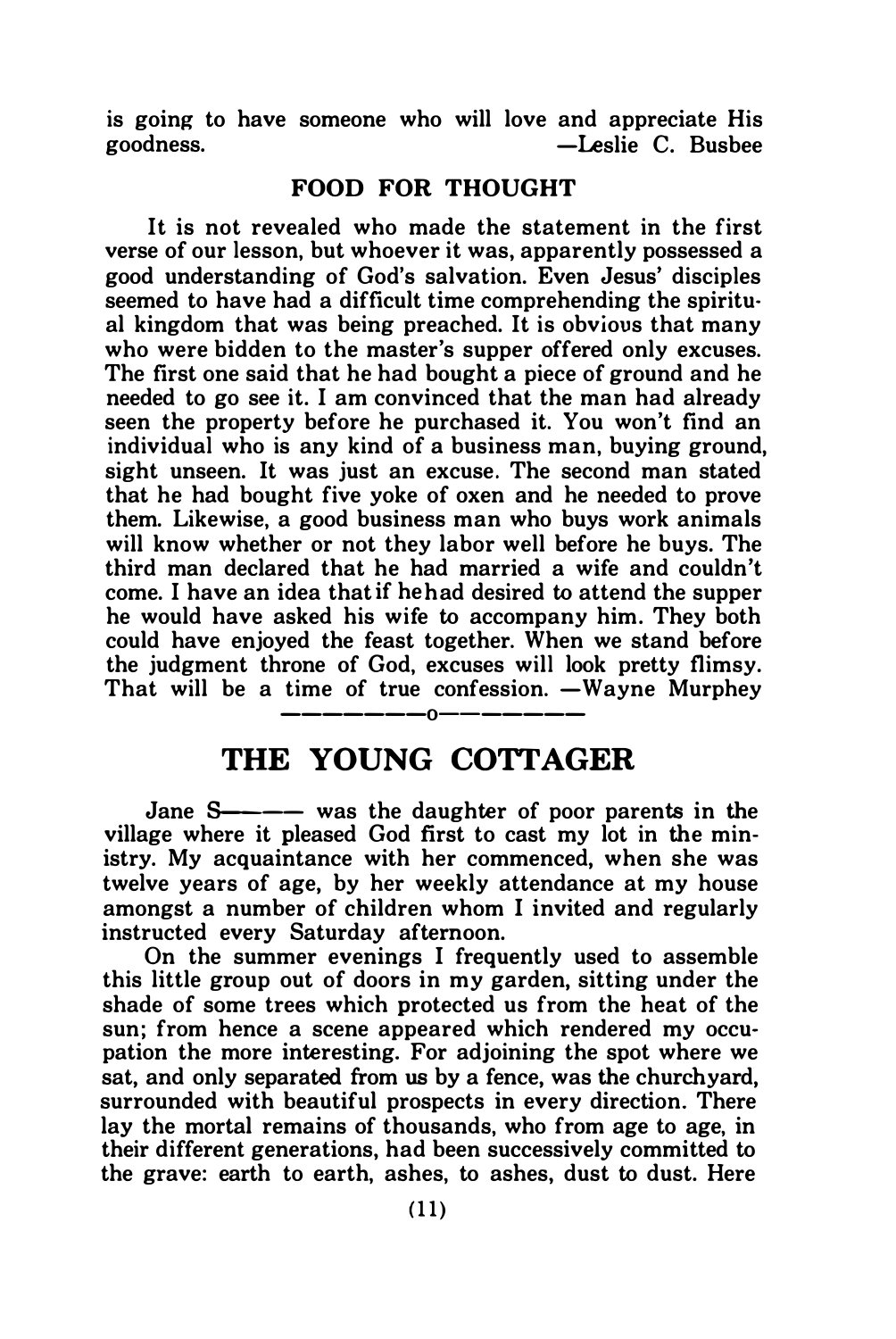is going to have someone who will love and appreciate His goodness. —Leslie C. Busbee

## FOOD FOR THOUGHT

It is not revealed who made the statement in the first verse of our lesson, but whoever it was, apparently possessed a good understanding of God's salvation. Even Jesus' disciples seemed to have had a difficult time comprehending the spiritual kingdom that was being preached. It is obvious that many who were bidden to the master's supper offered only excuses. The first one said that he had bought a piece of ground and he needed to go see it. I am convinced that the man had already seen the property before he purchased it. You won't find an individual who is any kind of a business man, buying ground, sight unseen. It was just an excuse. The second man stated that he had bought five yoke of oxen and he needed to prove them. Likewise, a good business man who buys work animals will know whether or not they labor well before he buys. The third man declared that he had married a wife and couldn't come. I have an idea that if he had desired to attend the supper he would have asked his wife to accompany him. They both could have enjoyed the feast together. When we stand before the judgment throne of God, excuses will look pretty flimsy. That will be a time of true confession. —Wayne Murphey

————o————

# THE YOUNG COTTAGER

Jane S———— was the daughter of poor parents in the village where it pleased God first to cast my lot in the ministry. My acquaintance with her commenced, when she was twelve years of age, by her weekly attendance at my house amongst a number of children whom I invited and regularly instructed every Saturday afternoon.

On the summer evenings I frequently used to assemble this little group out of doors in my garden, sitting under the shade of some trees which protected us from the heat of the sun; from hence a scene appeared which rendered my occupation the more interesting. For adjoining the spot where we sat, and only separated from us by a fence, was the churchyard, surrounded with beautiful prospects in every direction. There lay the mortal remains of thousands, who from age to age, in their different generations, had been successively committed to the grave: earth to earth, ashes, to ashes, dust to dust. Here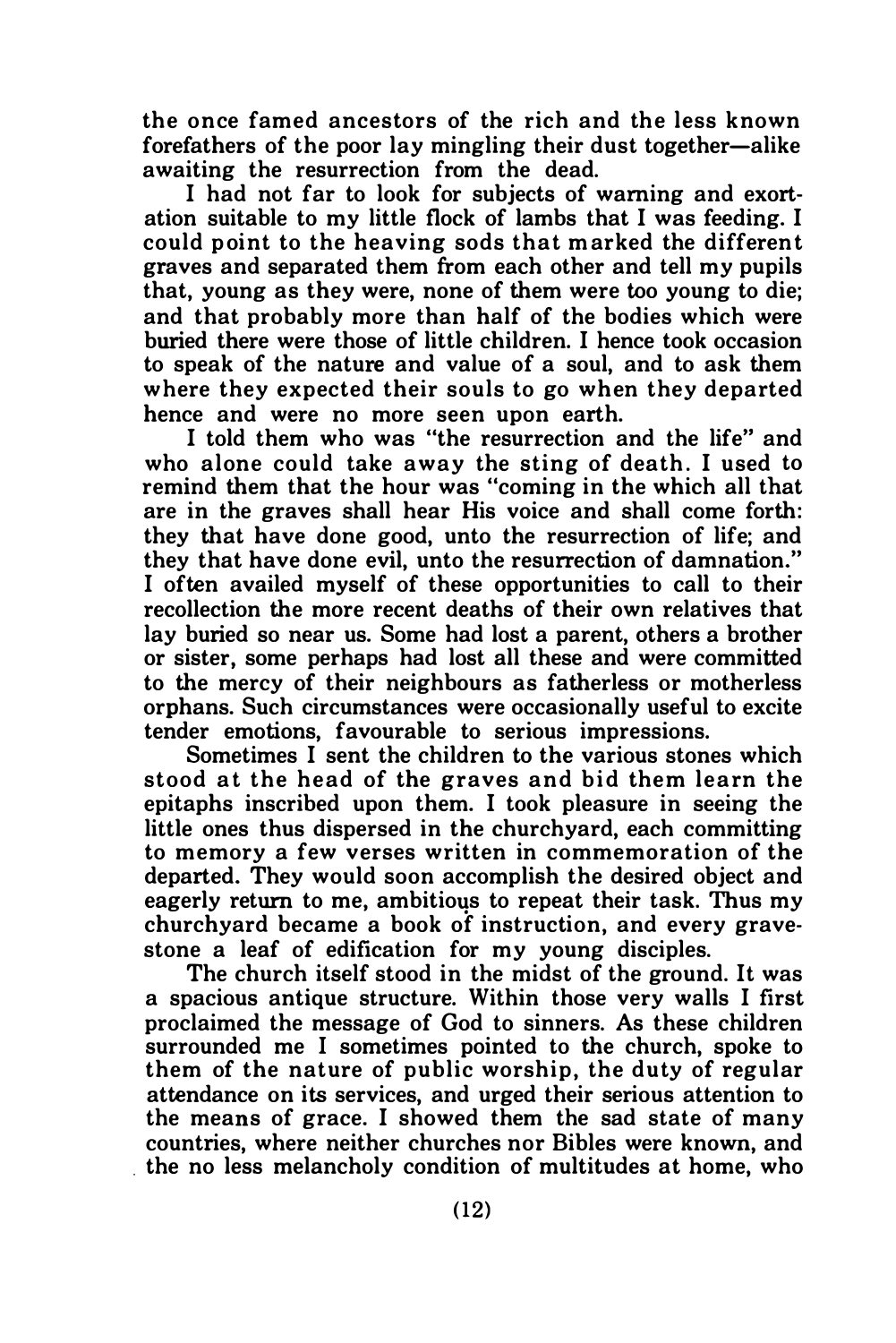the once famed ancestors of the rich and the less known forefathers of the poor lay mingling their dust together—alike awaiting the resurrection from the dead.

I had not far to look for subjects of warning and exortation suitable to my little flock of lambs that I was feeding. I could point to the heaving sods that marked the different graves and separated them from each other and tell my pupils that, young as they were, none of them were too young to die; and that probably more than half of the bodies which were buried there were those of little children. I hence took occasion to speak of the nature and value of a soul, and to ask them where they expected their souls to go when they departed hence and were no more seen upon earth.

I told them who was "the resurrection and the life" and who alone could take away the sting of death. I used to remind them that the hour was "coming in the which all that are in the graves shall hear His voice and shall come forth: they that have done good, unto the resurrection of life; and they that have done evil, unto the resurrection of damnation." I often availed myself of these opportunities to call to their recollection the more recent deaths of their own relatives that lay buried so near us. Some had lost a parent, others a brother or sister, some perhaps had lost all these and were committed to the mercy of their neighbours as fatherless or motherless orphans. Such circumstances were occasionally useful to excite tender emotions, favourable to serious impressions.

Sometimes I sent the children to the various stones which stood at the head of the graves and bid them learn the epitaphs inscribed upon them. I took pleasure in seeing the little ones thus dispersed in the churchyard, each committing to memory a few verses written in commemoration of the departed. They would soon accomplish the desired object and eagerly return to me, ambitious to repeat their task. Thus my churchyard became a book of instruction, and every gravestone a leaf of edification for my young disciples.

The church itself stood in the midst of the ground. It was a spacious antique structure. Within those very walls I first proclaimed the message of God to sinners. As these children surrounded me I sometimes pointed to the church, spoke to them of the nature of public worship, the duty of regular attendance on its services, and urged their serious attention to the means of grace. I showed them the sad state of many countries, where neither churches nor Bibles were known, and the no less melancholy condition of multitudes at home, who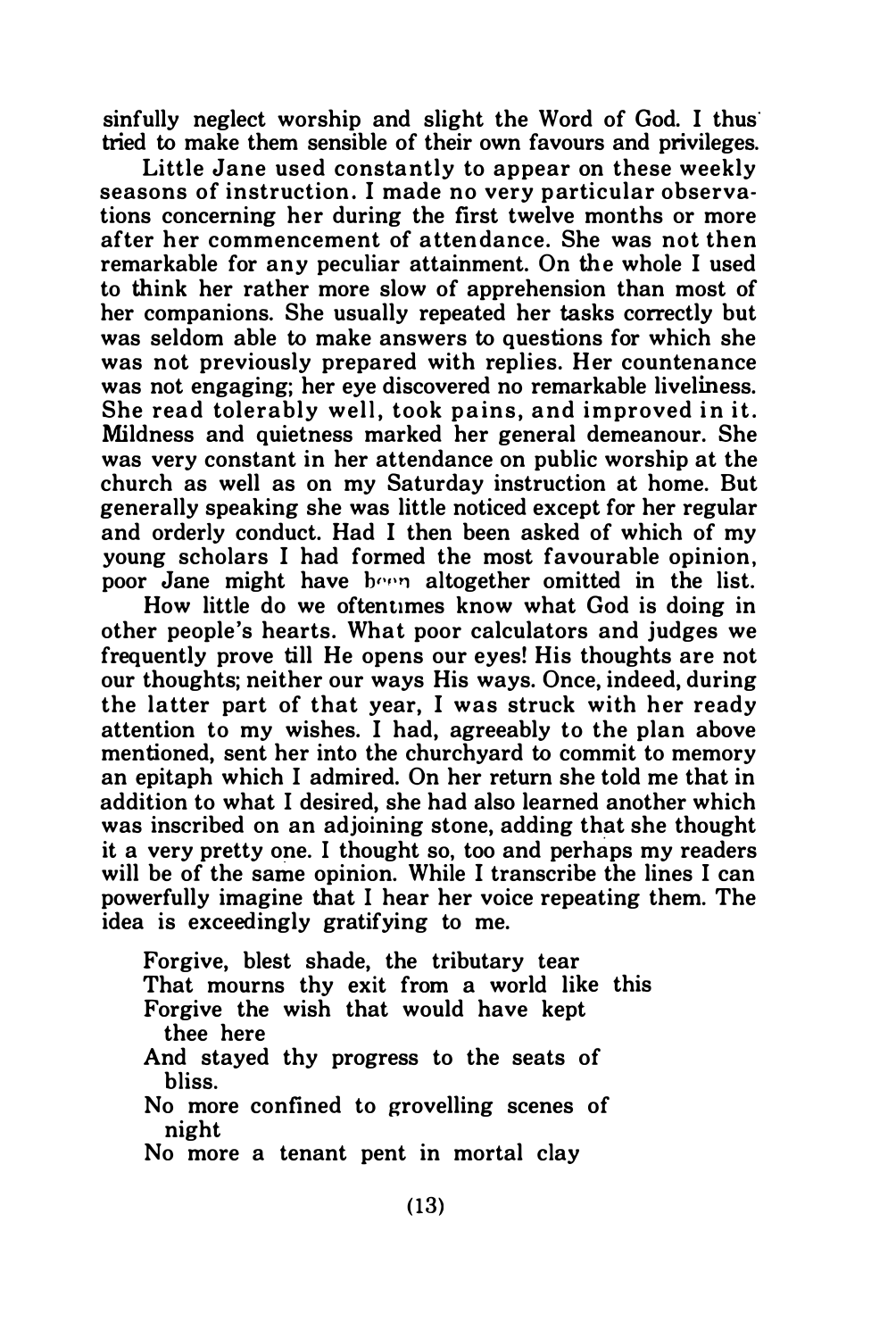sinfully neglect worship and slight the Word of God. I thus tried to make them sensible of their own favours and privileges.

Little Jane used constantly to appear on these weekly seasons of instruction. I made no very particular observations concerning her during the first twelve months or more after her commencement of attendance. She was not then remarkable for any peculiar attainment. On the whole I used to think her rather more slow of apprehension than most of her companions. She usually repeated her tasks correctly but was seldom able to make answers to questions for which she was not previously prepared with replies. Her countenance was not engaging; her eye discovered no remarkable liveliness. She read tolerably well, took pains, and improved in it. Mildness and quietness marked her general demeanour. She was very constant in her attendance on public worship at the church as well as on my Saturday instruction at home. But generally speaking she was little noticed except for her regular and orderly conduct. Had I then been asked of which of my young scholars I had formed the most favourable opinion, poor Jane might have been altogether omitted in the list.

How little do we oftentimes know what God is doing in other people's hearts. What poor calculators and judges we frequently prove till He opens our eyes! His thoughts are not our thoughts; neither our ways His ways. Once, indeed, during the latter part of that year, I was struck with her ready attention to my wishes. I had, agreeably to the plan above mentioned, sent her into the churchyard to commit to memory an epitaph which I admired. On her return she told me that in addition to what I desired, she had also learned another which was inscribed on an adjoining stone, adding that she thought it a very pretty one. I thought so, too and perhaps my readers will be of the same opinion. While I transcribe the lines I can powerfully imagine that I hear her voice repeating them. The idea is exceedingly gratifying to me.

Forgive, blest shade, the tributary tear  
That mourns thy exit from a world like this  
Forgive the wish that would have kept thee here  
And stayed thy progress to the seats of bliss.  
No more confined to grovelling scenes of night  
No more a tenant pent in mortal clay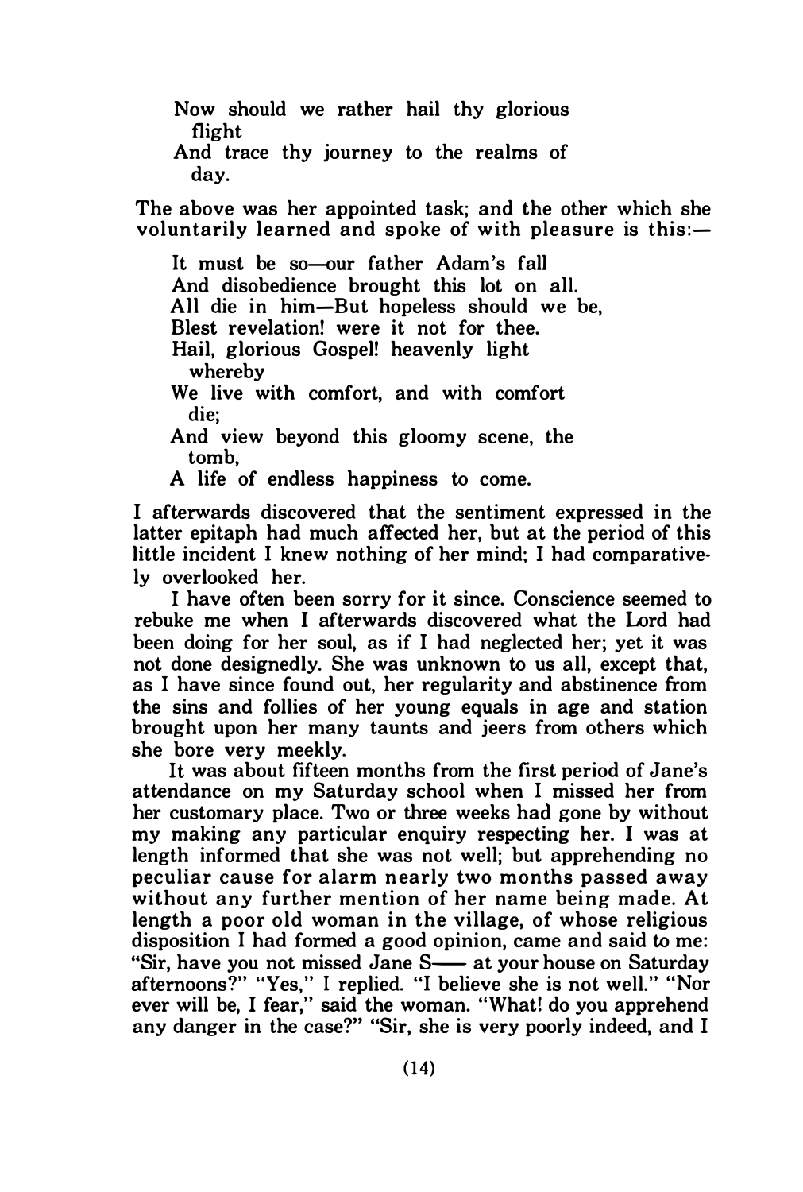Now should we rather hail thy glorious flight  
And trace thy journey to the realms of day.

The above was her appointed task; and the other which she voluntarily learned and spoke of with pleasure is this:—

It must be so—our father Adam's fall  
And disobedience brought this lot on all.  
All die in him—But hopeless should we be,  
Blest revelation! were it not for thee.  
Hail, glorious Gospel! heavenly light whereby  
We live with comfort, and with comfort die;  
And view beyond this gloomy scene, the tomb,  
A life of endless happiness to come.

I afterwards discovered that the sentiment expressed in the latter epitaph had much affected her, but at the period of this little incident I knew nothing of her mind; I had comparatively overlooked her.

I have often been sorry for it since. Conscience seemed to rebuke me when I afterwards discovered what the Lord had been doing for her soul, as if I had neglected her; yet it was not done designedly. She was unknown to us all, except that, as I have since found out, her regularity and abstinence from the sins and follies of her young equals in age and station brought upon her many taunts and jeers from others which she bore very meekly.

It was about fifteen months from the first period of Jane's attendance on my Saturday school when I missed her from her customary place. Two or three weeks had gone by without my making any particular enquiry respecting her. I was at length informed that she was not well; but apprehending no peculiar cause for alarm nearly two months passed away without any further mention of her name being made. At length a poor old woman in the village, of whose religious disposition I had formed a good opinion, came and said to me: "Sir, have you not missed Jane S—— at your house on Saturday afternoons?" "Yes," I replied. "I believe she is not well." "Nor ever will be, I fear," said the woman. "What! do you apprehend any danger in the case?" "Sir, she is very poorly indeed, and I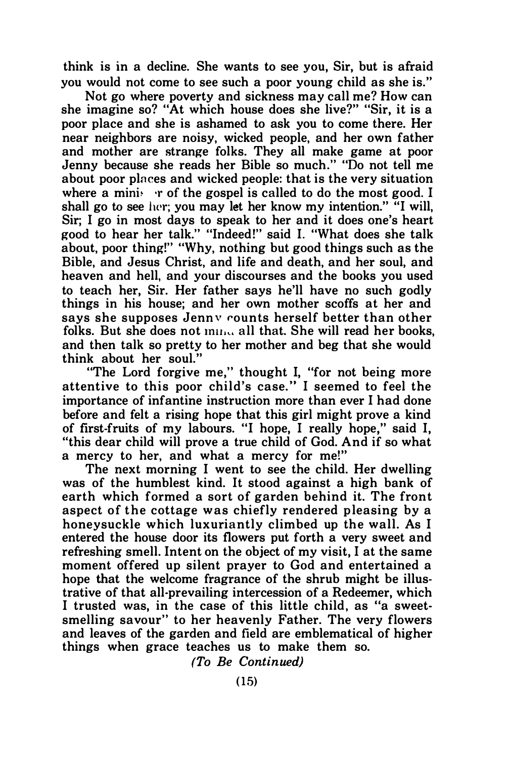think is in a decline. She wants to see you, Sir, but is afraid you would not come to see such a poor young child as she is."

Not go where poverty and sickness may call me? How can she imagine so? "At which house does she live?" "Sir, it is a poor place and she is ashamed to ask you to come there. Her near neighbors are noisy, wicked people, and her own father and mother are strange folks. They all make game at poor Jenny because she reads her Bible so much." "Do not tell me about poor places and wicked people: that is the very situation where a minister of the gospel is called to do the most good. I shall go to see her; you may let her know my intention." "I will, Sir; I go in most days to speak to her and it does one's heart good to hear her talk." "Indeed!" said I. "What does she talk about, poor thing!" "Why, nothing but good things such as the Bible, and Jesus Christ, and life and death, and her soul, and heaven and hell, and your discourses and the books you used to teach her, Sir. Her father says he'll have no such godly things in his house; and her own mother scoffs at her and says she supposes Jenny counts herself better than other folks. But she does not mind all that. She will read her books, and then talk so pretty to her mother and beg that she would think about her soul."

"The Lord forgive me," thought I, "for not being more attentive to this poor child's case." I seemed to feel the importance of infantine instruction more than ever I had done before and felt a rising hope that this girl might prove a kind of first-fruits of my labours. "I hope, I really hope," said I, "this dear child will prove a true child of God. And if so what a mercy to her, and what a mercy for me!"

The next morning I went to see the child. Her dwelling was of the humblest kind. It stood against a high bank of earth which formed a sort of garden behind it. The front aspect of the cottage was chiefly rendered pleasing by a honeysuckle which luxuriantly climbed up the wall. As I entered the house door its flowers put forth a very sweet and refreshing smell. Intent on the object of my visit, I at the same moment offered up silent prayer to God and entertained a hope that the welcome fragrance of the shrub might be illustrative of that all-prevailing intercession of a Redeemer, which I trusted was, in the case of this little child, as "a sweet-smelling savour" to her heavenly Father. The very flowers and leaves of the garden and field are emblematical of higher things when grace teaches us to make them so.

*(To Be Continued)*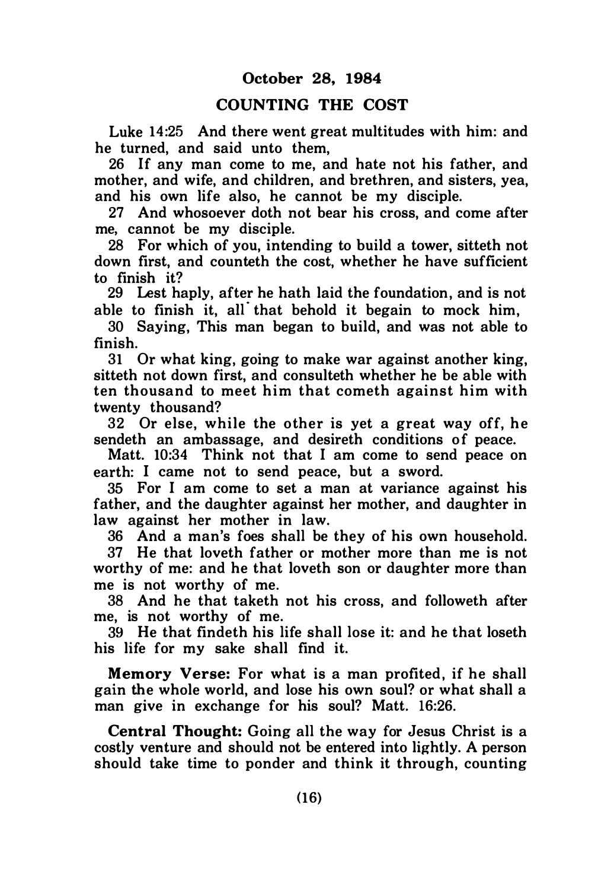**October 28, 1984**

## COUNTING THE COST

Luke 14:25 And there went great multitudes with him: and he turned, and said unto them,

26 If any man come to me, and hate not his father, and mother, and wife, and children, and brethren, and sisters, yea, and his own life also, he cannot be my disciple.

27 And whosoever doth not bear his cross, and come after me, cannot be my disciple.

28 For which of you, intending to build a tower, sitteth not down first, and counteth the cost, whether he have sufficient to finish it?

29 Lest haply, after he hath laid the foundation, and is not able to finish it, all that behold it begain to mock him,

30 Saying, This man began to build, and was not able to finish.

31 Or what king, going to make war against another king, sitteth not down first, and consulteth whether he be able with ten thousand to meet him that cometh against him with twenty thousand?

32 Or else, while the other is yet a great way off, he sendeth an ambassage, and desireth conditions of peace.

Matt. 10:34 Think not that I am come to send peace on earth: I came not to send peace, but a sword.

35 For I am come to set a man at variance against his father, and the daughter against her mother, and daughter in law against her mother in law.

36 And a man's foes shall be they of his own household.

37 He that loveth father or mother more than me is not worthy of me: and he that loveth son or daughter more than me is not worthy of me.

38 And he that taketh not his cross, and followeth after me, is not worthy of me.

39 He that findeth his life shall lose it: and he that loseth his life for my sake shall find it.

**Memory Verse:** For what is a man profited, if he shall gain the whole world, and lose his own soul? or what shall a man give in exchange for his soul? Matt. 16:26.

**Central Thought:** Going all the way for Jesus Christ is a costly venture and should not be entered into lightly. A person should take time to ponder and think it through, counting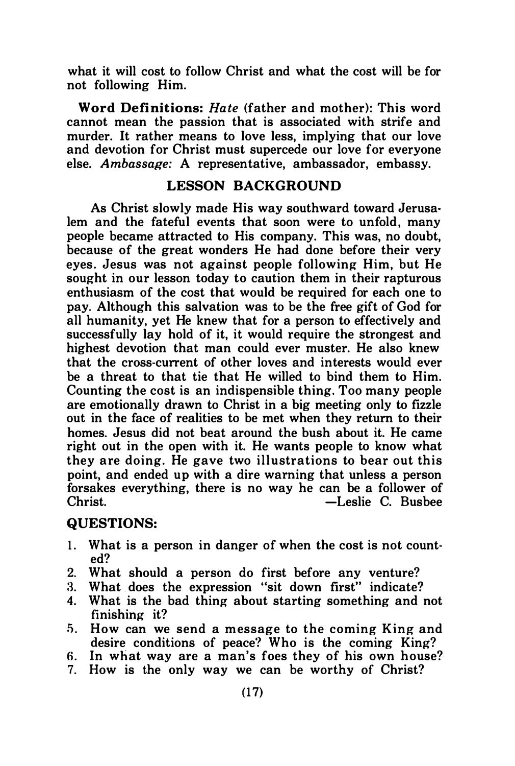what it will cost to follow Christ and what the cost will be for not following Him.

**Word Definitions:** *Hate* (father and mother): This word cannot mean the passion that is associated with strife and murder. It rather means to love less, implying that our love and devotion for Christ must supercede our love for everyone else. *Ambassage:* A representative, ambassador, embassy.

## LESSON BACKGROUND

As Christ slowly made His way southward toward Jerusalem and the fateful events that soon were to unfold, many people became attracted to His company. This was, no doubt, because of the great wonders He had done before their very eyes. Jesus was not against people following Him, but He sought in our lesson today to caution them in their rapturous enthusiasm of the cost that would be required for each one to pay. Although this salvation was to be the free gift of God for all humanity, yet He knew that for a person to effectively and successfully lay hold of it, it would require the strongest and highest devotion that man could ever muster. He also knew that the cross-current of other loves and interests would ever be a threat to that tie that He willed to bind them to Him. Counting the cost is an indispensible thing. Too many people are emotionally drawn to Christ in a big meeting only to fizzle out in the face of realities to be met when they return to their homes. Jesus did not beat around the bush about it. He came right out in the open with it. He wants people to know what they are doing. He gave two illustrations to bear out this point, and ended up with a dire warning that unless a person forsakes everything, there is no way he can be a follower of Christ.

—Leslie C. Busbee

## QUESTIONS:

1. What is a person in danger of when the cost is not counted?
2. What should a person do first before any venture?
3. What does the expression "sit down first" indicate?
4. What is the bad thing about starting something and not finishing it?
5. How can we send a message to the coming King and desire conditions of peace? Who is the coming King?
6. In what way are a man's foes they of his own house?
7. How is the only way we can be worthy of Christ?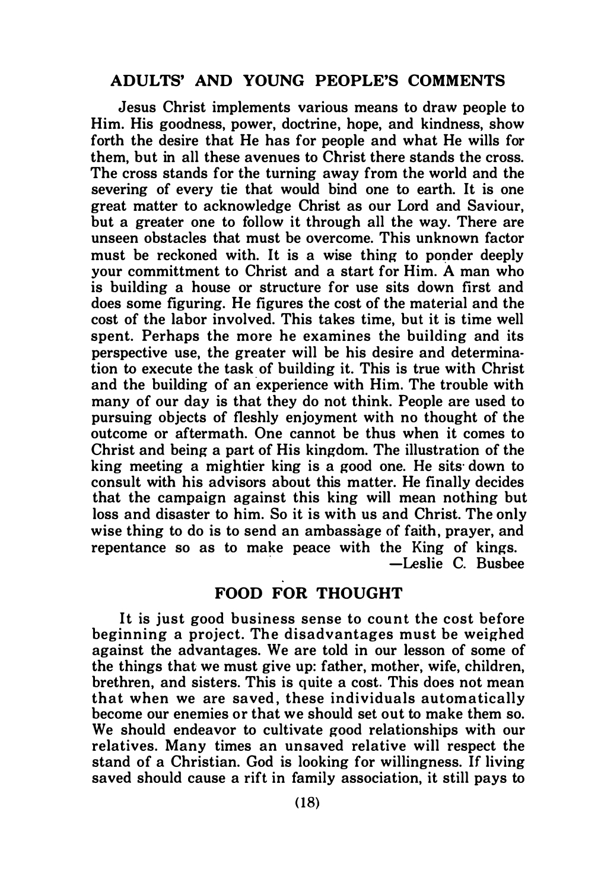## ADULTS' AND YOUNG PEOPLE'S COMMENTS

Jesus Christ implements various means to draw people to Him. His goodness, power, doctrine, hope, and kindness, show forth the desire that He has for people and what He wills for them, but in all these avenues to Christ there stands the cross. The cross stands for the turning away from the world and the severing of every tie that would bind one to earth. It is one great matter to acknowledge Christ as our Lord and Saviour, but a greater one to follow it through all the way. There are unseen obstacles that must be overcome. This unknown factor must be reckoned with. It is a wise thing to ponder deeply your committment to Christ and a start for Him. A man who is building a house or structure for use sits down first and does some figuring. He figures the cost of the material and the cost of the labor involved. This takes time, but it is time well spent. Perhaps the more he examines the building and its perspective use, the greater will be his desire and determination to execute the task of building it. This is true with Christ and the building of an experience with Him. The trouble with many of our day is that they do not think. People are used to pursuing objects of fleshly enjoyment with no thought of the outcome or aftermath. One cannot be thus when it comes to Christ and being a part of His kingdom. The illustration of the king meeting a mightier king is a good one. He sits down to consult with his advisors about this matter. He finally decides that the campaign against this king will mean nothing but loss and disaster to him. So it is with us and Christ. The only wise thing to do is to send an ambassage of faith, prayer, and repentance so as to make peace with the King of kings.

—Leslie C. Busbee

## FOOD FOR THOUGHT

It is just good business sense to count the cost before beginning a project. The disadvantages must be weighed against the advantages. We are told in our lesson of some of the things that we must give up: father, mother, wife, children, brethren, and sisters. This is quite a cost. This does not mean that when we are saved, these individuals automatically become our enemies or that we should set out to make them so. We should endeavor to cultivate good relationships with our relatives. Many times an unsaved relative will respect the stand of a Christian. God is looking for willingness. If living saved should cause a rift in family association, it still pays to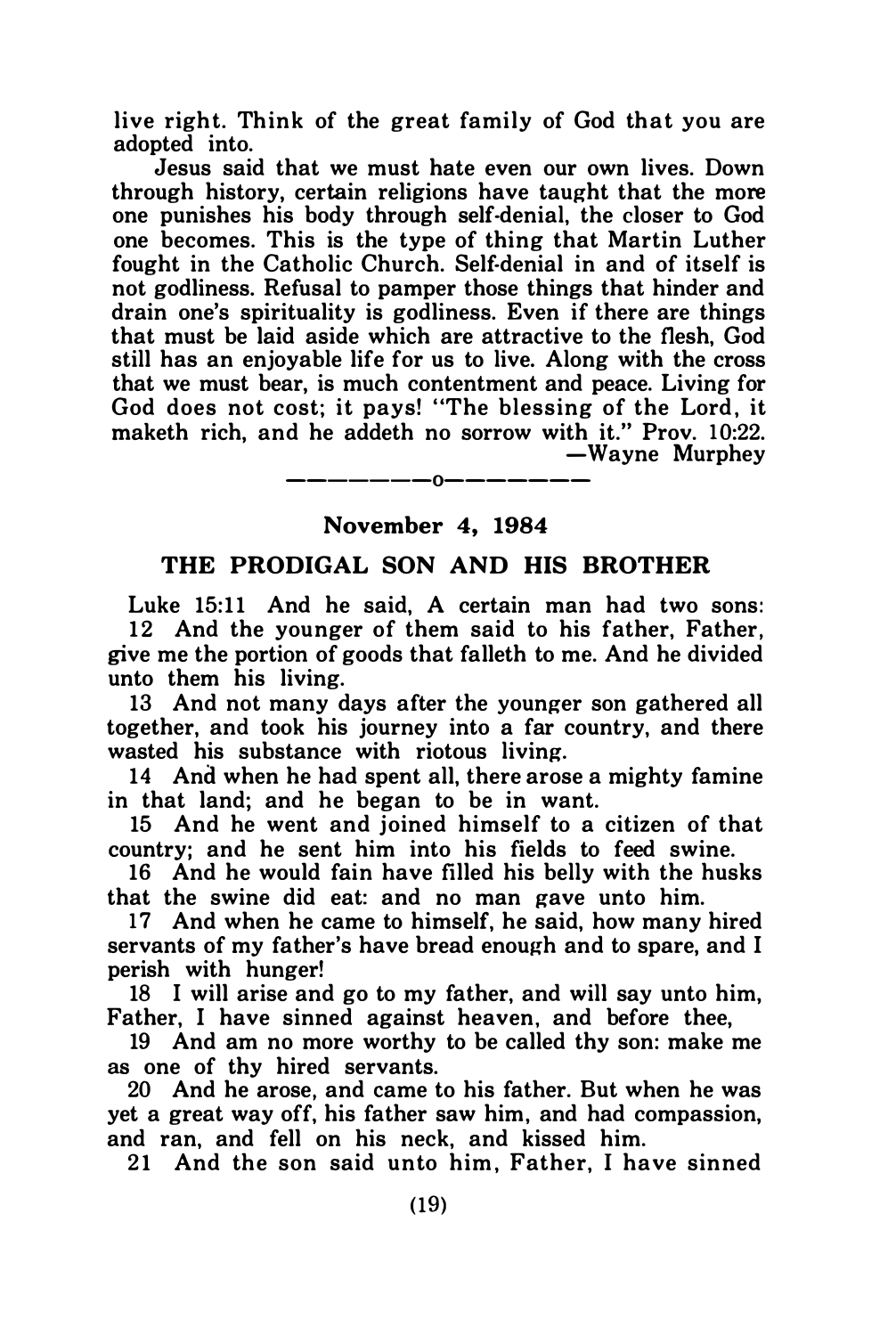live right. Think of the great family of God that you are adopted into.

Jesus said that we must hate even our own lives. Down through history, certain religions have taught that the more one punishes his body through self-denial, the closer to God one becomes. This is the type of thing that Martin Luther fought in the Catholic Church. Self-denial in and of itself is not godliness. Refusal to pamper those things that hinder and drain one's spirituality is godliness. Even if there are things that must be laid aside which are attractive to the flesh, God still has an enjoyable life for us to live. Along with the cross that we must bear, is much contentment and peace. Living for God does not cost; it pays! "The blessing of the Lord, it maketh rich, and he addeth no sorrow with it." Prov. 10:22.

—Wayne Murphey

————o————

## November 4, 1984

## THE PRODIGAL SON AND HIS BROTHER

Luke 15:11 And he said, A certain man had two sons:

12 And the younger of them said to his father, Father, give me the portion of goods that falleth to me. And he divided unto them his living.

13 And not many days after the younger son gathered all together, and took his journey into a far country, and there wasted his substance with riotous living.

14 And when he had spent all, there arose a mighty famine in that land; and he began to be in want.

15 And he went and joined himself to a citizen of that country; and he sent him into his fields to feed swine.

16 And he would fain have filled his belly with the husks that the swine did eat: and no man gave unto him.

17 And when he came to himself, he said, how many hired servants of my father's have bread enough and to spare, and I perish with hunger!

18 I will arise and go to my father, and will say unto him, Father, I have sinned against heaven, and before thee,

19 And am no more worthy to be called thy son: make me as one of thy hired servants.

20 And he arose, and came to his father. But when he was yet a great way off, his father saw him, and had compassion, and ran, and fell on his neck, and kissed him.

21 And the son said unto him, Father, I have sinned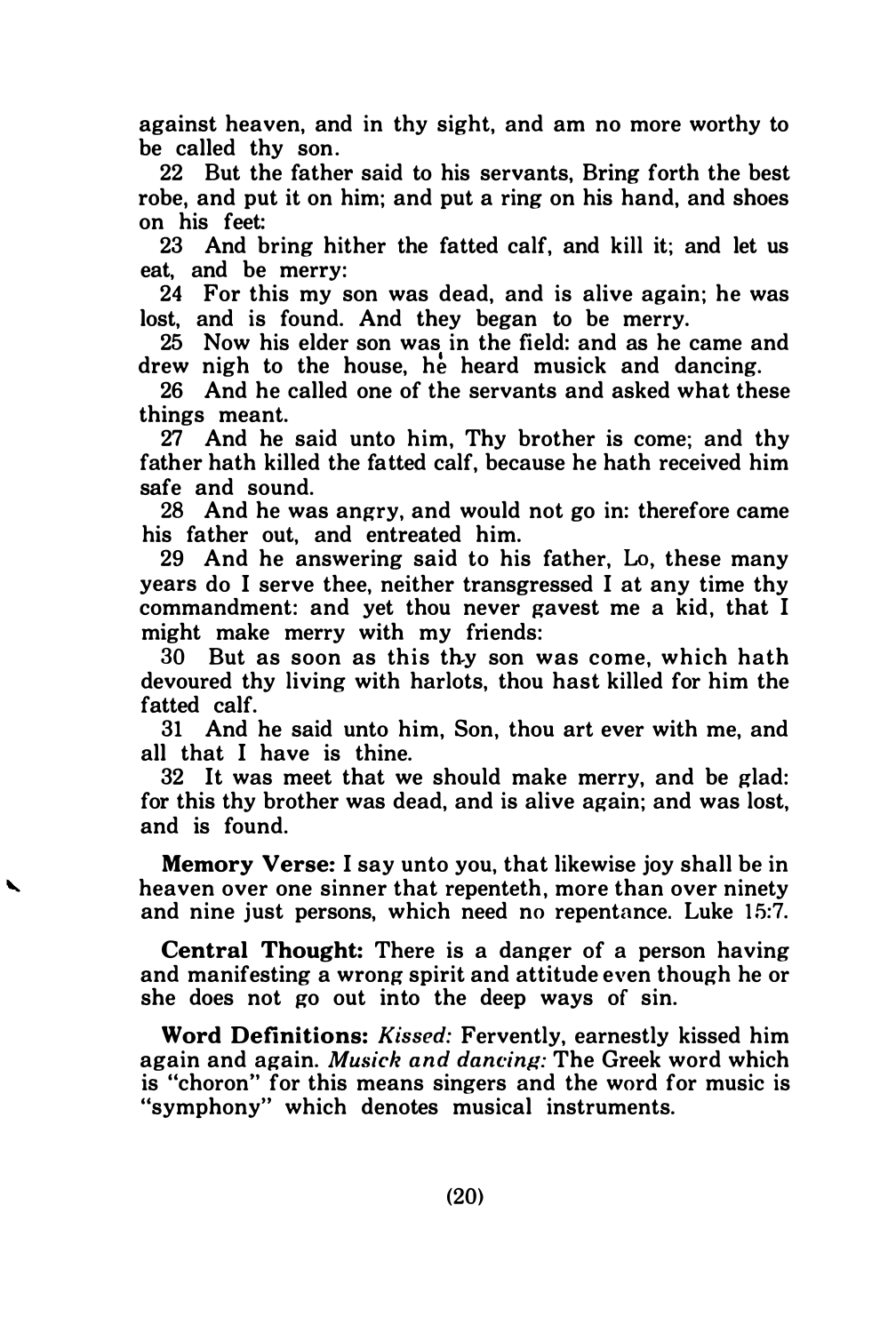against heaven, and in thy sight, and am no more worthy to be called thy son.

22 But the father said to his servants, Bring forth the best robe, and put it on him; and put a ring on his hand, and shoes on his feet:

23 And bring hither the fatted calf, and kill it; and let us eat, and be merry:

24 For this my son was dead, and is alive again; he was lost, and is found. And they began to be merry.

25 Now his elder son was in the field: and as he came and drew nigh to the house, he heard musick and dancing.

26 And he called one of the servants and asked what these things meant.

27 And he said unto him, Thy brother is come; and thy father hath killed the fatted calf, because he hath received him safe and sound.

28 And he was angry, and would not go in: therefore came his father out, and entreated him.

29 And he answering said to his father, Lo, these many years do I serve thee, neither transgressed I at any time thy commandment: and yet thou never gavest me a kid, that I might make merry with my friends:

30 But as soon as this thy son was come, which hath devoured thy living with harlots, thou hast killed for him the fatted calf.

31 And he said unto him, Son, thou art ever with me, and all that I have is thine.

32 It was meet that we should make merry, and be glad: for this thy brother was dead, and is alive again; and was lost, and is found.

**Memory Verse:** I say unto you, that likewise joy shall be in heaven over one sinner that repenteth, more than over ninety and nine just persons, which need no repentance. Luke 15:7.

**Central Thought:** There is a danger of a person having and manifesting a wrong spirit and attitude even though he or she does not go out into the deep ways of sin.

**Word Definitions:** *Kissed:* Fervently, earnestly kissed him again and again. *Musick and dancing:* The Greek word which is "choron" for this means singers and the word for music is "symphony" which denotes musical instruments.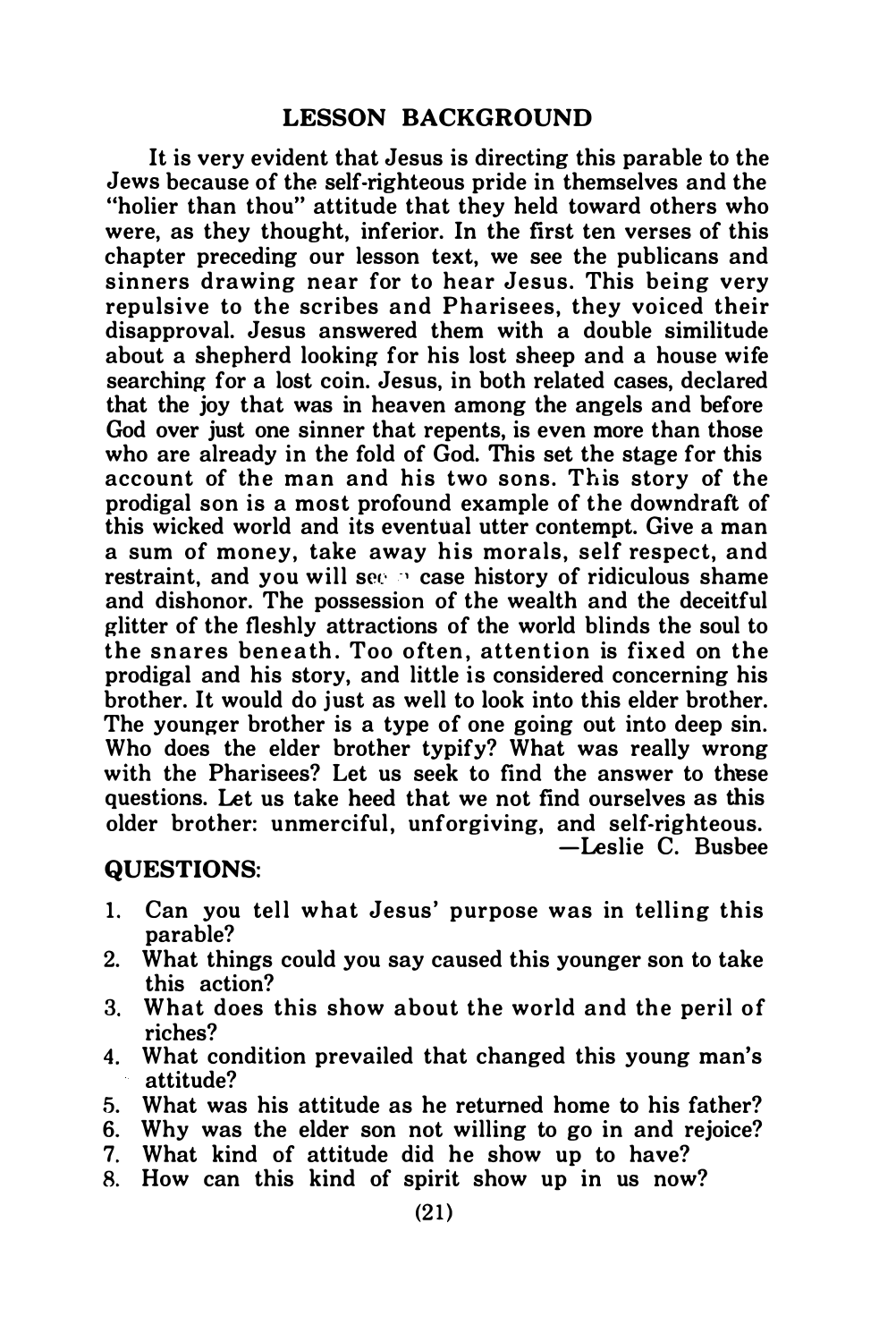## LESSON BACKGROUND

It is very evident that Jesus is directing this parable to the Jews because of the self-righteous pride in themselves and the "holier than thou" attitude that they held toward others who were, as they thought, inferior. In the first ten verses of this chapter preceding our lesson text, we see the publicans and sinners drawing near for to hear Jesus. This being very repulsive to the scribes and Pharisees, they voiced their disapproval. Jesus answered them with a double similitude about a shepherd looking for his lost sheep and a house wife searching for a lost coin. Jesus, in both related cases, declared that the joy that was in heaven among the angels and before God over just one sinner that repents, is even more than those who are already in the fold of God. This set the stage for this account of the man and his two sons. This story of the prodigal son is a most profound example of the downdraft of this wicked world and its eventual utter contempt. Give a man a sum of money, take away his morals, self respect, and restraint, and you will see a case history of ridiculous shame and dishonor. The possession of the wealth and the deceitful glitter of the fleshly attractions of the world blinds the soul to the snares beneath. Too often, attention is fixed on the prodigal and his story, and little is considered concerning his brother. It would do just as well to look into this elder brother. The younger brother is a type of one going out into deep sin. Who does the elder brother typify? What was really wrong with the Pharisees? Let us seek to find the answer to these questions. Let us take heed that we not find ourselves as this older brother: unmerciful, unforgiving, and self-righteous.

—Leslie C. Busbee

### QUESTIONS:

1. Can you tell what Jesus' purpose was in telling this parable?
2. What things could you say caused this younger son to take this action?
3. What does this show about the world and the peril of riches?
4. What condition prevailed that changed this young man's attitude?
5. What was his attitude as he returned home to his father?
6. Why was the elder son not willing to go in and rejoice?
7. What kind of attitude did he show up to have?
8. How can this kind of spirit show up in us now?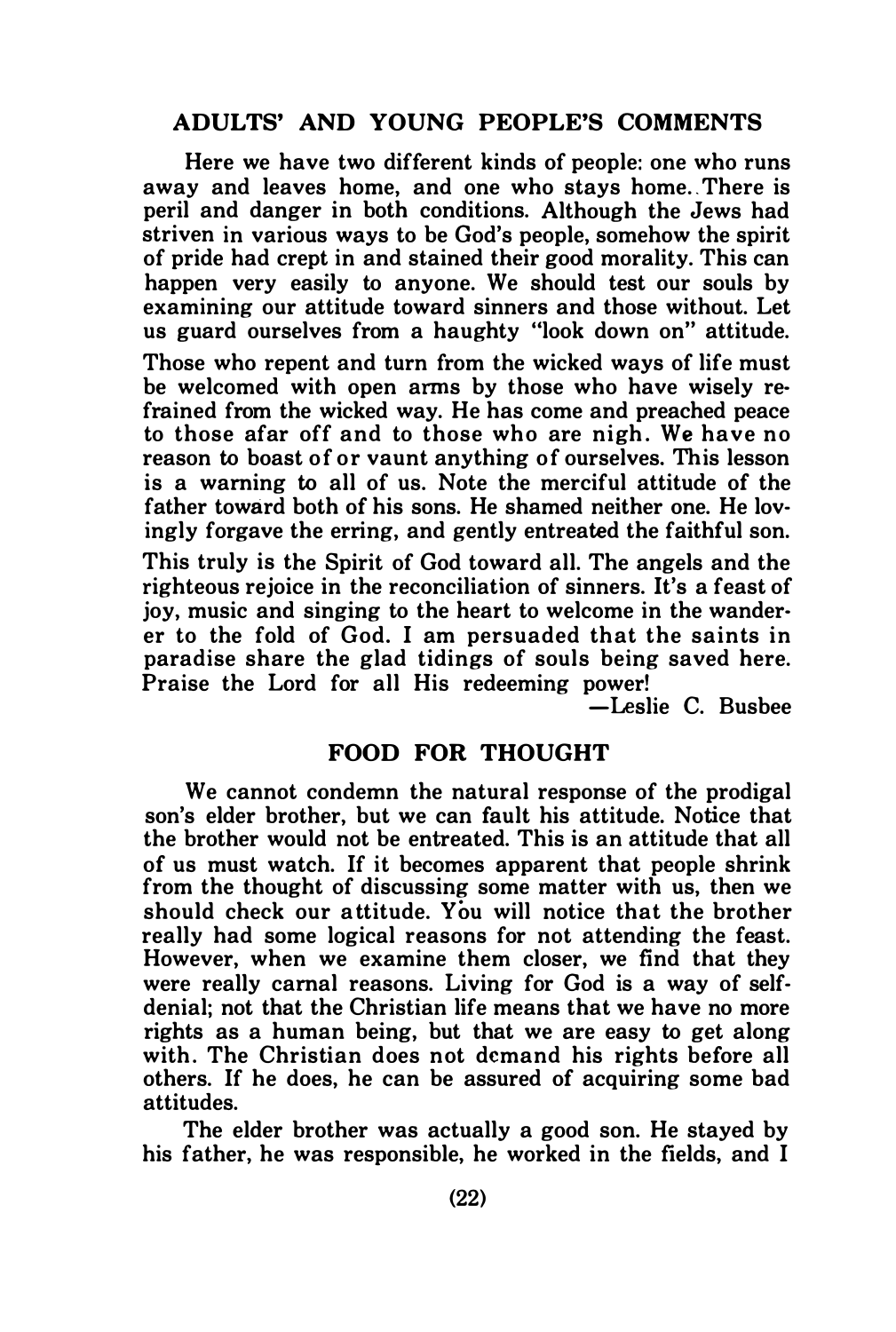## ADULTS' AND YOUNG PEOPLE'S COMMENTS

Here we have two different kinds of people: one who runs away and leaves home, and one who stays home. There is peril and danger in both conditions. Although the Jews had striven in various ways to be God's people, somehow the spirit of pride had crept in and stained their good morality. This can happen very easily to anyone. We should test our souls by examining our attitude toward sinners and those without. Let us guard ourselves from a haughty "look down on" attitude. Those who repent and turn from the wicked ways of life must be welcomed with open arms by those who have wisely refrained from the wicked way. He has come and preached peace to those afar off and to those who are nigh. We have no reason to boast of or vaunt anything of ourselves. This lesson is a warning to all of us. Note the merciful attitude of the father toward both of his sons. He shamed neither one. He lovingly forgave the erring, and gently entreated the faithful son. This truly is the Spirit of God toward all. The angels and the righteous rejoice in the reconciliation of sinners. It's a feast of joy, music and singing to the heart to welcome in the wanderer to the fold of God. I am persuaded that the saints in paradise share the glad tidings of souls being saved here. Praise the Lord for all His redeeming power!

—Leslie C. Busbee

## FOOD FOR THOUGHT

We cannot condemn the natural response of the prodigal son's elder brother, but we can fault his attitude. Notice that the brother would not be entreated. This is an attitude that all of us must watch. If it becomes apparent that people shrink from the thought of discussing some matter with us, then we should check our attitude. You will notice that the brother really had some logical reasons for not attending the feast. However, when we examine them closer, we find that they were really carnal reasons. Living for God is a way of self-denial; not that the Christian life means that we have no more rights as a human being, but that we are easy to get along with. The Christian does not demand his rights before all others. If he does, he can be assured of acquiring some bad attitudes.

The elder brother was actually a good son. He stayed by his father, he was responsible, he worked in the fields, and I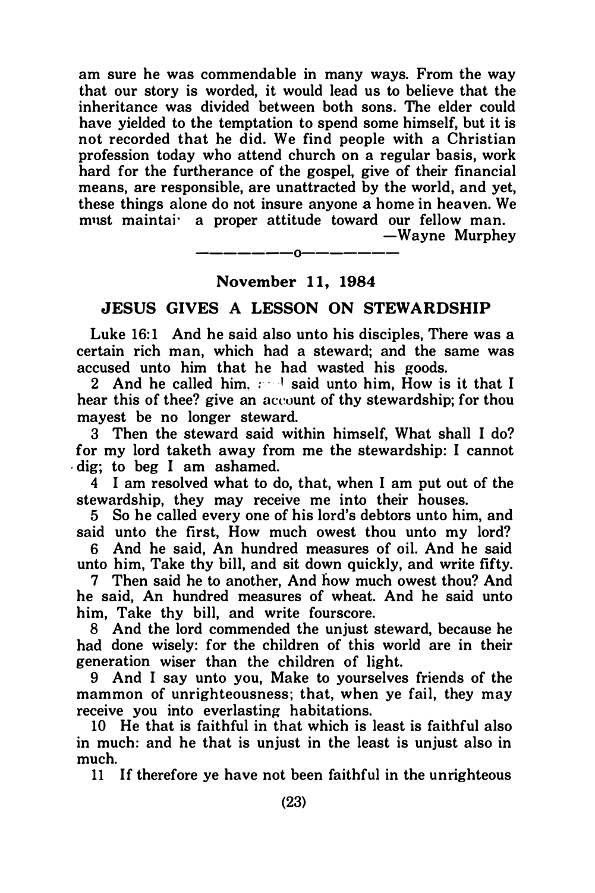am sure he was commendable in many ways. From the way that our story is worded, it would lead us to believe that the inheritance was divided between both sons. The elder could have yielded to the temptation to spend some himself, but it is not recorded that he did. We find people with a Christian profession today who attend church on a regular basis, work hard for the furtherance of the gospel, give of their financial means, are responsible, are unattracted by the world, and yet, these things alone do not insure anyone a home in heaven. We must maintain a proper attitude toward our fellow man.

—Wayne Murphey

—————o—————

## November 11, 1984

## JESUS GIVES A LESSON ON STEWARDSHIP

Luke 16:1 And he said also unto his disciples, There was a certain rich man, which had a steward; and the same was accused unto him that he had wasted his goods.

2 And he called him, and said unto him, How is it that I hear this of thee? give an account of thy stewardship; for thou mayest be no longer steward.

3 Then the steward said within himself, What shall I do? for my lord taketh away from me the stewardship: I cannot dig; to beg I am ashamed.

4 I am resolved what to do, that, when I am put out of the stewardship, they may receive me into their houses.

5 So he called every one of his lord's debtors unto him, and said unto the first, How much owest thou unto my lord?

6 And he said, An hundred measures of oil. And he said unto him, Take thy bill, and sit down quickly, and write fifty.

7 Then said he to another, And how much owest thou? And he said, An hundred measures of wheat. And he said unto him, Take thy bill, and write fourscore.

8 And the lord commended the unjust steward, because he had done wisely: for the children of this world are in their generation wiser than the children of light.

9 And I say unto you, Make to yourselves friends of the mammon of unrighteousness; that, when ye fail, they may receive you into everlasting habitations.

10 He that is faithful in that which is least is faithful also in much: and he that is unjust in the least is unjust also in much.

11 If therefore ye have not been faithful in the unrighteous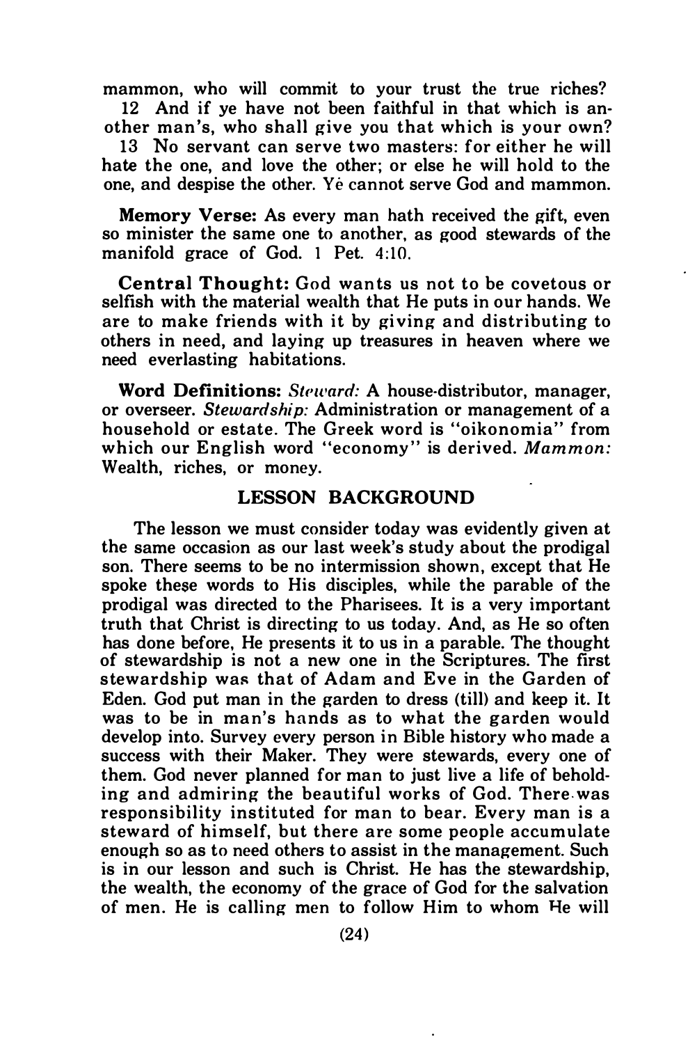mammon, who will commit to your trust the true riches?

12 And if ye have not been faithful in that which is another man's, who shall give you that which is your own?

13 No servant can serve two masters: for either he will hate the one, and love the other; or else he will hold to the one, and despise the other. Yė cannot serve God and mammon.

**Memory Verse:** As every man hath received the gift, even so minister the same one to another, as good stewards of the manifold grace of God. 1 Pet. 4:10.

**Central Thought:** God wants us not to be covetous or selfish with the material wealth that He puts in our hands. We are to make friends with it by giving and distributing to others in need, and laying up treasures in heaven where we need everlasting habitations.

**Word Definitions:** *Steward:* A house-distributor, manager, or overseer. *Stewardship:* Administration or management of a household or estate. The Greek word is "oikonomia" from which our English word "economy" is derived. *Mammon:* Wealth, riches, or money.

## LESSON BACKGROUND

The lesson we must consider today was evidently given at the same occasion as our last week's study about the prodigal son. There seems to be no intermission shown, except that He spoke these words to His disciples, while the parable of the prodigal was directed to the Pharisees. It is a very important truth that Christ is directing to us today. And, as He so often has done before, He presents it to us in a parable. The thought of stewardship is not a new one in the Scriptures. The first stewardship was that of Adam and Eve in the Garden of Eden. God put man in the garden to dress (till) and keep it. It was to be in man's hands as to what the garden would develop into. Survey every person in Bible history who made a success with their Maker. They were stewards, every one of them. God never planned for man to just live a life of beholding and admiring the beautiful works of God. There was responsibility instituted for man to bear. Every man is a steward of himself, but there are some people accumulate enough so as to need others to assist in the management. Such is in our lesson and such is Christ. He has the stewardship, the wealth, the economy of the grace of God for the salvation of men. He is calling men to follow Him to whom He will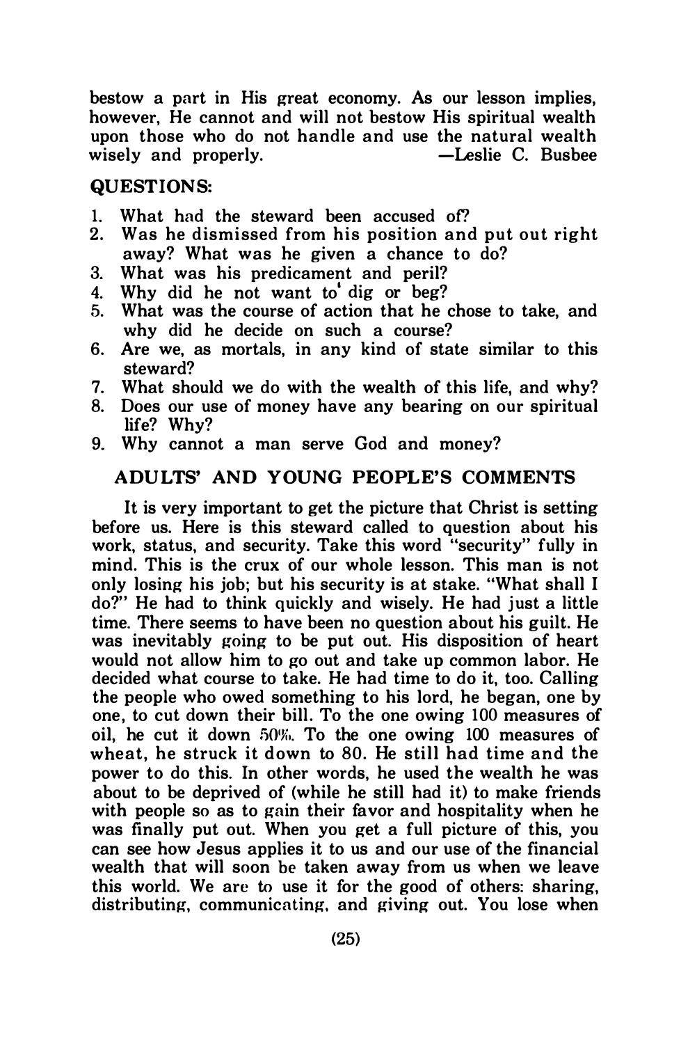bestow a part in His great economy. As our lesson implies, however, He cannot and will not bestow His spiritual wealth upon those who do not handle and use the natural wealth wisely and properly. —Leslie C. Busbee

### QUESTIONS:

1. What had the steward been accused of?
2. Was he dismissed from his position and put out right away? What was he given a chance to do?
3. What was his predicament and peril?
4. Why did he not want to dig or beg?
5. What was the course of action that he chose to take, and why did he decide on such a course?
6. Are we, as mortals, in any kind of state similar to this steward?
7. What should we do with the wealth of this life, and why?
8. Does our use of money have any bearing on our spiritual life? Why?
9. Why cannot a man serve God and money?

## ADULTS' AND YOUNG PEOPLE'S COMMENTS

It is very important to get the picture that Christ is setting before us. Here is this steward called to question about his work, status, and security. Take this word "security" fully in mind. This is the crux of our whole lesson. This man is not only losing his job; but his security is at stake. "What shall I do?" He had to think quickly and wisely. He had just a little time. There seems to have been no question about his guilt. He was inevitably going to be put out. His disposition of heart would not allow him to go out and take up common labor. He decided what course to take. He had time to do it, too. Calling the people who owed something to his lord, he began, one by one, to cut down their bill. To the one owing 100 measures of oil, he cut it down 50%. To the one owing 100 measures of wheat, he struck it down to 80. He still had time and the power to do this. In other words, he used the wealth he was about to be deprived of (while he still had it) to make friends with people so as to gain their favor and hospitality when he was finally put out. When you get a full picture of this, you can see how Jesus applies it to us and our use of the financial wealth that will soon be taken away from us when we leave this world. We are to use it for the good of others: sharing, distributing, communicating, and giving out. You lose when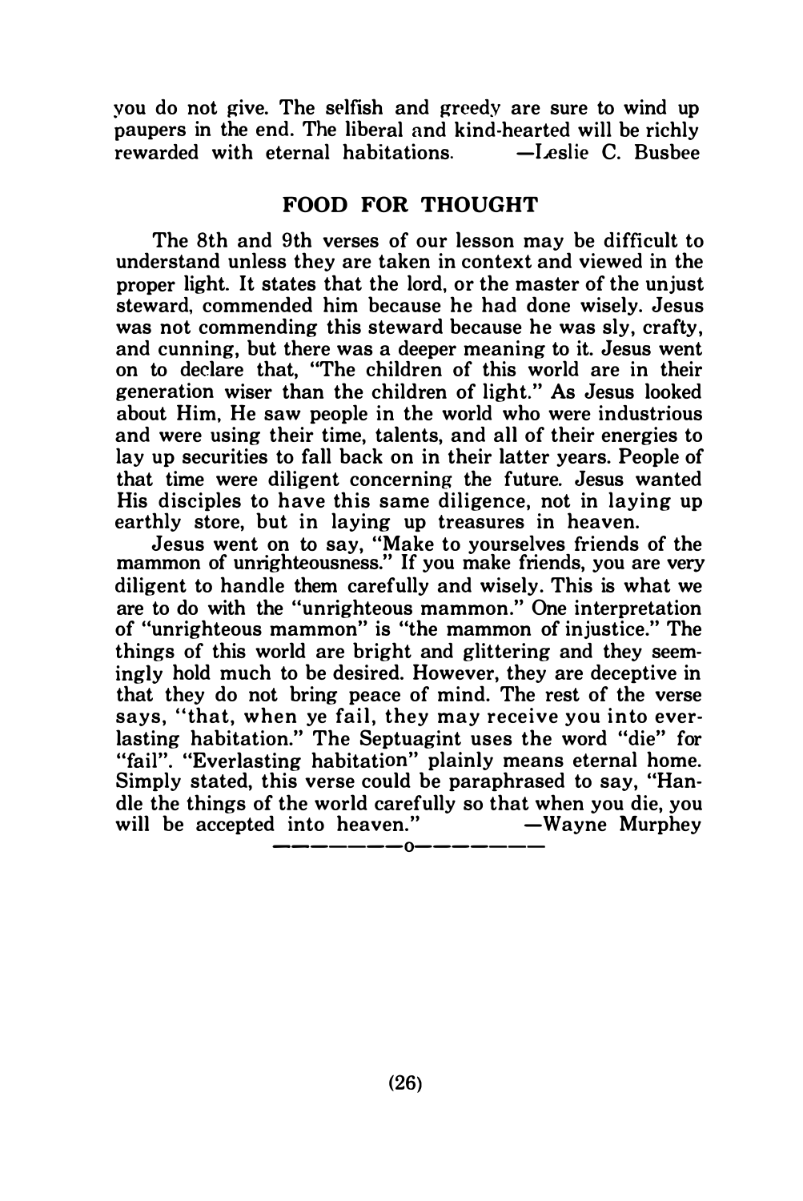you do not give. The selfish and greedy are sure to wind up paupers in the end. The liberal and kind-hearted will be richly rewarded with eternal habitations. —Leslie C. Busbee

## FOOD FOR THOUGHT

The 8th and 9th verses of our lesson may be difficult to understand unless they are taken in context and viewed in the proper light. It states that the lord, or the master of the unjust steward, commended him because he had done wisely. Jesus was not commending this steward because he was sly, crafty, and cunning, but there was a deeper meaning to it. Jesus went on to declare that, "The children of this world are in their generation wiser than the children of light." As Jesus looked about Him, He saw people in the world who were industrious and were using their time, talents, and all of their energies to lay up securities to fall back on in their latter years. People of that time were diligent concerning the future. Jesus wanted His disciples to have this same diligence, not in laying up earthly store, but in laying up treasures in heaven.

Jesus went on to say, "Make to yourselves friends of the mammon of unrighteousness." If you make friends, you are very diligent to handle them carefully and wisely. This is what we are to do with the "unrighteous mammon." One interpretation of "unrighteous mammon" is "the mammon of injustice." The things of this world are bright and glittering and they seemingly hold much to be desired. However, they are deceptive in that they do not bring peace of mind. The rest of the verse says, "that, when ye fail, they may receive you into everlasting habitation." The Septuagint uses the word "die" for "fail". "Everlasting habitation" plainly means eternal home. Simply stated, this verse could be paraphrased to say, "Handle the things of the world carefully so that when you die, you will be accepted into heaven." —Wayne Murphey

————o————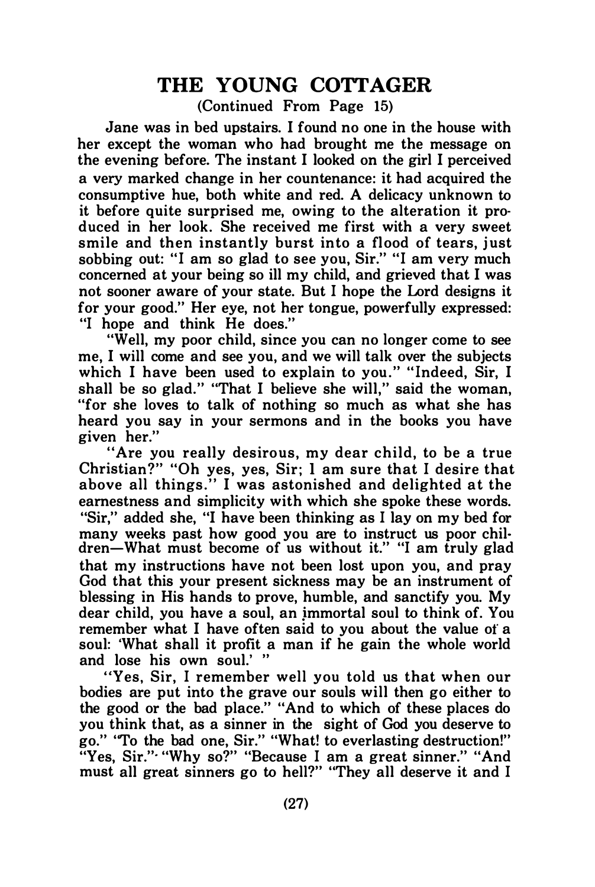## THE YOUNG COTTAGER

(Continued From Page 15)

Jane was in bed upstairs. I found no one in the house with her except the woman who had brought me the message on the evening before. The instant I looked on the girl I perceived a very marked change in her countenance: it had acquired the consumptive hue, both white and red. A delicacy unknown to it before quite surprised me, owing to the alteration it produced in her look. She received me first with a very sweet smile and then instantly burst into a flood of tears, just sobbing out: "I am so glad to see you, Sir." "I am very much concerned at your being so ill my child, and grieved that I was not sooner aware of your state. But I hope the Lord designs it for your good." Her eye, not her tongue, powerfully expressed: "I hope and think He does."

"Well, my poor child, since you can no longer come to see me, I will come and see you, and we will talk over the subjects which I have been used to explain to you." "Indeed, Sir, I shall be so glad." "That I believe she will," said the woman, "for she loves to talk of nothing so much as what she has heard you say in your sermons and in the books you have given her."

"Are you really desirous, my dear child, to be a true Christian?" "Oh yes, yes, Sir; I am sure that I desire that above all things." I was astonished and delighted at the earnestness and simplicity with which she spoke these words. "Sir," added she, "I have been thinking as I lay on my bed for many weeks past how good you are to instruct us poor children—What must become of us without it." "I am truly glad that my instructions have not been lost upon you, and pray God that this your present sickness may be an instrument of blessing in His hands to prove, humble, and sanctify you. My dear child, you have a soul, an immortal soul to think of. You remember what I have often said to you about the value of a soul: 'What shall it profit a man if he gain the whole world and lose his own soul.' "

"Yes, Sir, I remember well you told us that when our bodies are put into the grave our souls will then go either to the good or the bad place." "And to which of these places do you think that, as a sinner in the sight of God you deserve to go." "To the bad one, Sir." "What! to everlasting destruction!" "Yes, Sir." "Why so?" "Because I am a great sinner." "And must all great sinners go to hell?" "They all deserve it and I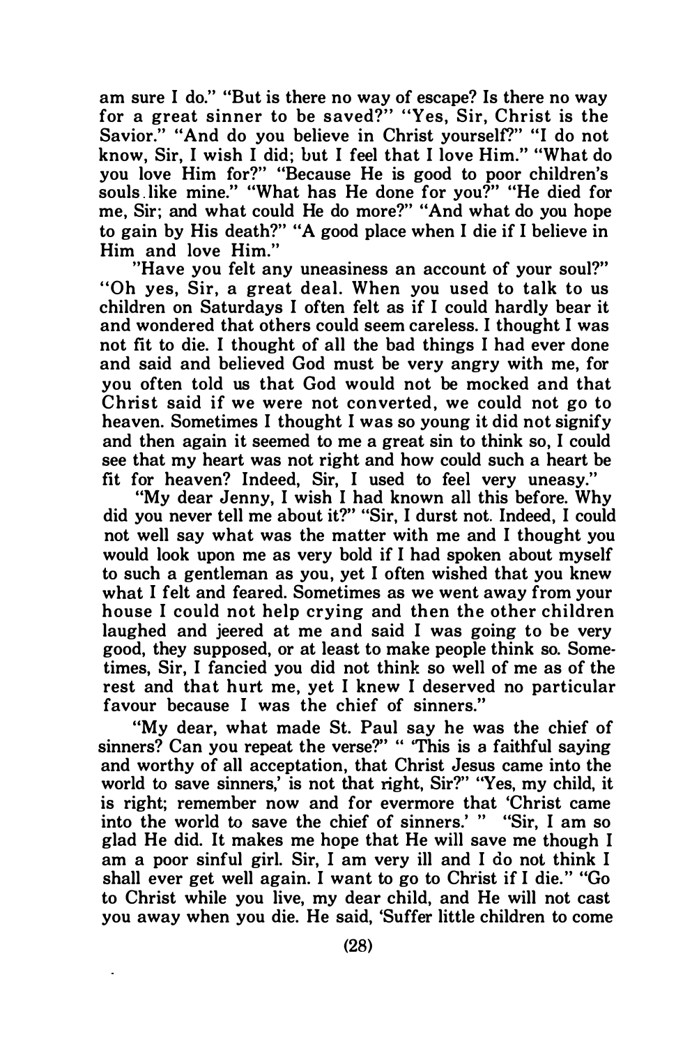am sure I do." "But is there no way of escape? Is there no way for a great sinner to be saved?" "Yes, Sir, Christ is the Savior." "And do you believe in Christ yourself?" "I do not know, Sir, I wish I did; but I feel that I love Him." "What do you love Him for?" "Because He is good to poor children's souls like mine." "What has He done for you?" "He died for me, Sir; and what could He do more?" "And what do you hope to gain by His death?" "A good place when I die if I believe in Him and love Him."

"Have you felt any uneasiness an account of your soul?" "Oh yes, Sir, a great deal. When you used to talk to us children on Saturdays I often felt as if I could hardly bear it and wondered that others could seem careless. I thought I was not fit to die. I thought of all the bad things I had ever done and said and believed God must be very angry with me, for you often told us that God would not be mocked and that Christ said if we were not converted, we could not go to heaven. Sometimes I thought I was so young it did not signify and then again it seemed to me a great sin to think so, I could see that my heart was not right and how could such a heart be fit for heaven? Indeed, Sir, I used to feel very uneasy."

"My dear Jenny, I wish I had known all this before. Why did you never tell me about it?" "Sir, I durst not. Indeed, I could not well say what was the matter with me and I thought you would look upon me as very bold if I had spoken about myself to such a gentleman as you, yet I often wished that you knew what I felt and feared. Sometimes as we went away from your house I could not help crying and then the other children laughed and jeered at me and said I was going to be very good, they supposed, or at least to make people think so. Sometimes, Sir, I fancied you did not think so well of me as of the rest and that hurt me, yet I knew I deserved no particular favour because I was the chief of sinners."

"My dear, what made St. Paul say he was the chief of sinners? Can you repeat the verse?" " 'This is a faithful saying and worthy of all acceptation, that Christ Jesus came into the world to save sinners,' is not that right, Sir?" "Yes, my child, it is right; remember now and for evermore that 'Christ came into the world to save the chief of sinners.' " "Sir, I am so glad He did. It makes me hope that He will save me though I am a poor sinful girl. Sir, I am very ill and I do not think I shall ever get well again. I want to go to Christ if I die." "Go to Christ while you live, my dear child, and He will not cast you away when you die. He said, 'Suffer little children to come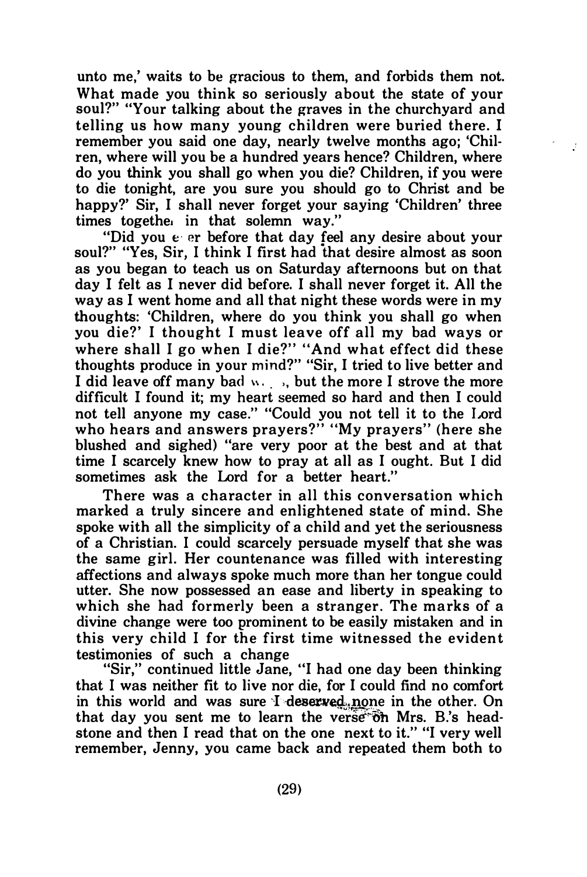unto me,' waits to be gracious to them, and forbids them not. What made you think so seriously about the state of your soul?" "Your talking about the graves in the churchyard and telling us how many young children were buried there. I remember you said one day, nearly twelve months ago; 'Children, where will you be a hundred years hence? Children, where do you think you shall go when you die? Children, if you were to die tonight, are you sure you should go to Christ and be happy?' Sir, I shall never forget your saying 'Children' three times together in that solemn way."

"Did you ever before that day feel any desire about your soul?" "Yes, Sir, I think I first had that desire almost as soon as you began to teach us on Saturday afternoons but on that day I felt as I never did before. I shall never forget it. All the way as I went home and all that night these words were in my thoughts: 'Children, where do you think you shall go when you die?' I thought I must leave off all my bad ways or where shall I go when I die?" "And what effect did these thoughts produce in your mind?" "Sir, I tried to live better and I did leave off many bad ways, but the more I strove the more difficult I found it; my heart seemed so hard and then I could not tell anyone my case." "Could you not tell it to the Lord who hears and answers prayers?" "My prayers" (here she blushed and sighed) "are very poor at the best and at that time I scarcely knew how to pray at all as I ought. But I did sometimes ask the Lord for a better heart."

There was a character in all this conversation which marked a truly sincere and enlightened state of mind. She spoke with all the simplicity of a child and yet the seriousness of a Christian. I could scarcely persuade myself that she was the same girl. Her countenance was filled with interesting affections and always spoke much more than her tongue could utter. She now possessed an ease and liberty in speaking to which she had formerly been a stranger. The marks of a divine change were too prominent to be easily mistaken and in this very child I for the first time witnessed the evident testimonies of such a change

"Sir," continued little Jane, "I had one day been thinking that I was neither fit to live nor die, for I could find no comfort in this world and was sure I deserved none in the other. On that day you sent me to learn the verse on Mrs. B.'s headstone and then I read that on the one next to it." "I very well remember, Jenny, you came back and repeated them both to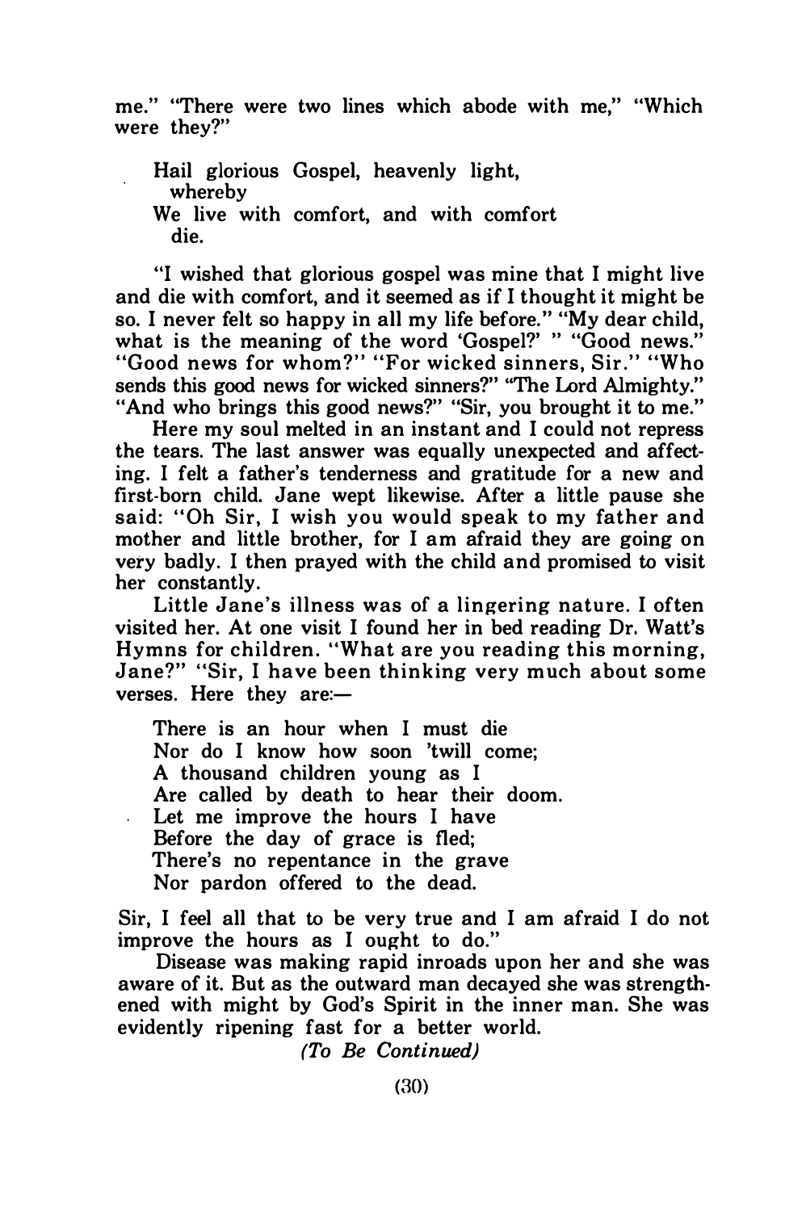me." "There were two lines which abode with me," "Which were they?"

> Hail glorious Gospel, heavenly light,
>   whereby
> We live with comfort, and with comfort
>   die.

"I wished that glorious gospel was mine that I might live and die with comfort, and it seemed as if I thought it might be so. I never felt so happy in all my life before." "My dear child, what is the meaning of the word 'Gospel?' " "Good news." "Good news for whom?" "For wicked sinners, Sir." "Who sends this good news for wicked sinners?" "The Lord Almighty." "And who brings this good news?" "Sir, you brought it to me."

Here my soul melted in an instant and I could not repress the tears. The last answer was equally unexpected and affecting. I felt a father's tenderness and gratitude for a new and first-born child. Jane wept likewise. After a little pause she said: "Oh Sir, I wish you would speak to my father and mother and little brother, for I am afraid they are going on very badly. I then prayed with the child and promised to visit her constantly.

Little Jane's illness was of a lingering nature. I often visited her. At one visit I found her in bed reading Dr. Watt's Hymns for children. "What are you reading this morning, Jane?" "Sir, I have been thinking very much about some verses. Here they are:—

> There is an hour when I must die
> Nor do I know how soon 'twill come;
> A thousand children young as I
> Are called by death to hear their doom.
> Let me improve the hours I have
> Before the day of grace is fled;
> There's no repentance in the grave
> Nor pardon offered to the dead.

Sir, I feel all that to be very true and I am afraid I do not improve the hours as I ought to do."

Disease was making rapid inroads upon her and she was aware of it. But as the outward man decayed she was strengthened with might by God's Spirit in the inner man. She was evidently ripening fast for a better world.

*(To Be Continued)*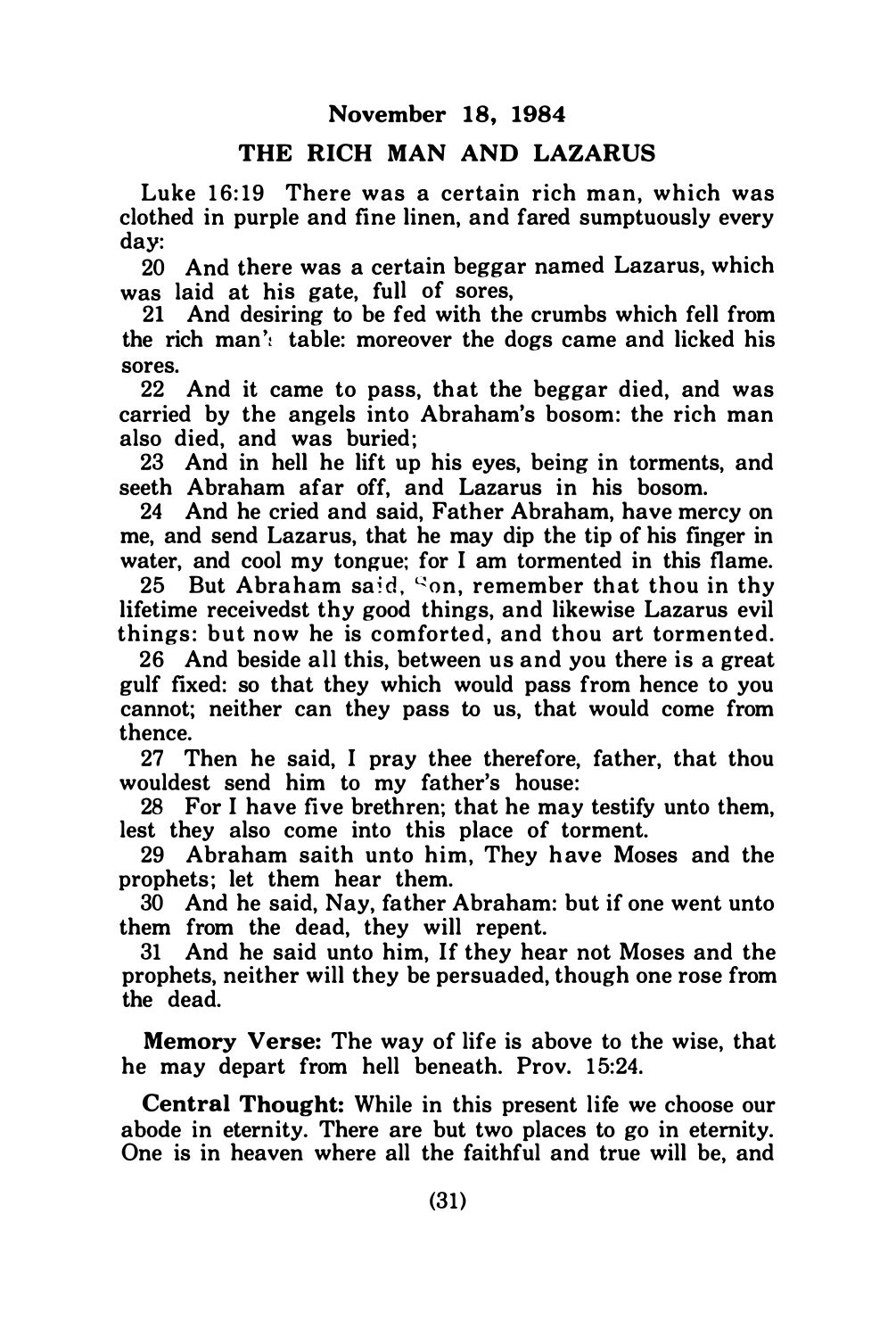## November 18, 1984

## THE RICH MAN AND LAZARUS

Luke 16:19 There was a certain rich man, which was clothed in purple and fine linen, and fared sumptuously every day:

20 And there was a certain beggar named Lazarus, which was laid at his gate, full of sores,

21 And desiring to be fed with the crumbs which fell from the rich man's table: moreover the dogs came and licked his sores.

22 And it came to pass, that the beggar died, and was carried by the angels into Abraham's bosom: the rich man also died, and was buried;

23 And in hell he lift up his eyes, being in torments, and seeth Abraham afar off, and Lazarus in his bosom.

24 And he cried and said, Father Abraham, have mercy on me, and send Lazarus, that he may dip the tip of his finger in water, and cool my tongue; for I am tormented in this flame.

25 But Abraham said, Son, remember that thou in thy lifetime receivedst thy good things, and likewise Lazarus evil things: but now he is comforted, and thou art tormented.

26 And beside all this, between us and you there is a great gulf fixed: so that they which would pass from hence to you cannot; neither can they pass to us, that would come from thence.

27 Then he said, I pray thee therefore, father, that thou wouldest send him to my father's house:

28 For I have five brethren; that he may testify unto them, lest they also come into this place of torment.

29 Abraham saith unto him, They have Moses and the prophets; let them hear them.

30 And he said, Nay, father Abraham: but if one went unto them from the dead, they will repent.

31 And he said unto him, If they hear not Moses and the prophets, neither will they be persuaded, though one rose from the dead.

**Memory Verse:** The way of life is above to the wise, that he may depart from hell beneath. Prov. 15:24.

**Central Thought:** While in this present life we choose our abode in eternity. There are but two places to go in eternity. One is in heaven where all the faithful and true will be, and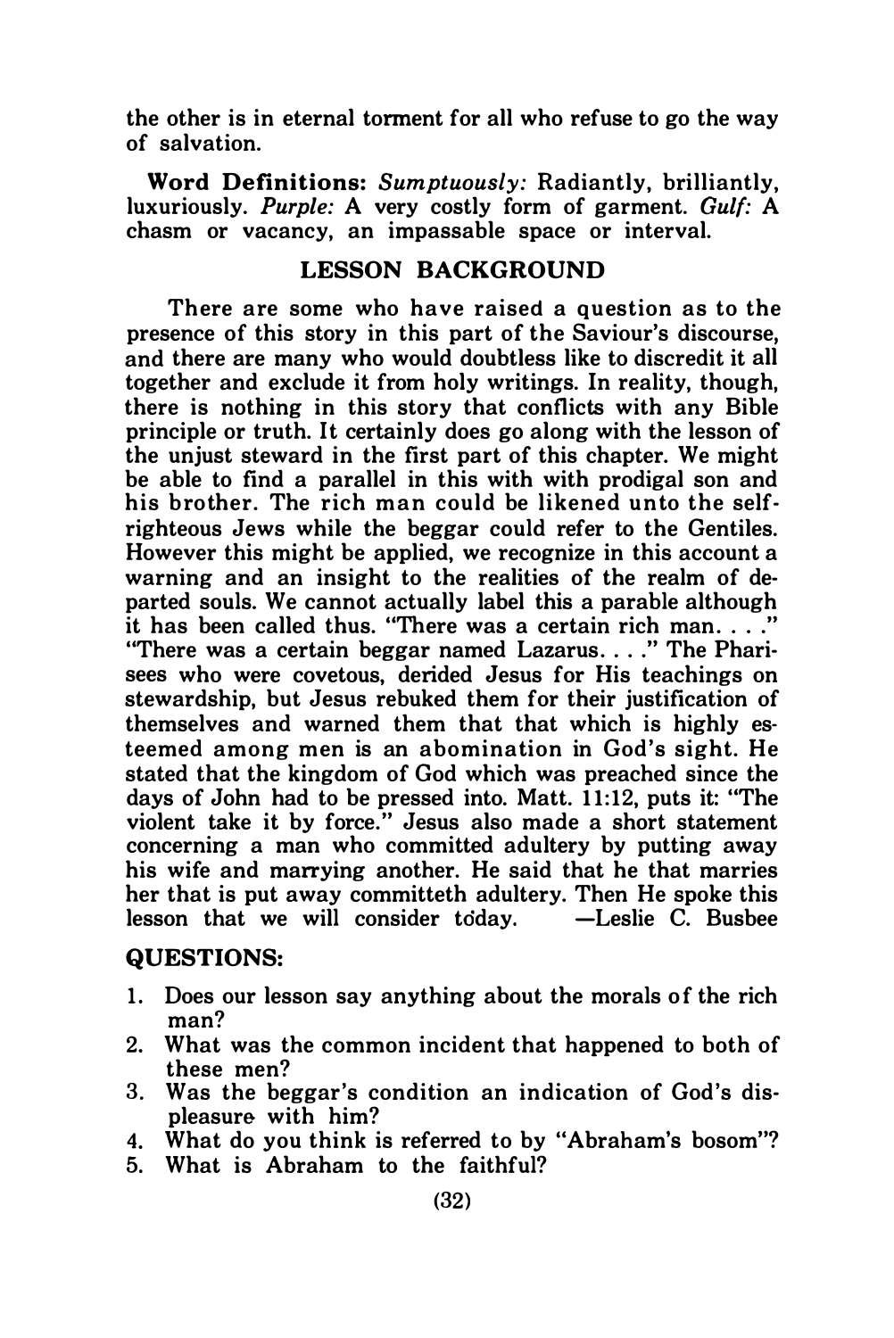the other is in eternal torment for all who refuse to go the way of salvation.

**Word Definitions:** *Sumptuously:* Radiantly, brilliantly, luxuriously. *Purple:* A very costly form of garment. *Gulf:* A chasm or vacancy, an impassable space or interval.

## LESSON BACKGROUND

There are some who have raised a question as to the presence of this story in this part of the Saviour's discourse, and there are many who would doubtless like to discredit it all together and exclude it from holy writings. In reality, though, there is nothing in this story that conflicts with any Bible principle or truth. It certainly does go along with the lesson of the unjust steward in the first part of this chapter. We might be able to find a parallel in this with with prodigal son and his brother. The rich man could be likened unto the self-righteous Jews while the beggar could refer to the Gentiles. However this might be applied, we recognize in this account a warning and an insight to the realities of the realm of departed souls. We cannot actually label this a parable although it has been called thus. "There was a certain rich man. . . ." "There was a certain beggar named Lazarus. . . ." The Pharisees who were covetous, derided Jesus for His teachings on stewardship, but Jesus rebuked them for their justification of themselves and warned them that that which is highly esteemed among men is an abomination in God's sight. He stated that the kingdom of God which was preached since the days of John had to be pressed into. Matt. 11:12, puts it: "The violent take it by force." Jesus also made a short statement concerning a man who committed adultery by putting away his wife and marrying another. He said that he that marries her that is put away committeth adultery. Then He spoke this lesson that we will consider today. —Leslie C. Busbee

## QUESTIONS:

1. Does our lesson say anything about the morals of the rich man?
2. What was the common incident that happened to both of these men?
3. Was the beggar's condition an indication of God's displeasure with him?
4. What do you think is referred to by "Abraham's bosom"?
5. What is Abraham to the faithful?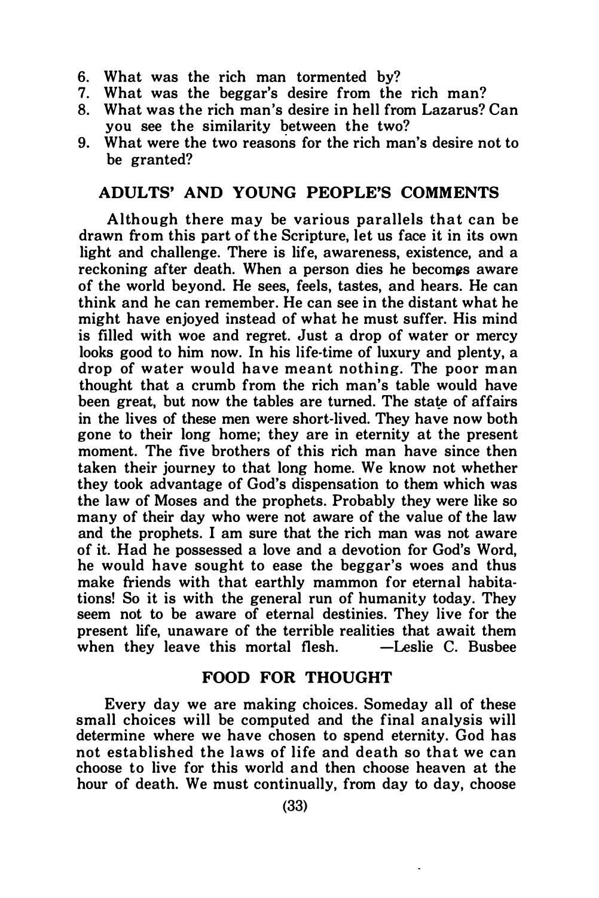6. What was the rich man tormented by?
7. What was the beggar's desire from the rich man?
8. What was the rich man's desire in hell from Lazarus? Can you see the similarity between the two?
9. What were the two reasons for the rich man's desire not to be granted?

## ADULTS' AND YOUNG PEOPLE'S COMMENTS

Although there may be various parallels that can be drawn from this part of the Scripture, let us face it in its own light and challenge. There is life, awareness, existence, and a reckoning after death. When a person dies he becomes aware of the world beyond. He sees, feels, tastes, and hears. He can think and he can remember. He can see in the distant what he might have enjoyed instead of what he must suffer. His mind is filled with woe and regret. Just a drop of water or mercy looks good to him now. In his life-time of luxury and plenty, a drop of water would have meant nothing. The poor man thought that a crumb from the rich man's table would have been great, but now the tables are turned. The state of affairs in the lives of these men were short-lived. They have now both gone to their long home; they are in eternity at the present moment. The five brothers of this rich man have since then taken their journey to that long home. We know not whether they took advantage of God's dispensation to them which was the law of Moses and the prophets. Probably they were like so many of their day who were not aware of the value of the law and the prophets. I am sure that the rich man was not aware of it. Had he possessed a love and a devotion for God's Word, he would have sought to ease the beggar's woes and thus make friends with that earthly mammon for eternal habitations! So it is with the general run of humanity today. They seem not to be aware of eternal destinies. They live for the present life, unaware of the terrible realities that await them when they leave this mortal flesh. —Leslie C. Busbee

## FOOD FOR THOUGHT

Every day we are making choices. Someday all of these small choices will be computed and the final analysis will determine where we have chosen to spend eternity. God has not established the laws of life and death so that we can choose to live for this world and then choose heaven at the hour of death. We must continually, from day to day, choose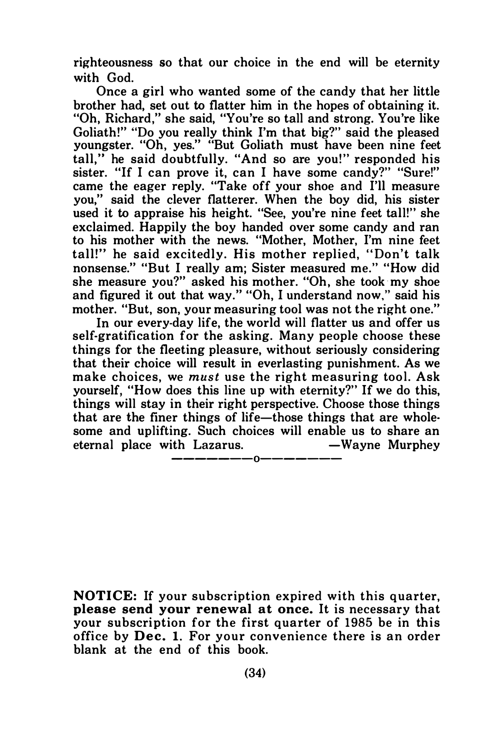righteousness so that our choice in the end will be eternity with God.

Once a girl who wanted some of the candy that her little brother had, set out to flatter him in the hopes of obtaining it. "Oh, Richard," she said, "You're so tall and strong. You're like Goliath!" "Do you really think I'm that big?" said the pleased youngster. "Oh, yes." "But Goliath must have been nine feet tall," he said doubtfully. "And so are you!" responded his sister. "If I can prove it, can I have some candy?" "Sure!" came the eager reply. "Take off your shoe and I'll measure you," said the clever flatterer. When the boy did, his sister used it to appraise his height. "See, you're nine feet tall!" she exclaimed. Happily the boy handed over some candy and ran to his mother with the news. "Mother, Mother, I'm nine feet tall!" he said excitedly. His mother replied, "Don't talk nonsense." "But I really am; Sister measured me." "How did she measure you?" asked his mother. "Oh, she took my shoe and figured it out that way." "Oh, I understand now," said his mother. "But, son, your measuring tool was not the right one."

In our every-day life, the world will flatter us and offer us self-gratification for the asking. Many people choose these things for the fleeting pleasure, without seriously considering that their choice will result in everlasting punishment. As we make choices, we *must* use the right measuring tool. Ask yourself, "How does this line up with eternity?" If we do this, things will stay in their right perspective. Choose those things that are the finer things of life—those things that are wholesome and uplifting. Such choices will enable us to share an eternal place with Lazarus. —Wayne Murphey

————————o————————

**NOTICE:** If your subscription expired with this quarter, **please send your renewal at once.** It is necessary that your subscription for the first quarter of 1985 be in this office by **Dec. 1.** For your convenience there is an order blank at the end of this book.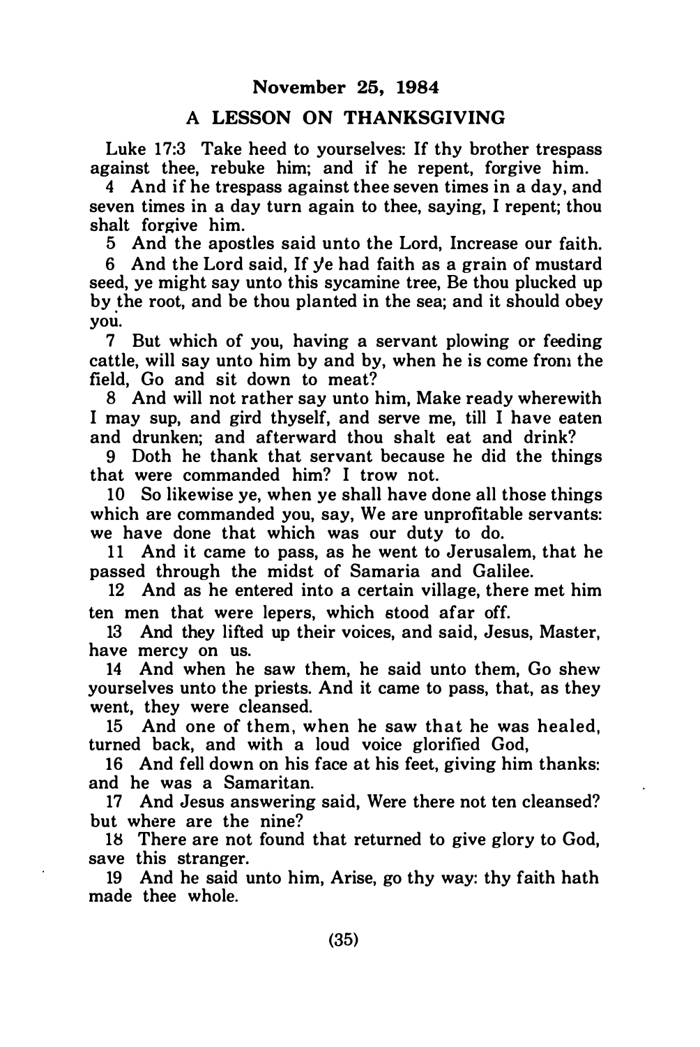**November 25, 1984**

**A LESSON ON THANKSGIVING**

Luke 17:3 Take heed to yourselves: If thy brother trespass against thee, rebuke him; and if he repent, forgive him.

4 And if he trespass against thee seven times in a day, and seven times in a day turn again to thee, saying, I repent; thou shalt forgive him.

5 And the apostles said unto the Lord, Increase our faith.

6 And the Lord said, If ye had faith as a grain of mustard seed, ye might say unto this sycamine tree, Be thou plucked up by the root, and be thou planted in the sea; and it should obey you.

7 But which of you, having a servant plowing or feeding cattle, will say unto him by and by, when he is come from the field, Go and sit down to meat?

8 And will not rather say unto him, Make ready wherewith I may sup, and gird thyself, and serve me, till I have eaten and drunken; and afterward thou shalt eat and drink?

9 Doth he thank that servant because he did the things that were commanded him? I trow not.

10 So likewise ye, when ye shall have done all those things which are commanded you, say, We are unprofitable servants: we have done that which was our duty to do.

11 And it came to pass, as he went to Jerusalem, that he passed through the midst of Samaria and Galilee.

12 And as he entered into a certain village, there met him ten men that were lepers, which stood afar off.

13 And they lifted up their voices, and said, Jesus, Master, have mercy on us.

14 And when he saw them, he said unto them, Go shew yourselves unto the priests. And it came to pass, that, as they went, they were cleansed.

15 And one of them, when he saw that he was healed, turned back, and with a loud voice glorified God,

16 And fell down on his face at his feet, giving him thanks: and he was a Samaritan.

17 And Jesus answering said, Were there not ten cleansed? but where are the nine?

18 There are not found that returned to give glory to God, save this stranger.

19 And he said unto him, Arise, go thy way: thy faith hath made thee whole.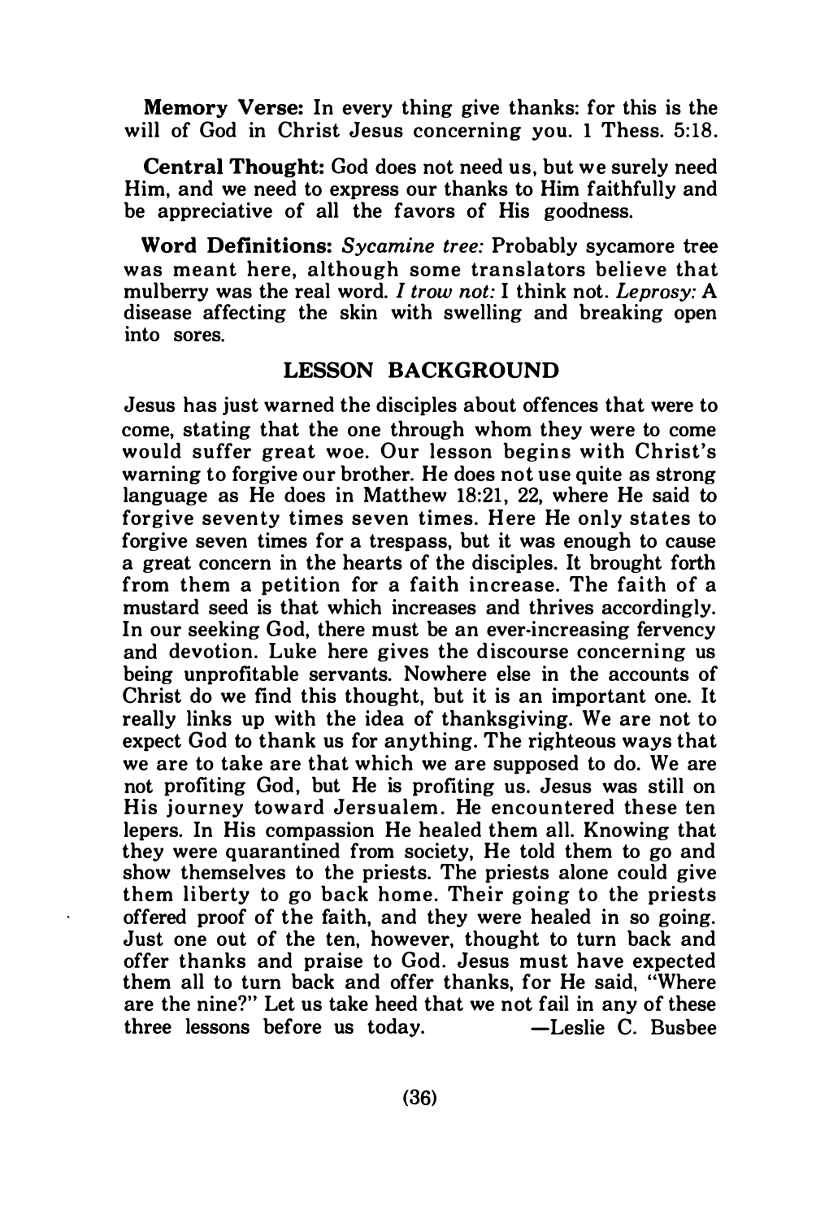**Memory Verse:** In every thing give thanks: for this is the will of God in Christ Jesus concerning you. 1 Thess. 5:18.

**Central Thought:** God does not need us, but we surely need Him, and we need to express our thanks to Him faithfully and be appreciative of all the favors of His goodness.

**Word Definitions:** *Sycamine tree:* Probably sycamore tree was meant here, although some translators believe that mulberry was the real word. *I trow not:* I think not. *Leprosy:* A disease affecting the skin with swelling and breaking open into sores.

## LESSON BACKGROUND

Jesus has just warned the disciples about offences that were to come, stating that the one through whom they were to come would suffer great woe. Our lesson begins with Christ's warning to forgive our brother. He does not use quite as strong language as He does in Matthew 18:21, 22, where He said to forgive seventy times seven times. Here He only states to forgive seven times for a trespass, but it was enough to cause a great concern in the hearts of the disciples. It brought forth from them a petition for a faith increase. The faith of a mustard seed is that which increases and thrives accordingly. In our seeking God, there must be an ever-increasing fervency and devotion. Luke here gives the discourse concerning us being unprofitable servants. Nowhere else in the accounts of Christ do we find this thought, but it is an important one. It really links up with the idea of thanksgiving. We are not to expect God to thank us for anything. The righteous ways that we are to take are that which we are supposed to do. We are not profiting God, but He is profiting us. Jesus was still on His journey toward Jersualem. He encountered these ten lepers. In His compassion He healed them all. Knowing that they were quarantined from society, He told them to go and show themselves to the priests. The priests alone could give them liberty to go back home. Their going to the priests offered proof of the faith, and they were healed in so going. Just one out of the ten, however, thought to turn back and offer thanks and praise to God. Jesus must have expected them all to turn back and offer thanks, for He said, "Where are the nine?" Let us take heed that we not fail in any of these three lessons before us today. —Leslie C. Busbee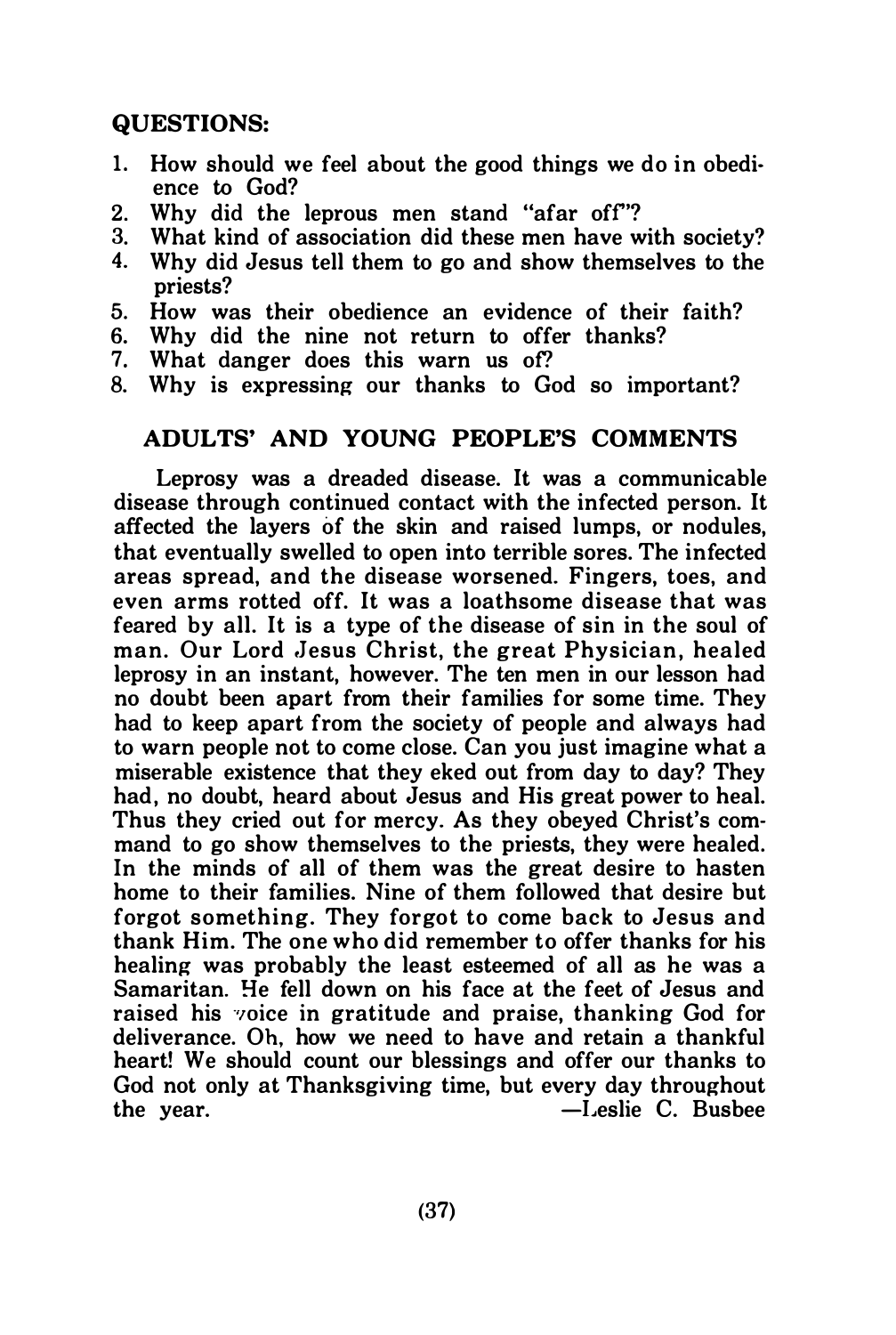## QUESTIONS:

1. How should we feel about the good things we do in obedience to God?
2. Why did the leprous men stand "afar off"?
3. What kind of association did these men have with society?
4. Why did Jesus tell them to go and show themselves to the priests?
5. How was their obedience an evidence of their faith?
6. Why did the nine not return to offer thanks?
7. What danger does this warn us of?
8. Why is expressing our thanks to God so important?

## ADULTS' AND YOUNG PEOPLE'S COMMENTS

Leprosy was a dreaded disease. It was a communicable disease through continued contact with the infected person. It affected the layers of the skin and raised lumps, or nodules, that eventually swelled to open into terrible sores. The infected areas spread, and the disease worsened. Fingers, toes, and even arms rotted off. It was a loathsome disease that was feared by all. It is a type of the disease of sin in the soul of man. Our Lord Jesus Christ, the great Physician, healed leprosy in an instant, however. The ten men in our lesson had no doubt been apart from their families for some time. They had to keep apart from the society of people and always had to warn people not to come close. Can you just imagine what a miserable existence that they eked out from day to day? They had, no doubt, heard about Jesus and His great power to heal. Thus they cried out for mercy. As they obeyed Christ's command to go show themselves to the priests, they were healed. In the minds of all of them was the great desire to hasten home to their families. Nine of them followed that desire but forgot something. They forgot to come back to Jesus and thank Him. The one who did remember to offer thanks for his healing was probably the least esteemed of all as he was a Samaritan. He fell down on his face at the feet of Jesus and raised his voice in gratitude and praise, thanking God for deliverance. Oh, how we need to have and retain a thankful heart! We should count our blessings and offer our thanks to God not only at Thanksgiving time, but every day throughout the year.

—Leslie C. Busbee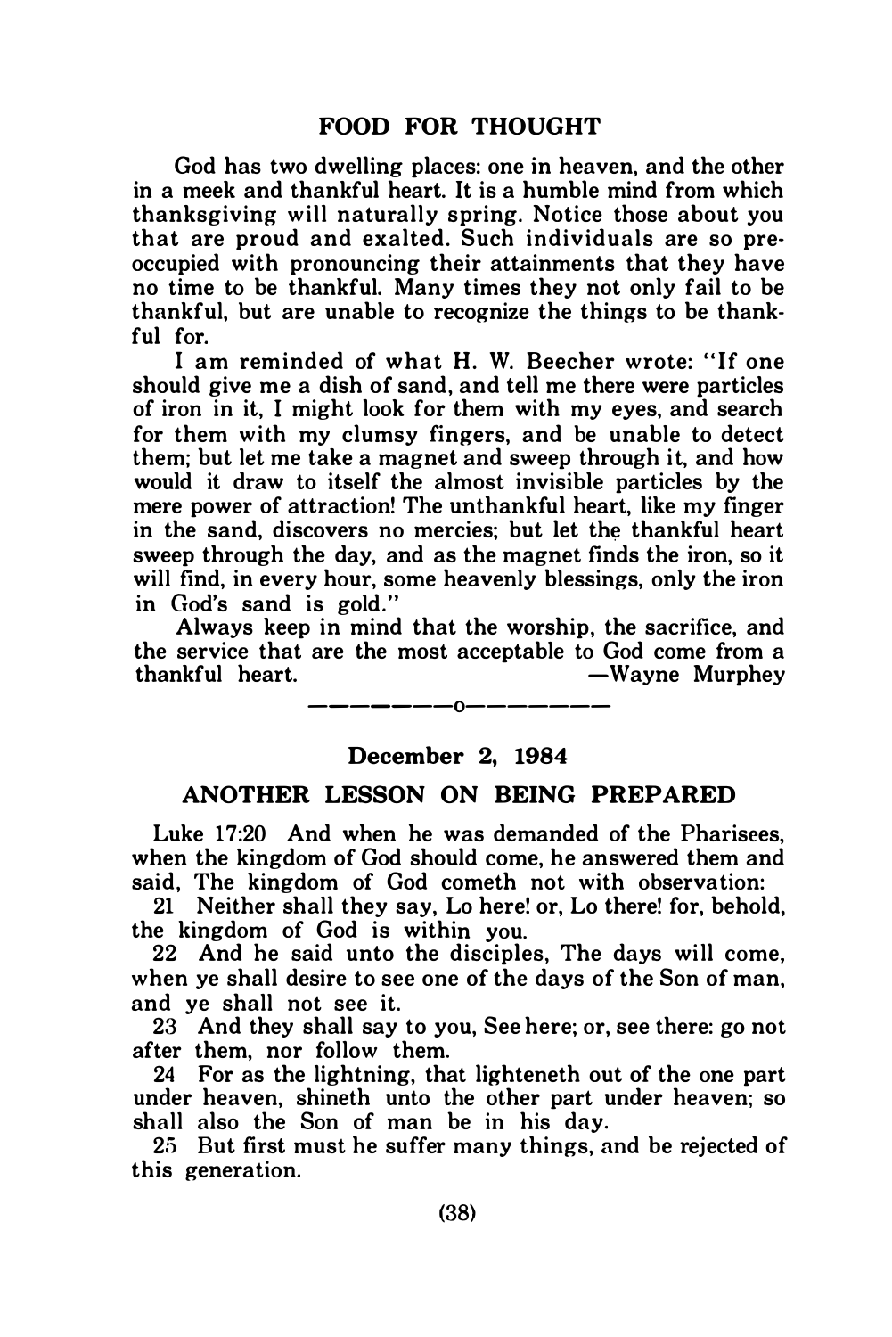## FOOD FOR THOUGHT

God has two dwelling places: one in heaven, and the other in a meek and thankful heart. It is a humble mind from which thanksgiving will naturally spring. Notice those about you that are proud and exalted. Such individuals are so preoccupied with pronouncing their attainments that they have no time to be thankful. Many times they not only fail to be thankful, but are unable to recognize the things to be thankful for.

I am reminded of what H. W. Beecher wrote: "If one should give me a dish of sand, and tell me there were particles of iron in it, I might look for them with my eyes, and search for them with my clumsy fingers, and be unable to detect them; but let me take a magnet and sweep through it, and how would it draw to itself the almost invisible particles by the mere power of attraction! The unthankful heart, like my finger in the sand, discovers no mercies; but let the thankful heart sweep through the day, and as the magnet finds the iron, so it will find, in every hour, some heavenly blessings, only the iron in God's sand is gold."

Always keep in mind that the worship, the sacrifice, and the service that are the most acceptable to God come from a thankful heart. —Wayne Murphey

———o———

### December 2, 1984

## ANOTHER LESSON ON BEING PREPARED

Luke 17:20 And when he was demanded of the Pharisees, when the kingdom of God should come, he answered them and said, The kingdom of God cometh not with observation:

21 Neither shall they say, Lo here! or, Lo there! for, behold, the kingdom of God is within you.

22 And he said unto the disciples, The days will come, when ye shall desire to see one of the days of the Son of man, and ye shall not see it.

23 And they shall say to you, See here; or, see there: go not after them, nor follow them.

24 For as the lightning, that lighteneth out of the one part under heaven, shineth unto the other part under heaven; so shall also the Son of man be in his day.

25 But first must he suffer many things, and be rejected of this generation.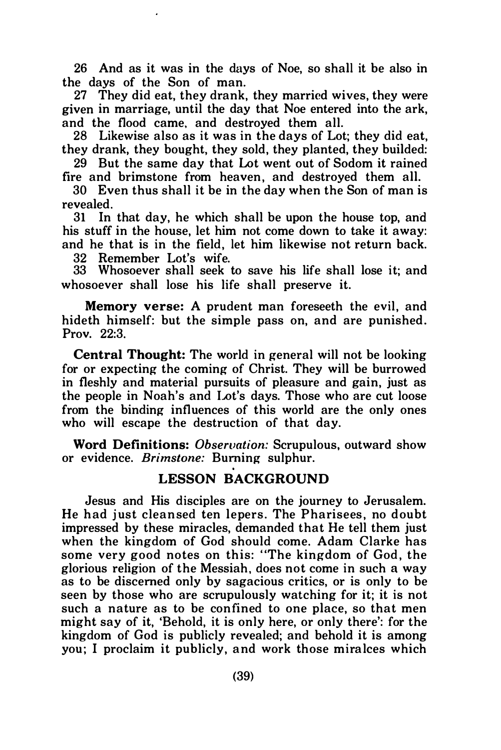26 And as it was in the days of Noe, so shall it be also in the days of the Son of man.

27 They did eat, they drank, they married wives, they were given in marriage, until the day that Noe entered into the ark, and the flood came, and destroyed them all.

28 Likewise also as it was in the days of Lot; they did eat, they drank, they bought, they sold, they planted, they builded:

29 But the same day that Lot went out of Sodom it rained fire and brimstone from heaven, and destroyed them all.

30 Even thus shall it be in the day when the Son of man is revealed.

31 In that day, he which shall be upon the house top, and his stuff in the house, let him not come down to take it away: and he that is in the field, let him likewise not return back.

32 Remember Lot's wife.

33 Whosoever shall seek to save his life shall lose it; and whosoever shall lose his life shall preserve it.

**Memory verse:** A prudent man foreseeth the evil, and hideth himself: but the simple pass on, and are punished. Prov. 22:3.

**Central Thought:** The world in general will not be looking for or expecting the coming of Christ. They will be burrowed in fleshly and material pursuits of pleasure and gain, just as the people in Noah's and Lot's days. Those who are cut loose from the binding influences of this world are the only ones who will escape the destruction of that day.

**Word Definitions:** *Observation:* Scrupulous, outward show or evidence. *Brimstone:* Burning sulphur.

## LESSON BACKGROUND

Jesus and His disciples are on the journey to Jerusalem. He had just cleansed ten lepers. The Pharisees, no doubt impressed by these miracles, demanded that He tell them just when the kingdom of God should come. Adam Clarke has some very good notes on this: "The kingdom of God, the glorious religion of the Messiah, does not come in such a way as to be discerned only by sagacious critics, or is only to be seen by those who are scrupulously watching for it; it is not such a nature as to be confined to one place, so that men might say of it, 'Behold, it is only here, or only there': for the kingdom of God is publicly revealed; and behold it is among you; I proclaim it publicly, and work those miralces which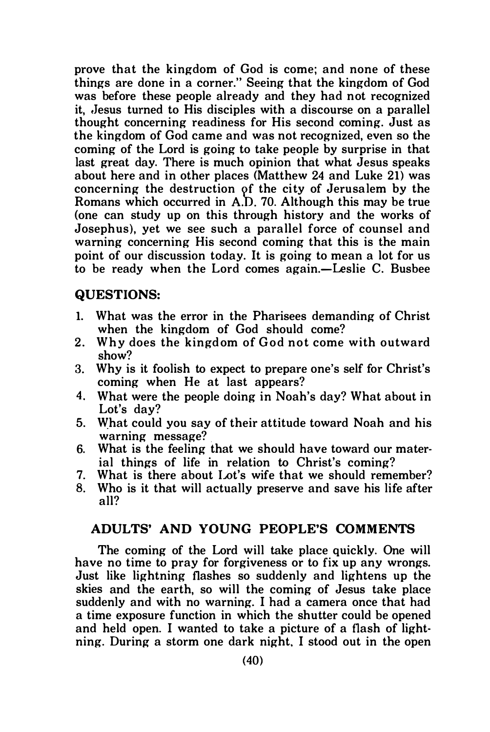prove that the kingdom of God is come; and none of these things are done in a corner." Seeing that the kingdom of God was before these people already and they had not recognized it, Jesus turned to His disciples with a discourse on a parallel thought concerning readiness for His second coming. Just as the kingdom of God came and was not recognized, even so the coming of the Lord is going to take people by surprise in that last great day. There is much opinion that what Jesus speaks about here and in other places (Matthew 24 and Luke 21) was concerning the destruction of the city of Jerusalem by the Romans which occurred in A.D. 70. Although this may be true (one can study up on this through history and the works of Josephus), yet we see such a parallel force of counsel and warning concerning His second coming that this is the main point of our discussion today. It is going to mean a lot for us to be ready when the Lord comes again.—Leslie C. Busbee

## QUESTIONS:

1. What was the error in the Pharisees demanding of Christ when the kingdom of God should come?
2. Why does the kingdom of God not come with outward show?
3. Why is it foolish to expect to prepare one's self for Christ's coming when He at last appears?
4. What were the people doing in Noah's day? What about in Lot's day?
5. What could you say of their attitude toward Noah and his warning message?
6. What is the feeling that we should have toward our material things of life in relation to Christ's coming?
7. What is there about Lot's wife that we should remember?
8. Who is it that will actually preserve and save his life after all?

## ADULTS' AND YOUNG PEOPLE'S COMMENTS

The coming of the Lord will take place quickly. One will have no time to pray for forgiveness or to fix up any wrongs. Just like lightning flashes so suddenly and lightens up the skies and the earth, so will the coming of Jesus take place suddenly and with no warning. I had a camera once that had a time exposure function in which the shutter could be opened and held open. I wanted to take a picture of a flash of lightning. During a storm one dark night, I stood out in the open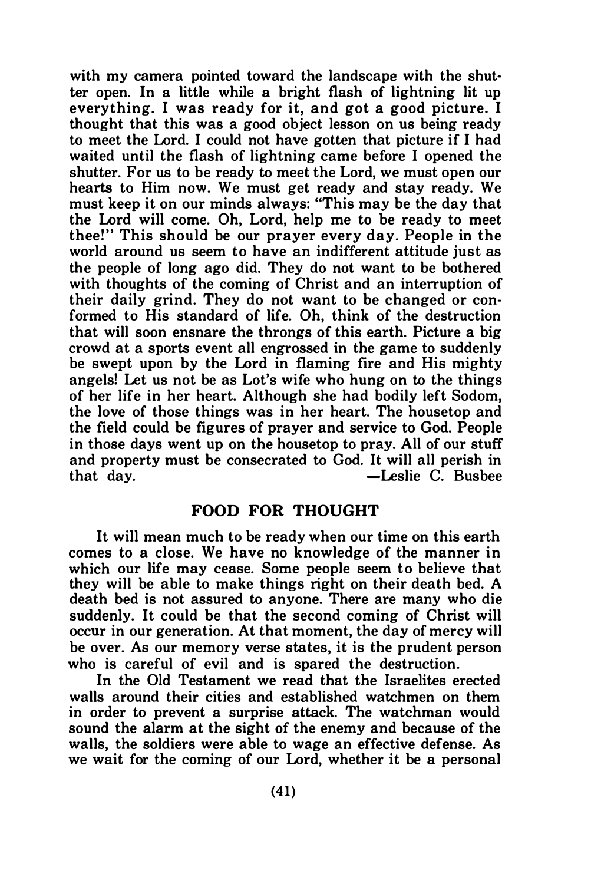with my camera pointed toward the landscape with the shutter open. In a little while a bright flash of lightning lit up everything. I was ready for it, and got a good picture. I thought that this was a good object lesson on us being ready to meet the Lord. I could not have gotten that picture if I had waited until the flash of lightning came before I opened the shutter. For us to be ready to meet the Lord, we must open our hearts to Him now. We must get ready and stay ready. We must keep it on our minds always: "This may be the day that the Lord will come. Oh, Lord, help me to be ready to meet thee!" This should be our prayer every day. People in the world around us seem to have an indifferent attitude just as the people of long ago did. They do not want to be bothered with thoughts of the coming of Christ and an interruption of their daily grind. They do not want to be changed or conformed to His standard of life. Oh, think of the destruction that will soon ensnare the throngs of this earth. Picture a big crowd at a sports event all engrossed in the game to suddenly be swept upon by the Lord in flaming fire and His mighty angels! Let us not be as Lot's wife who hung on to the things of her life in her heart. Although she had bodily left Sodom, the love of those things was in her heart. The housetop and the field could be figures of prayer and service to God. People in those days went up on the housetop to pray. All of our stuff and property must be consecrated to God. It will all perish in that day.

—Leslie C. Busbee

## FOOD FOR THOUGHT

It will mean much to be ready when our time on this earth comes to a close. We have no knowledge of the manner in which our life may cease. Some people seem to believe that they will be able to make things right on their death bed. A death bed is not assured to anyone. There are many who die suddenly. It could be that the second coming of Christ will occur in our generation. At that moment, the day of mercy will be over. As our memory verse states, it is the prudent person who is careful of evil and is spared the destruction.

In the Old Testament we read that the Israelites erected walls around their cities and established watchmen on them in order to prevent a surprise attack. The watchman would sound the alarm at the sight of the enemy and because of the walls, the soldiers were able to wage an effective defense. As we wait for the coming of our Lord, whether it be a personal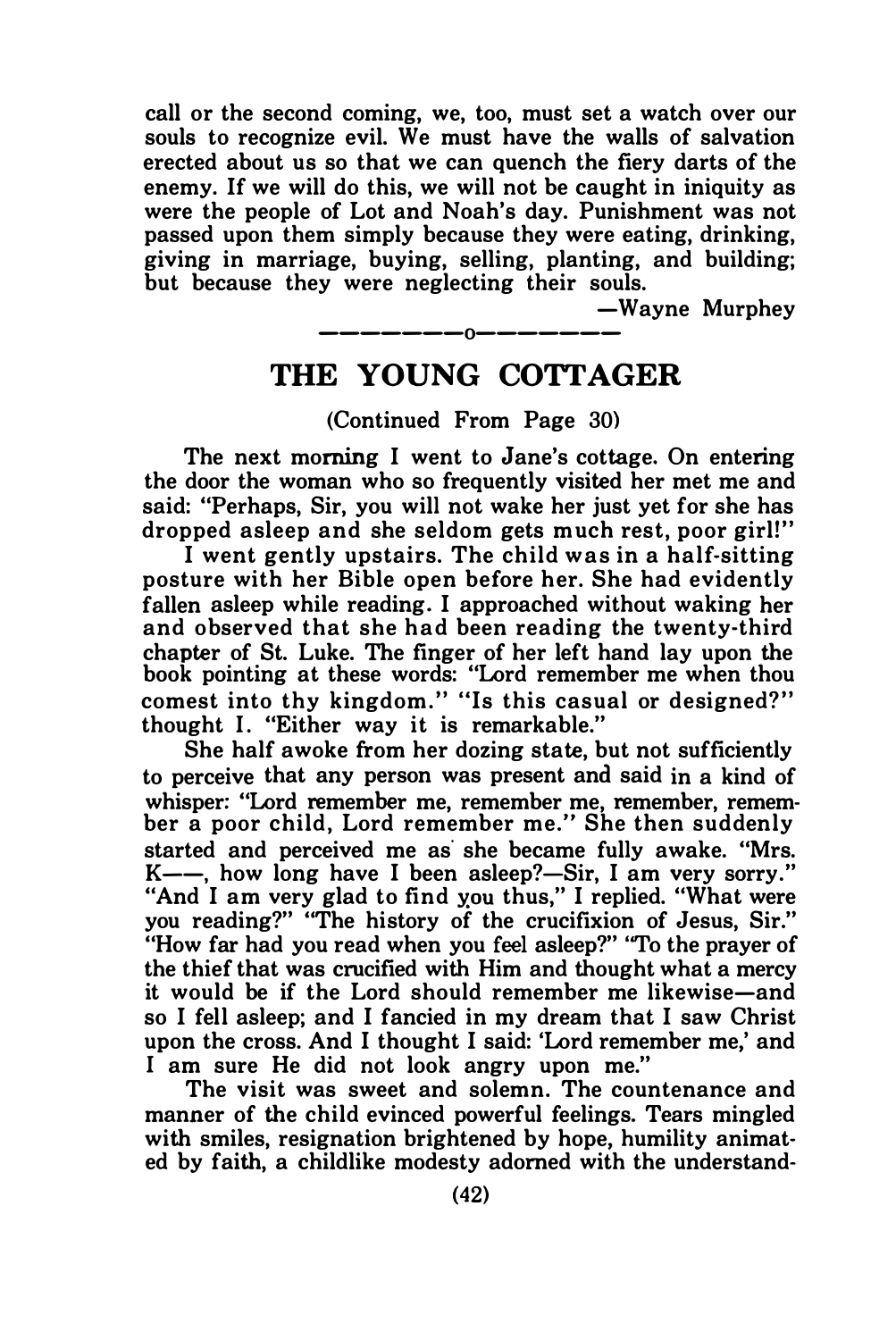call or the second coming, we, too, must set a watch over our souls to recognize evil. We must have the walls of salvation erected about us so that we can quench the fiery darts of the enemy. If we will do this, we will not be caught in iniquity as were the people of Lot and Noah's day. Punishment was not passed upon them simply because they were eating, drinking, giving in marriage, buying, selling, planting, and building; but because they were neglecting their souls.

—Wayne Murphey

--------o--------

## THE YOUNG COTTAGER

(Continued From Page 30)

The next morning I went to Jane's cottage. On entering the door the woman who so frequently visited her met me and said: "Perhaps, Sir, you will not wake her just yet for she has dropped asleep and she seldom gets much rest, poor girl!"

I went gently upstairs. The child was in a half-sitting posture with her Bible open before her. She had evidently fallen asleep while reading. I approached without waking her and observed that she had been reading the twenty-third chapter of St. Luke. The finger of her left hand lay upon the book pointing at these words: "Lord remember me when thou comest into thy kingdom." "Is this casual or designed?" thought I. "Either way it is remarkable."

She half awoke from her dozing state, but not sufficiently to perceive that any person was present and said in a kind of whisper: "Lord remember me, remember me, remember, remember a poor child, Lord remember me." She then suddenly started and perceived me as she became fully awake. "Mrs. K——, how long have I been asleep?—Sir, I am very sorry." "And I am very glad to find you thus," I replied. "What were you reading?" "The history of the crucifixion of Jesus, Sir." "How far had you read when you feel asleep?" "To the prayer of the thief that was crucified with Him and thought what a mercy it would be if the Lord should remember me likewise—and so I fell asleep; and I fancied in my dream that I saw Christ upon the cross. And I thought I said: 'Lord remember me,' and I am sure He did not look angry upon me."

The visit was sweet and solemn. The countenance and manner of the child evinced powerful feelings. Tears mingled with smiles, resignation brightened by hope, humility animated by faith, a childlike modesty adorned with the understand-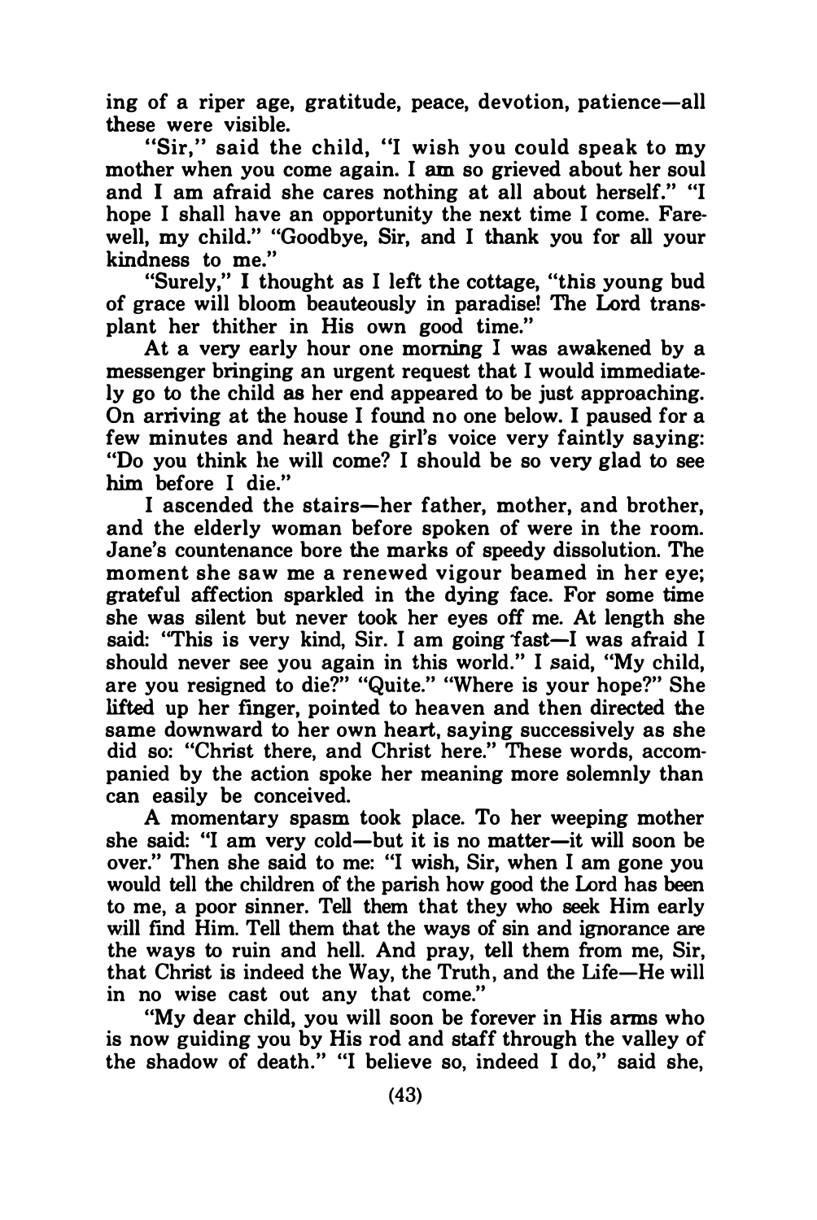ing of a riper age, gratitude, peace, devotion, patience—all these were visible.

"Sir," said the child, "I wish you could speak to my mother when you come again. I am so grieved about her soul and I am afraid she cares nothing at all about herself." "I hope I shall have an opportunity the next time I come. Farewell, my child." "Goodbye, Sir, and I thank you for all your kindness to me."

"Surely," I thought as I left the cottage, "this young bud of grace will bloom beauteously in paradise! The Lord transplant her thither in His own good time."

At a very early hour one morning I was awakened by a messenger bringing an urgent request that I would immediately go to the child as her end appeared to be just approaching. On arriving at the house I found no one below. I paused for a few minutes and heard the girl's voice very faintly saying: "Do you think he will come? I should be so very glad to see him before I die."

I ascended the stairs—her father, mother, and brother, and the elderly woman before spoken of were in the room. Jane's countenance bore the marks of speedy dissolution. The moment she saw me a renewed vigour beamed in her eye; grateful affection sparkled in the dying face. For some time she was silent but never took her eyes off me. At length she said: "This is very kind, Sir. I am going fast—I was afraid I should never see you again in this world." I said, "My child, are you resigned to die?" "Quite." "Where is your hope?" She lifted up her finger, pointed to heaven and then directed the same downward to her own heart, saying successively as she did so: "Christ there, and Christ here." These words, accompanied by the action spoke her meaning more solemnly than can easily be conceived.

A momentary spasm took place. To her weeping mother she said: "I am very cold—but it is no matter—it will soon be over." Then she said to me: "I wish, Sir, when I am gone you would tell the children of the parish how good the Lord has been to me, a poor sinner. Tell them that they who seek Him early will find Him. Tell them that the ways of sin and ignorance are the ways to ruin and hell. And pray, tell them from me, Sir, that Christ is indeed the Way, the Truth, and the Life—He will in no wise cast out any that come."

"My dear child, you will soon be forever in His arms who is now guiding you by His rod and staff through the valley of the shadow of death." "I believe so, indeed I do," said she,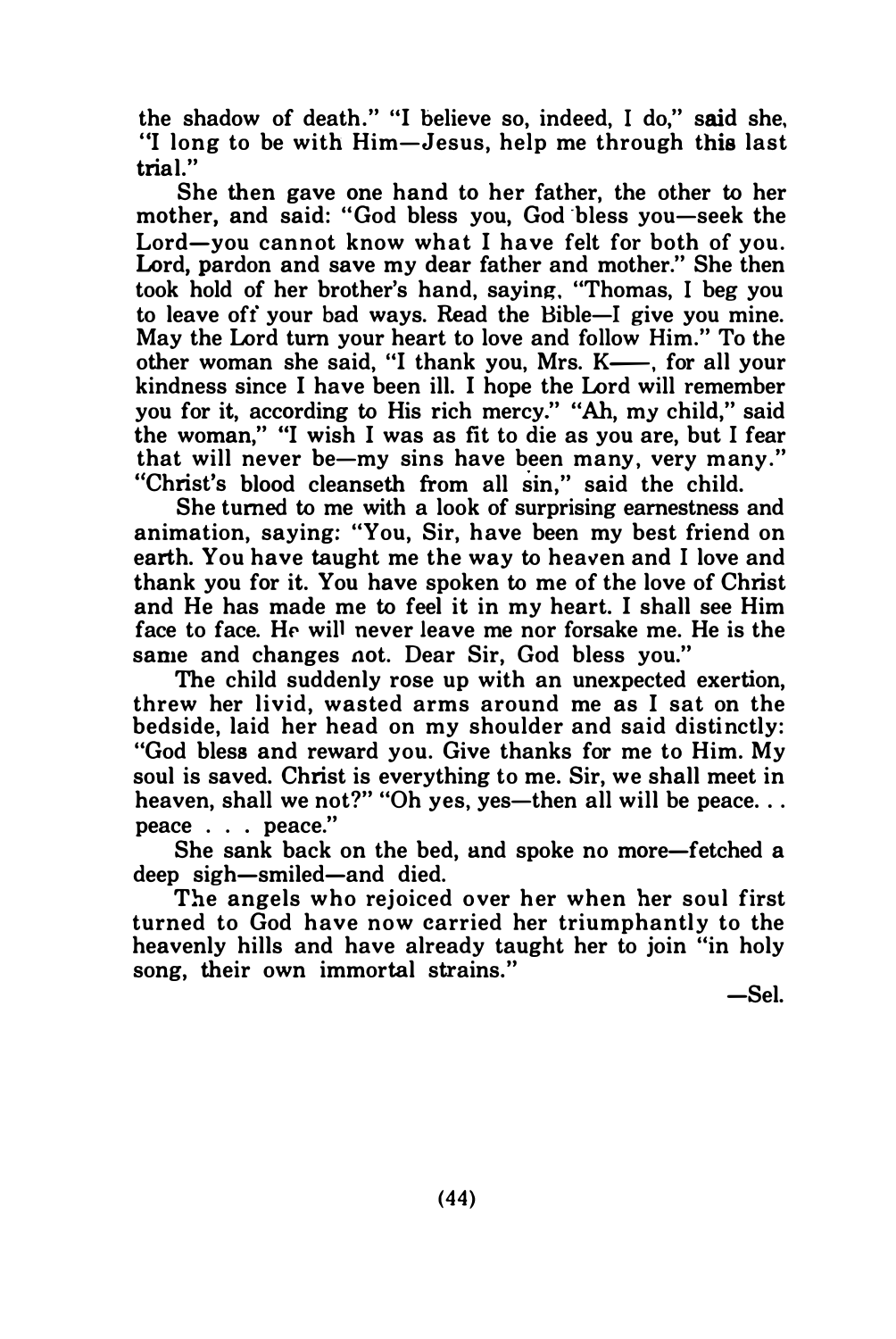the shadow of death." "I believe so, indeed, I do," said she, "I long to be with Him—Jesus, help me through this last trial."

She then gave one hand to her father, the other to her mother, and said: "God bless you, God bless you—seek the Lord—you cannot know what I have felt for both of you. Lord, pardon and save my dear father and mother." She then took hold of her brother's hand, saying, "Thomas, I beg you to leave off your bad ways. Read the Bible—I give you mine. May the Lord turn your heart to love and follow Him." To the other woman she said, "I thank you, Mrs. K——, for all your kindness since I have been ill. I hope the Lord will remember you for it, according to His rich mercy." "Ah, my child," said the woman," "I wish I was as fit to die as you are, but I fear that will never be—my sins have been many, very many." "Christ's blood cleanseth from all sin," said the child.

She turned to me with a look of surprising earnestness and animation, saying: "You, Sir, have been my best friend on earth. You have taught me the way to heaven and I love and thank you for it. You have spoken to me of the love of Christ and He has made me to feel it in my heart. I shall see Him face to face. He will never leave me nor forsake me. He is the same and changes not. Dear Sir, God bless you."

The child suddenly rose up with an unexpected exertion, threw her livid, wasted arms around me as I sat on the bedside, laid her head on my shoulder and said distinctly: "God bless and reward you. Give thanks for me to Him. My soul is saved. Christ is everything to me. Sir, we shall meet in heaven, shall we not?" "Oh yes, yes—then all will be peace. . . peace . . . peace."

She sank back on the bed, and spoke no more—fetched a deep sigh—smiled—and died.

The angels who rejoiced over her when her soul first turned to God have now carried her triumphantly to the heavenly hills and have already taught her to join "in holy song, their own immortal strains."

—Sel.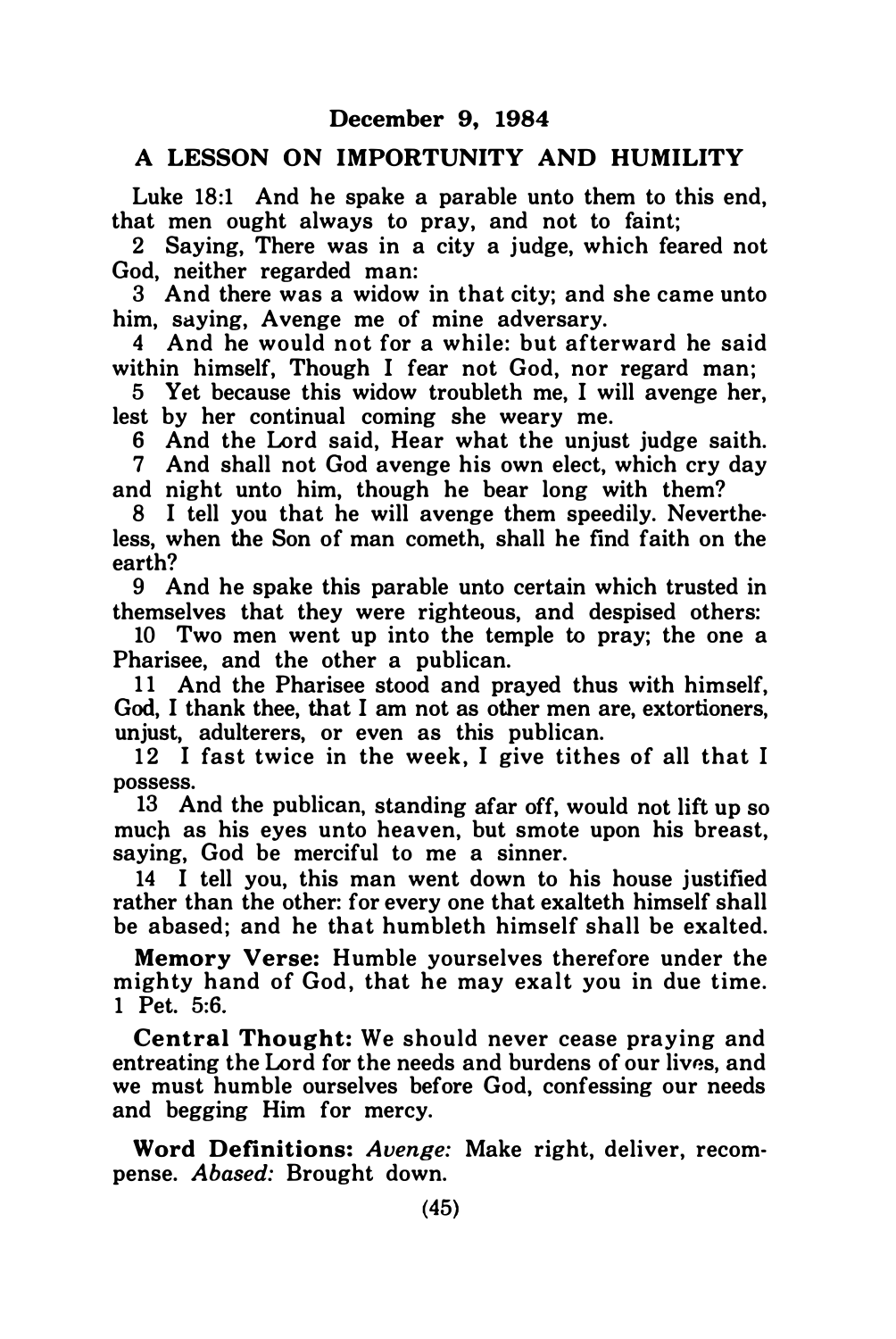## December 9, 1984

## A LESSON ON IMPORTUNITY AND HUMILITY

Luke 18:1 And he spake a parable unto them to this end, that men ought always to pray, and not to faint;

2 Saying, There was in a city a judge, which feared not God, neither regarded man:

3 And there was a widow in that city; and she came unto him, saying, Avenge me of mine adversary.

4 And he would not for a while: but afterward he said within himself, Though I fear not God, nor regard man;

5 Yet because this widow troubleth me, I will avenge her, lest by her continual coming she weary me.

6 And the Lord said, Hear what the unjust judge saith.

7 And shall not God avenge his own elect, which cry day and night unto him, though he bear long with them?

8 I tell you that he will avenge them speedily. Nevertheless, when the Son of man cometh, shall he find faith on the earth?

9 And he spake this parable unto certain which trusted in themselves that they were righteous, and despised others:

10 Two men went up into the temple to pray; the one a Pharisee, and the other a publican.

11 And the Pharisee stood and prayed thus with himself, God, I thank thee, that I am not as other men are, extortioners, unjust, adulterers, or even as this publican.

12 I fast twice in the week, I give tithes of all that I possess.

13 And the publican, standing afar off, would not lift up so much as his eyes unto heaven, but smote upon his breast, saying, God be merciful to me a sinner.

14 I tell you, this man went down to his house justified rather than the other: for every one that exalteth himself shall be abased; and he that humbleth himself shall be exalted.

**Memory Verse:** Humble yourselves therefore under the mighty hand of God, that he may exalt you in due time. 1 Pet. 5:6.

**Central Thought:** We should never cease praying and entreating the Lord for the needs and burdens of our lives, and we must humble ourselves before God, confessing our needs and begging Him for mercy.

**Word Definitions:** *Avenge:* Make right, deliver, recompense. *Abased:* Brought down.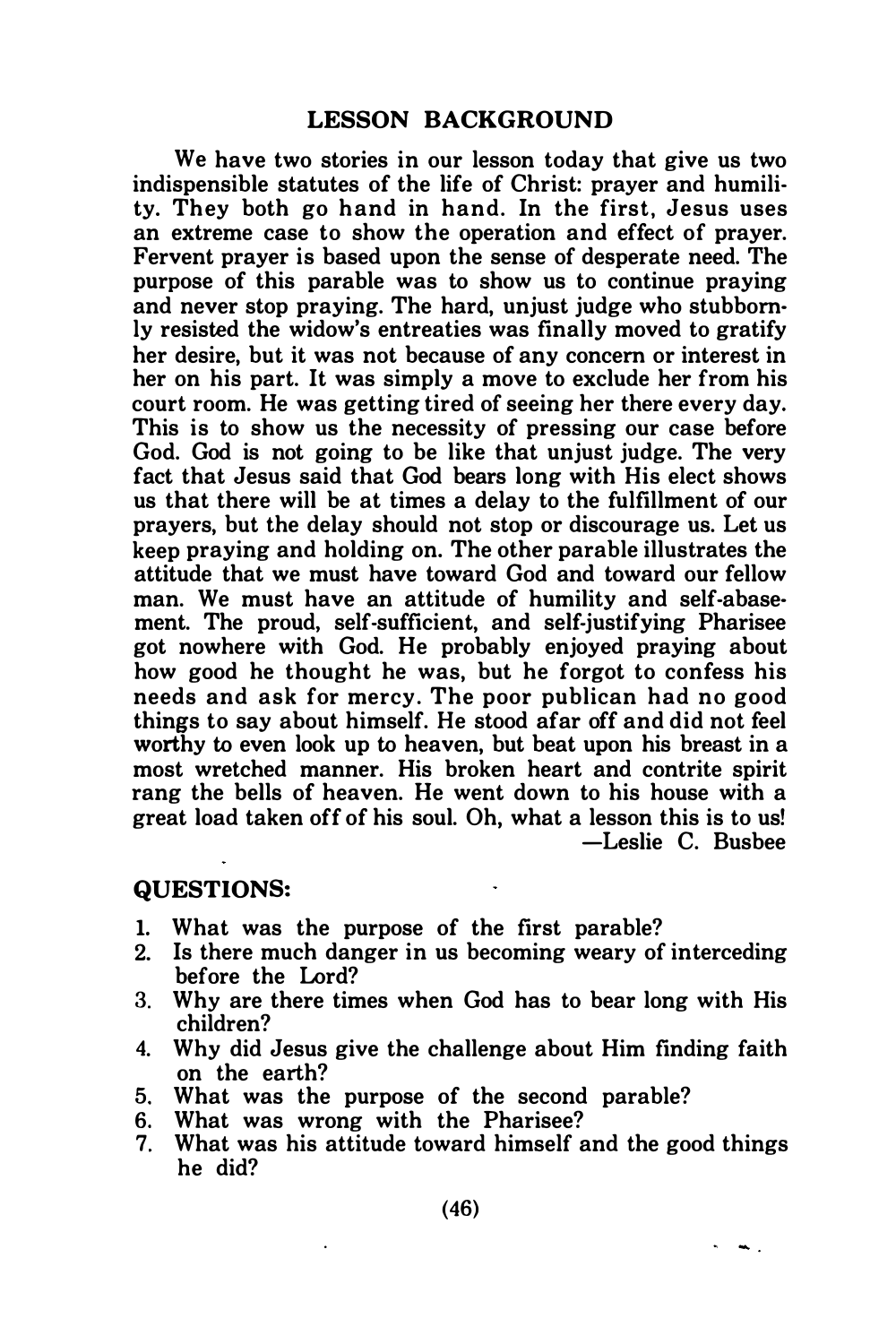## LESSON BACKGROUND

We have two stories in our lesson today that give us two indispensible statutes of the life of Christ: prayer and humility. They both go hand in hand. In the first, Jesus uses an extreme case to show the operation and effect of prayer. Fervent prayer is based upon the sense of desperate need. The purpose of this parable was to show us to continue praying and never stop praying. The hard, unjust judge who stubbornly resisted the widow's entreaties was finally moved to gratify her desire, but it was not because of any concern or interest in her on his part. It was simply a move to exclude her from his court room. He was getting tired of seeing her there every day. This is to show us the necessity of pressing our case before God. God is not going to be like that unjust judge. The very fact that Jesus said that God bears long with His elect shows us that there will be at times a delay to the fulfillment of our prayers, but the delay should not stop or discourage us. Let us keep praying and holding on. The other parable illustrates the attitude that we must have toward God and toward our fellow man. We must have an attitude of humility and self-abasement. The proud, self-sufficient, and self-justifying Pharisee got nowhere with God. He probably enjoyed praying about how good he thought he was, but he forgot to confess his needs and ask for mercy. The poor publican had no good things to say about himself. He stood afar off and did not feel worthy to even look up to heaven, but beat upon his breast in a most wretched manner. His broken heart and contrite spirit rang the bells of heaven. He went down to his house with a great load taken off of his soul. Oh, what a lesson this is to us!

—Leslie C. Busbee

### QUESTIONS:

1. What was the purpose of the first parable?
2. Is there much danger in us becoming weary of interceding before the Lord?
3. Why are there times when God has to bear long with His children?
4. Why did Jesus give the challenge about Him finding faith on the earth?
5. What was the purpose of the second parable?
6. What was wrong with the Pharisee?
7. What was his attitude toward himself and the good things he did?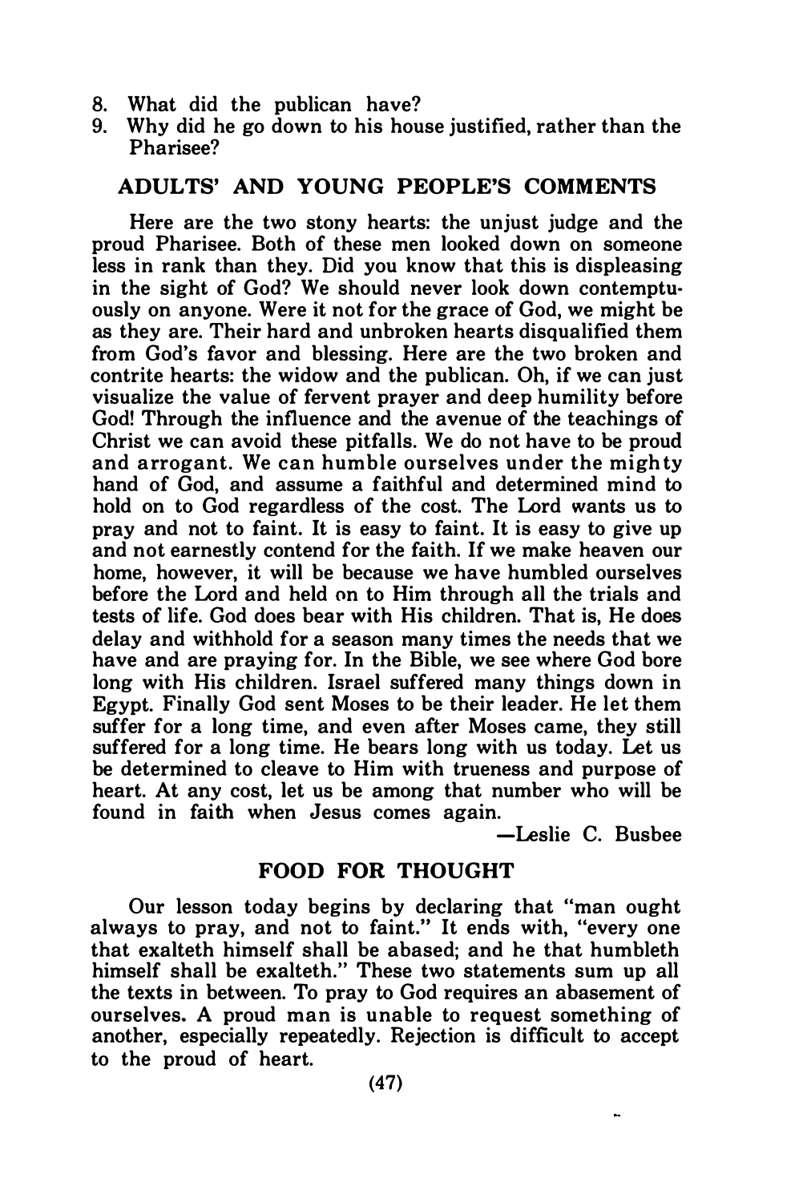8. What did the publican have?
9. Why did he go down to his house justified, rather than the Pharisee?

## ADULTS' AND YOUNG PEOPLE'S COMMENTS

Here are the two stony hearts: the unjust judge and the proud Pharisee. Both of these men looked down on someone less in rank than they. Did you know that this is displeasing in the sight of God? We should never look down contemptuously on anyone. Were it not for the grace of God, we might be as they are. Their hard and unbroken hearts disqualified them from God's favor and blessing. Here are the two broken and contrite hearts: the widow and the publican. Oh, if we can just visualize the value of fervent prayer and deep humility before God! Through the influence and the avenue of the teachings of Christ we can avoid these pitfalls. We do not have to be proud and arrogant. We can humble ourselves under the mighty hand of God, and assume a faithful and determined mind to hold on to God regardless of the cost. The Lord wants us to pray and not to faint. It is easy to faint. It is easy to give up and not earnestly contend for the faith. If we make heaven our home, however, it will be because we have humbled ourselves before the Lord and held on to Him through all the trials and tests of life. God does bear with His children. That is, He does delay and withhold for a season many times the needs that we have and are praying for. In the Bible, we see where God bore long with His children. Israel suffered many things down in Egypt. Finally God sent Moses to be their leader. He let them suffer for a long time, and even after Moses came, they still suffered for a long time. He bears long with us today. Let us be determined to cleave to Him with trueness and purpose of heart. At any cost, let us be among that number who will be found in faith when Jesus comes again.

—Leslie C. Busbee

## FOOD FOR THOUGHT

Our lesson today begins by declaring that "man ought always to pray, and not to faint." It ends with, "every one that exalteth himself shall be abased; and he that humbleth himself shall be exalteth." These two statements sum up all the texts in between. To pray to God requires an abasement of ourselves. A proud man is unable to request something of another, especially repeatedly. Rejection is difficult to accept to the proud of heart.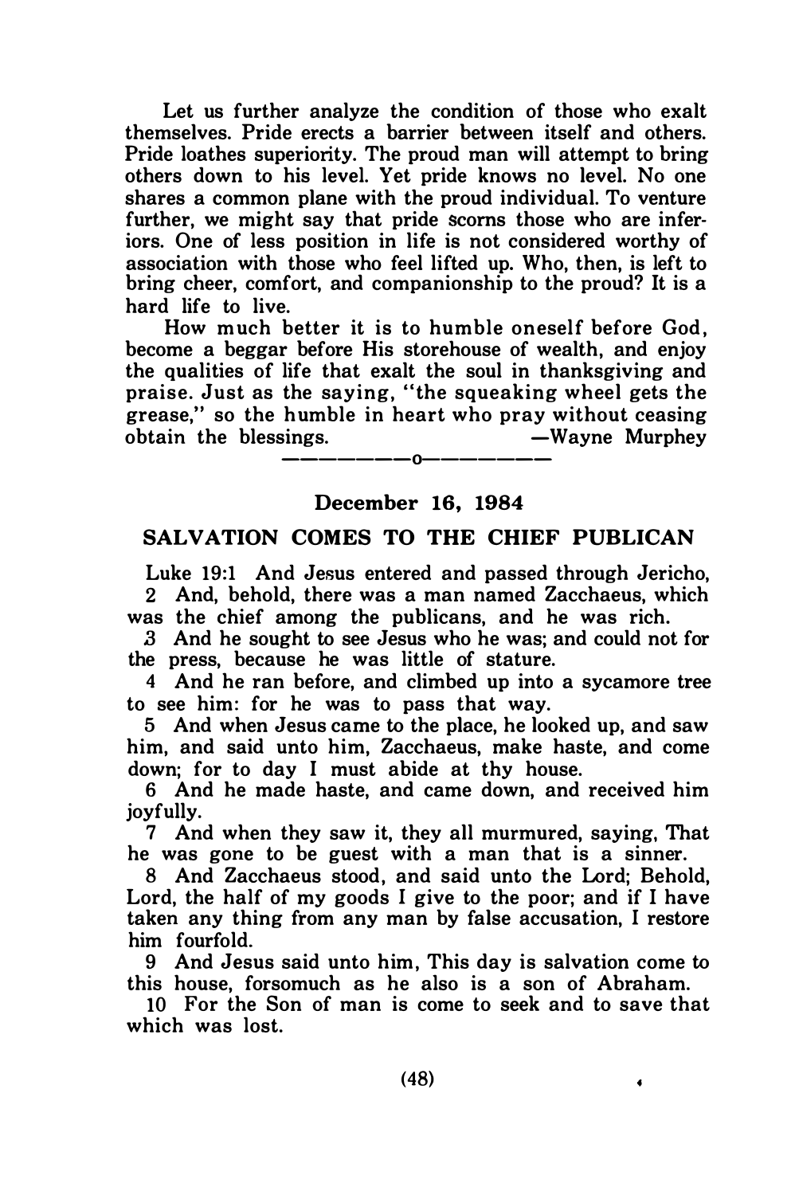Let us further analyze the condition of those who exalt themselves. Pride erects a barrier between itself and others. Pride loathes superiority. The proud man will attempt to bring others down to his level. Yet pride knows no level. No one shares a common plane with the proud individual. To venture further, we might say that pride scorns those who are inferiors. One of less position in life is not considered worthy of association with those who feel lifted up. Who, then, is left to bring cheer, comfort, and companionship to the proud? It is a hard life to live.

How much better it is to humble oneself before God, become a beggar before His storehouse of wealth, and enjoy the qualities of life that exalt the soul in thanksgiving and praise. Just as the saying, "the squeaking wheel gets the grease," so the humble in heart who pray without ceasing obtain the blessings. —Wayne Murphey

—————o—————

### December 16, 1984

## SALVATION COMES TO THE CHIEF PUBLICAN

Luke 19:1 And Jesus entered and passed through Jericho,

2 And, behold, there was a man named Zacchaeus, which was the chief among the publicans, and he was rich.

3 And he sought to see Jesus who he was; and could not for the press, because he was little of stature.

4 And he ran before, and climbed up into a sycamore tree to see him: for he was to pass that way.

5 And when Jesus came to the place, he looked up, and saw him, and said unto him, Zacchaeus, make haste, and come down; for to day I must abide at thy house.

6 And he made haste, and came down, and received him joyfully.

7 And when they saw it, they all murmured, saying, That he was gone to be guest with a man that is a sinner.

8 And Zacchaeus stood, and said unto the Lord; Behold, Lord, the half of my goods I give to the poor; and if I have taken any thing from any man by false accusation, I restore him fourfold.

9 And Jesus said unto him, This day is salvation come to this house, forsomuch as he also is a son of Abraham.

10 For the Son of man is come to seek and to save that which was lost.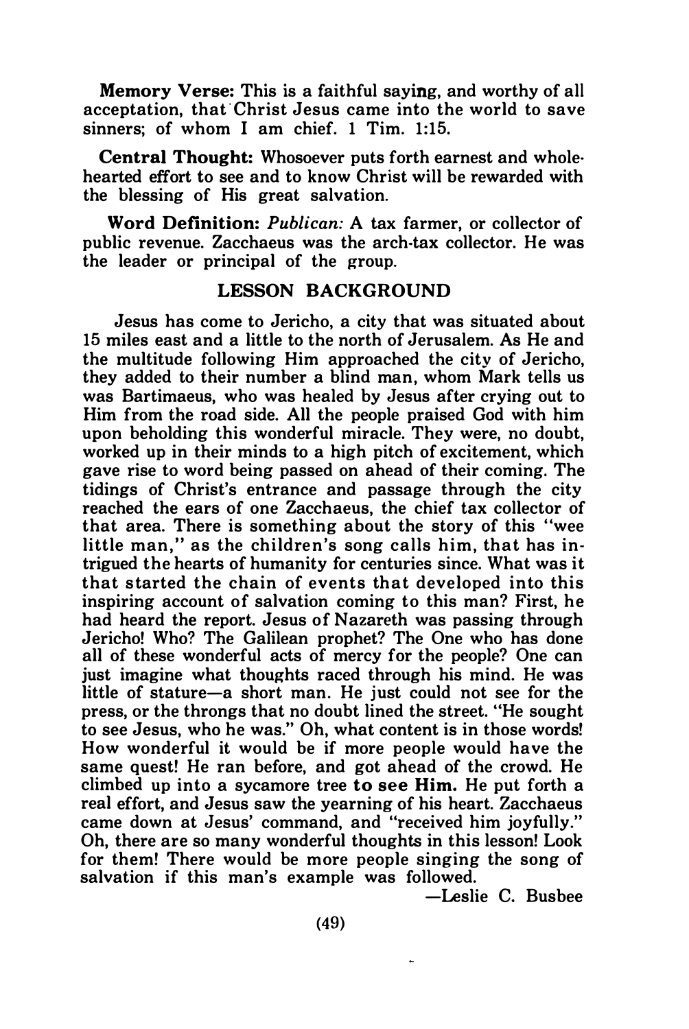**Memory Verse:** This is a faithful saying, and worthy of all acceptation, that Christ Jesus came into the world to save sinners; of whom I am chief. 1 Tim. 1:15.

**Central Thought:** Whosoever puts forth earnest and whole-hearted effort to see and to know Christ will be rewarded with the blessing of His great salvation.

**Word Definition:** *Publican:* A tax farmer, or collector of public revenue. Zacchaeus was the arch-tax collector. He was the leader or principal of the group.

## LESSON BACKGROUND

Jesus has come to Jericho, a city that was situated about 15 miles east and a little to the north of Jerusalem. As He and the multitude following Him approached the city of Jericho, they added to their number a blind man, whom Mark tells us was Bartimaeus, who was healed by Jesus after crying out to Him from the road side. All the people praised God with him upon beholding this wonderful miracle. They were, no doubt, worked up in their minds to a high pitch of excitement, which gave rise to word being passed on ahead of their coming. The tidings of Christ's entrance and passage through the city reached the ears of one Zacchaeus, the chief tax collector of that area. There is something about the story of this "wee little man," as the children's song calls him, that has intrigued the hearts of humanity for centuries since. What was it that started the chain of events that developed into this inspiring account of salvation coming to this man? First, he had heard the report. Jesus of Nazareth was passing through Jericho! Who? The Galilean prophet? The One who has done all of these wonderful acts of mercy for the people? One can just imagine what thoughts raced through his mind. He was little of stature—a short man. He just could not see for the press, or the throngs that no doubt lined the street. "He sought to see Jesus, who he was." Oh, what content is in those words! How wonderful it would be if more people would have the same quest! He ran before, and got ahead of the crowd. He climbed up into a sycamore tree **to see Him.** He put forth a real effort, and Jesus saw the yearning of his heart. Zacchaeus came down at Jesus' command, and "received him joyfully." Oh, there are so many wonderful thoughts in this lesson! Look for them! There would be more people singing the song of salvation if this man's example was followed.

—Leslie C. Busbee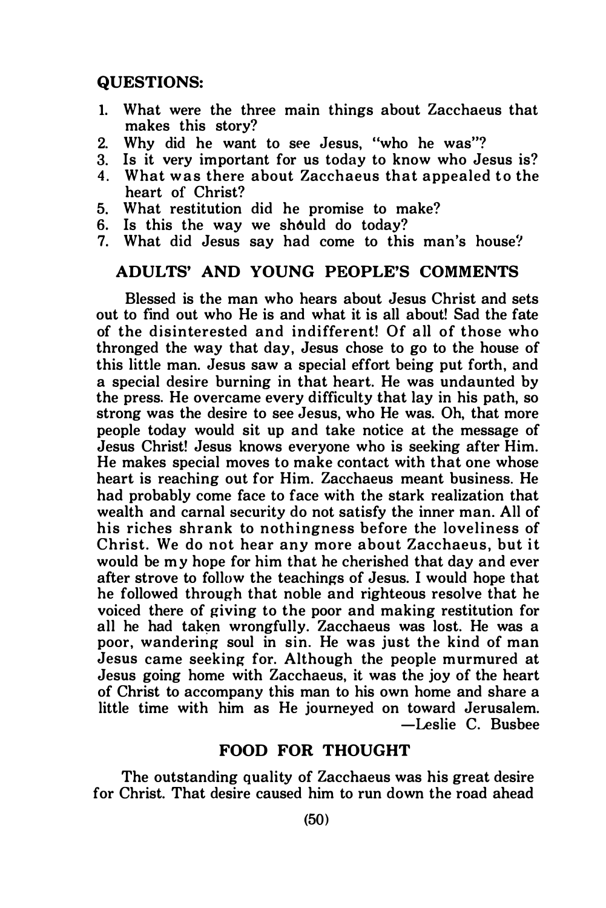## QUESTIONS:

1. What were the three main things about Zacchaeus that makes this story?
2. Why did he want to see Jesus, "who he was"?
3. Is it very important for us today to know who Jesus is?
4. What was there about Zacchaeus that appealed to the heart of Christ?
5. What restitution did he promise to make?
6. Is this the way we should do today?
7. What did Jesus say had come to this man's house?

## ADULTS' AND YOUNG PEOPLE'S COMMENTS

Blessed is the man who hears about Jesus Christ and sets out to find out who He is and what it is all about! Sad the fate of the disinterested and indifferent! Of all of those who thronged the way that day, Jesus chose to go to the house of this little man. Jesus saw a special effort being put forth, and a special desire burning in that heart. He was undaunted by the press. He overcame every difficulty that lay in his path, so strong was the desire to see Jesus, who He was. Oh, that more people today would sit up and take notice at the message of Jesus Christ! Jesus knows everyone who is seeking after Him. He makes special moves to make contact with that one whose heart is reaching out for Him. Zacchaeus meant business. He had probably come face to face with the stark realization that wealth and carnal security do not satisfy the inner man. All of his riches shrank to nothingness before the loveliness of Christ. We do not hear any more about Zacchaeus, but it would be my hope for him that he cherished that day and ever after strove to follow the teachings of Jesus. I would hope that he followed through that noble and righteous resolve that he voiced there of giving to the poor and making restitution for all he had taken wrongfully. Zacchaeus was lost. He was a poor, wandering soul in sin. He was just the kind of man Jesus came seeking for. Although the people murmured at Jesus going home with Zacchaeus, it was the joy of the heart of Christ to accompany this man to his own home and share a little time with him as He journeyed on toward Jerusalem.

—Leslie C. Busbee

## FOOD FOR THOUGHT

The outstanding quality of Zacchaeus was his great desire for Christ. That desire caused him to run down the road ahead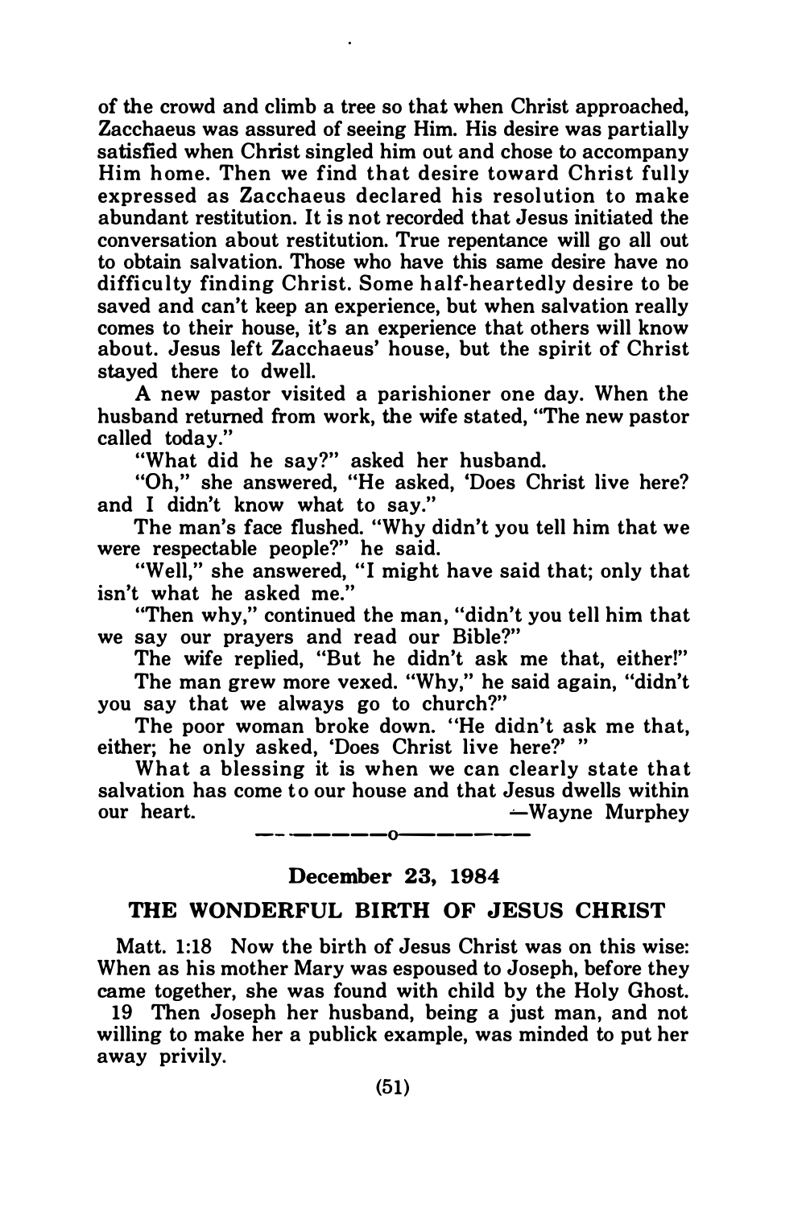of the crowd and climb a tree so that when Christ approached, Zacchaeus was assured of seeing Him. His desire was partially satisfied when Christ singled him out and chose to accompany Him home. Then we find that desire toward Christ fully expressed as Zacchaeus declared his resolution to make abundant restitution. It is not recorded that Jesus initiated the conversation about restitution. True repentance will go all out to obtain salvation. Those who have this same desire have no difficulty finding Christ. Some half-heartedly desire to be saved and can't keep an experience, but when salvation really comes to their house, it's an experience that others will know about. Jesus left Zacchaeus' house, but the spirit of Christ stayed there to dwell.

A new pastor visited a parishioner one day. When the husband returned from work, the wife stated, "The new pastor called today."

"What did he say?" asked her husband.

"Oh," she answered, "He asked, 'Does Christ live here? and I didn't know what to say."

The man's face flushed. "Why didn't you tell him that we were respectable people?" he said.

"Well," she answered, "I might have said that; only that isn't what he asked me."

"Then why," continued the man, "didn't you tell him that we say our prayers and read our Bible?"

The wife replied, "But he didn't ask me that, either!"

The man grew more vexed. "Why," he said again, "didn't you say that we always go to church?"

The poor woman broke down. "He didn't ask me that, either; he only asked, 'Does Christ live here?' "

What a blessing it is when we can clearly state that salvation has come to our house and that Jesus dwells within our heart. —Wayne Murphey

---

### December 23, 1984

## THE WONDERFUL BIRTH OF JESUS CHRIST

Matt. 1:18 Now the birth of Jesus Christ was on this wise: When as his mother Mary was espoused to Joseph, before they came together, she was found with child by the Holy Ghost.

19 Then Joseph her husband, being a just man, and not willing to make her a publick example, was minded to put her away privily.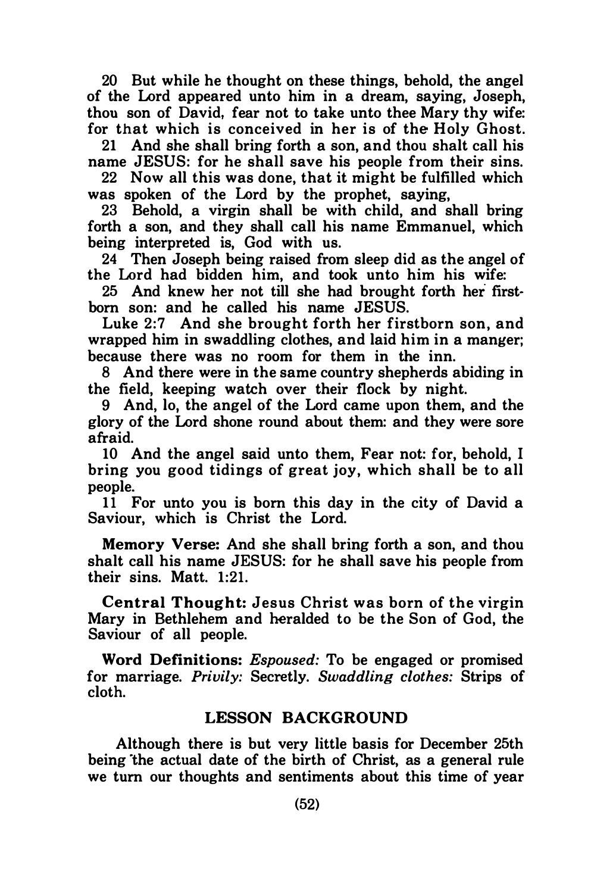20 But while he thought on these things, behold, the angel of the Lord appeared unto him in a dream, saying, Joseph, thou son of David, fear not to take unto thee Mary thy wife: for that which is conceived in her is of the Holy Ghost.

21 And she shall bring forth a son, and thou shalt call his name JESUS: for he shall save his people from their sins.

22 Now all this was done, that it might be fulfilled which was spoken of the Lord by the prophet, saying,

23 Behold, a virgin shall be with child, and shall bring forth a son, and they shall call his name Emmanuel, which being interpreted is, God with us.

24 Then Joseph being raised from sleep did as the angel of the Lord had bidden him, and took unto him his wife:

25 And knew her not till she had brought forth her firstborn son: and he called his name JESUS.

Luke 2:7 And she brought forth her firstborn son, and wrapped him in swaddling clothes, and laid him in a manger; because there was no room for them in the inn.

8 And there were in the same country shepherds abiding in the field, keeping watch over their flock by night.

9 And, lo, the angel of the Lord came upon them, and the glory of the Lord shone round about them: and they were sore afraid.

10 And the angel said unto them, Fear not: for, behold, I bring you good tidings of great joy, which shall be to all people.

11 For unto you is born this day in the city of David a Saviour, which is Christ the Lord.

**Memory Verse:** And she shall bring forth a son, and thou shalt call his name JESUS: for he shall save his people from their sins. Matt. 1:21.

**Central Thought:** Jesus Christ was born of the virgin Mary in Bethlehem and heralded to be the Son of God, the Saviour of all people.

**Word Definitions:** *Espoused:* To be engaged or promised for marriage. *Privily:* Secretly. *Swaddling clothes:* Strips of cloth.

## LESSON BACKGROUND

Although there is but very little basis for December 25th being the actual date of the birth of Christ, as a general rule we turn our thoughts and sentiments about this time of year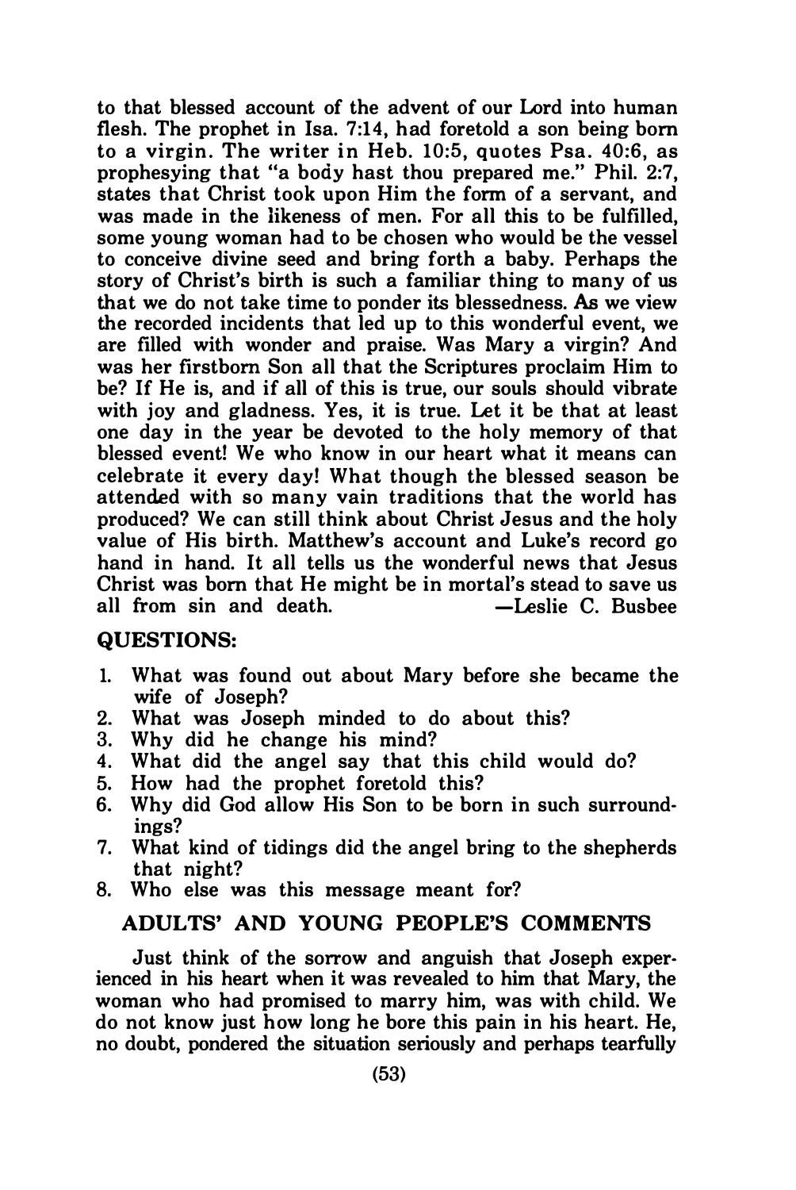to that blessed account of the advent of our Lord into human flesh. The prophet in Isa. 7:14, had foretold a son being born to a virgin. The writer in Heb. 10:5, quotes Psa. 40:6, as prophesying that "a body hast thou prepared me." Phil. 2:7, states that Christ took upon Him the form of a servant, and was made in the likeness of men. For all this to be fulfilled, some young woman had to be chosen who would be the vessel to conceive divine seed and bring forth a baby. Perhaps the story of Christ's birth is such a familiar thing to many of us that we do not take time to ponder its blessedness. As we view the recorded incidents that led up to this wonderful event, we are filled with wonder and praise. Was Mary a virgin? And was her firstborn Son all that the Scriptures proclaim Him to be? If He is, and if all of this is true, our souls should vibrate with joy and gladness. Yes, it is true. Let it be that at least one day in the year be devoted to the holy memory of that blessed event! We who know in our heart what it means can celebrate it every day! What though the blessed season be attended with so many vain traditions that the world has produced? We can still think about Christ Jesus and the holy value of His birth. Matthew's account and Luke's record go hand in hand. It all tells us the wonderful news that Jesus Christ was born that He might be in mortal's stead to save us all from sin and death. —Leslie C. Busbee

### QUESTIONS:

1. What was found out about Mary before she became the wife of Joseph?
2. What was Joseph minded to do about this?
3. Why did he change his mind?
4. What did the angel say that this child would do?
5. How had the prophet foretold this?
6. Why did God allow His Son to be born in such surroundings?
7. What kind of tidings did the angel bring to the shepherds that night?
8. Who else was this message meant for?

### ADULTS' AND YOUNG PEOPLE'S COMMENTS

Just think of the sorrow and anguish that Joseph experienced in his heart when it was revealed to him that Mary, the woman who had promised to marry him, was with child. We do not know just how long he bore this pain in his heart. He, no doubt, pondered the situation seriously and perhaps tearfully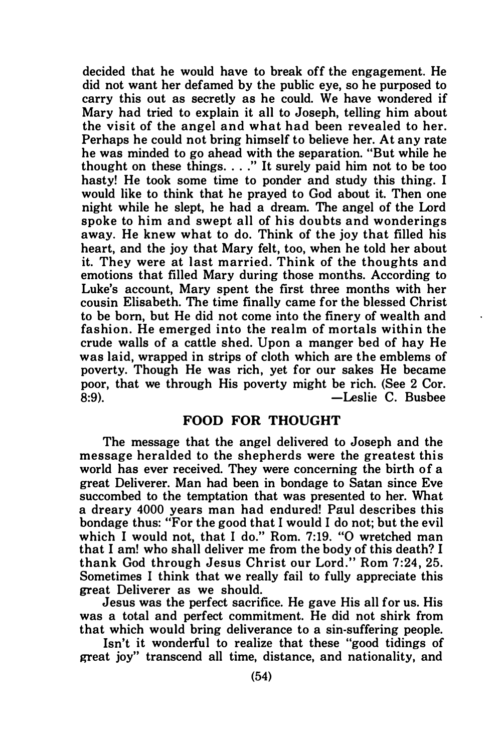decided that he would have to break off the engagement. He did not want her defamed by the public eye, so he purposed to carry this out as secretly as he could. We have wondered if Mary had tried to explain it all to Joseph, telling him about the visit of the angel and what had been revealed to her. Perhaps he could not bring himself to believe her. At any rate he was minded to go ahead with the separation. "But while he thought on these things. . . ." It surely paid him not to be too hasty! He took some time to ponder and study this thing. I would like to think that he prayed to God about it. Then one night while he slept, he had a dream. The angel of the Lord spoke to him and swept all of his doubts and wonderings away. He knew what to do. Think of the joy that filled his heart, and the joy that Mary felt, too, when he told her about it. They were at last married. Think of the thoughts and emotions that filled Mary during those months. According to Luke's account, Mary spent the first three months with her cousin Elisabeth. The time finally came for the blessed Christ to be born, but He did not come into the finery of wealth and fashion. He emerged into the realm of mortals within the crude walls of a cattle shed. Upon a manger bed of hay He was laid, wrapped in strips of cloth which are the emblems of poverty. Though He was rich, yet for our sakes He became poor, that we through His poverty might be rich. (See 2 Cor. 8:9).

—Leslie C. Busbee

## FOOD FOR THOUGHT

The message that the angel delivered to Joseph and the message heralded to the shepherds were the greatest this world has ever received. They were concerning the birth of a great Deliverer. Man had been in bondage to Satan since Eve succombed to the temptation that was presented to her. What a dreary 4000 years man had endured! Paul describes this bondage thus: "For the good that I would I do not; but the evil which I would not, that I do." Rom. 7:19. "O wretched man that I am! who shall deliver me from the body of this death? I thank God through Jesus Christ our Lord." Rom 7:24, 25. Sometimes I think that we really fail to fully appreciate this great Deliverer as we should.

Jesus was the perfect sacrifice. He gave His all for us. His was a total and perfect commitment. He did not shirk from that which would bring deliverance to a sin-suffering people.

Isn't it wonderful to realize that these "good tidings of great joy" transcend all time, distance, and nationality, and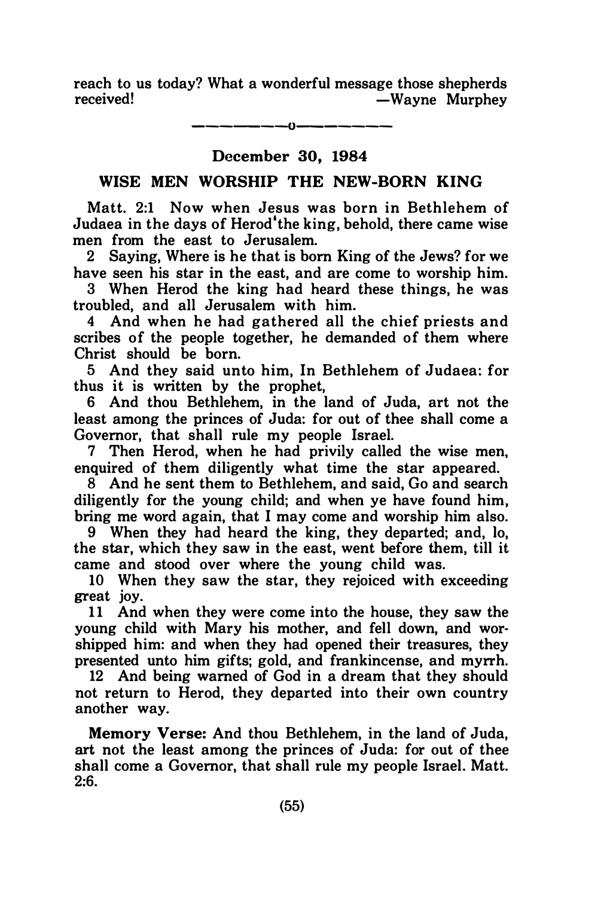reach to us today? What a wonderful message those shepherds received! —Wayne Murphey

———o———

## December 30, 1984

## WISE MEN WORSHIP THE NEW-BORN KING

Matt. 2:1 Now when Jesus was born in Bethlehem of Judaea in the days of Herod the king, behold, there came wise men from the east to Jerusalem.

2 Saying, Where is he that is born King of the Jews? for we have seen his star in the east, and are come to worship him.

3 When Herod the king had heard these things, he was troubled, and all Jerusalem with him.

4 And when he had gathered all the chief priests and scribes of the people together, he demanded of them where Christ should be born.

5 And they said unto him, In Bethlehem of Judaea: for thus it is written by the prophet,

6 And thou Bethlehem, in the land of Juda, art not the least among the princes of Juda: for out of thee shall come a Governor, that shall rule my people Israel.

7 Then Herod, when he had privily called the wise men, enquired of them diligently what time the star appeared.

8 And he sent them to Bethlehem, and said, Go and search diligently for the young child; and when ye have found him, bring me word again, that I may come and worship him also.

9 When they had heard the king, they departed; and, lo, the star, which they saw in the east, went before them, till it came and stood over where the young child was.

10 When they saw the star, they rejoiced with exceeding great joy.

11 And when they were come into the house, they saw the young child with Mary his mother, and fell down, and worshipped him: and when they had opened their treasures, they presented unto him gifts; gold, and frankincense, and myrrh.

12 And being warned of God in a dream that they should not return to Herod, they departed into their own country another way.

**Memory Verse:** And thou Bethlehem, in the land of Juda, art not the least among the princes of Juda: for out of thee shall come a Governor, that shall rule my people Israel. Matt. 2:6.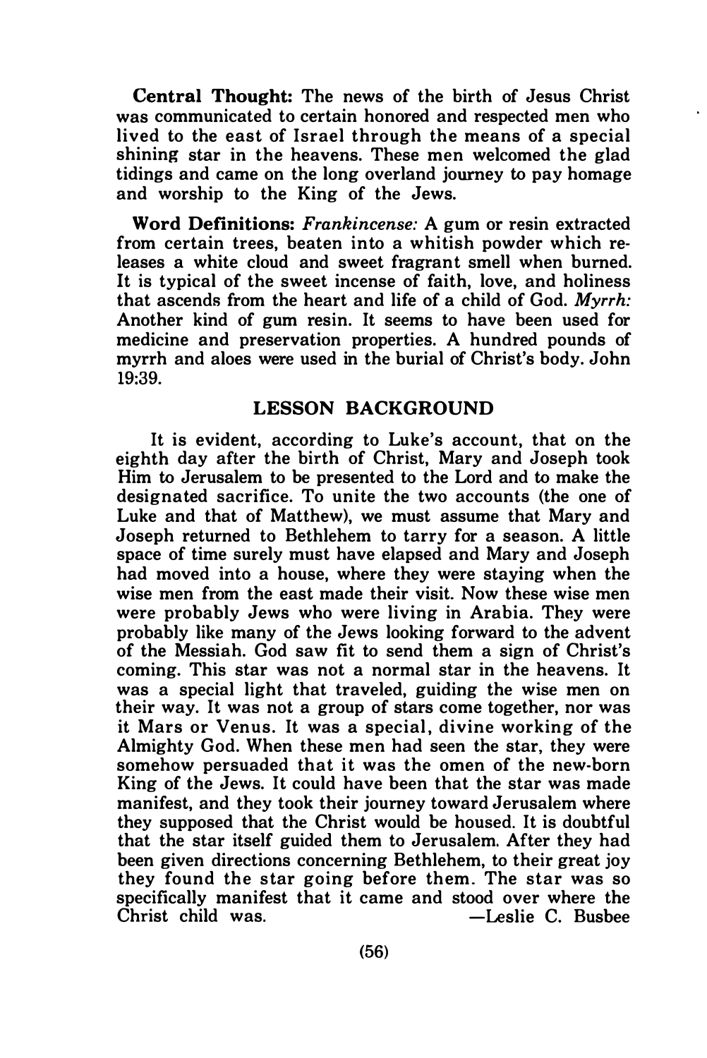**Central Thought:** The news of the birth of Jesus Christ was communicated to certain honored and respected men who lived to the east of Israel through the means of a special shining star in the heavens. These men welcomed the glad tidings and came on the long overland journey to pay homage and worship to the King of the Jews.

**Word Definitions:** *Frankincense:* A gum or resin extracted from certain trees, beaten into a whitish powder which releases a white cloud and sweet fragrant smell when burned. It is typical of the sweet incense of faith, love, and holiness that ascends from the heart and life of a child of God. *Myrrh:* Another kind of gum resin. It seems to have been used for medicine and preservation properties. A hundred pounds of myrrh and aloes were used in the burial of Christ's body. John 19:39.

## LESSON BACKGROUND

It is evident, according to Luke's account, that on the eighth day after the birth of Christ, Mary and Joseph took Him to Jerusalem to be presented to the Lord and to make the designated sacrifice. To unite the two accounts (the one of Luke and that of Matthew), we must assume that Mary and Joseph returned to Bethlehem to tarry for a season. A little space of time surely must have elapsed and Mary and Joseph had moved into a house, where they were staying when the wise men from the east made their visit. Now these wise men were probably Jews who were living in Arabia. They were probably like many of the Jews looking forward to the advent of the Messiah. God saw fit to send them a sign of Christ's coming. This star was not a normal star in the heavens. It was a special light that traveled, guiding the wise men on their way. It was not a group of stars come together, nor was it Mars or Venus. It was a special, divine working of the Almighty God. When these men had seen the star, they were somehow persuaded that it was the omen of the new-born King of the Jews. It could have been that the star was made manifest, and they took their journey toward Jerusalem where they supposed that the Christ would be housed. It is doubtful that the star itself guided them to Jerusalem. After they had been given directions concerning Bethlehem, to their great joy they found the star going before them. The star was so specifically manifest that it came and stood over where the Christ child was.

—Leslie C. Busbee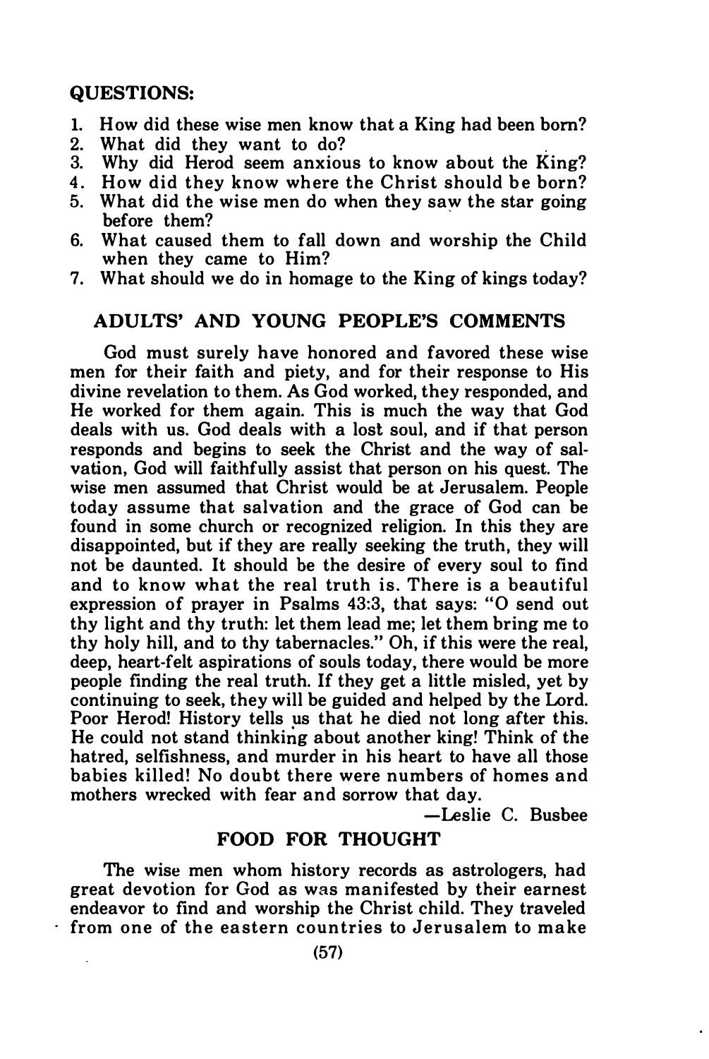**QUESTIONS:**

1. How did these wise men know that a King had been born?
2. What did they want to do?
3. Why did Herod seem anxious to know about the King?
4. How did they know where the Christ should be born?
5. What did the wise men do when they saw the star going before them?
6. What caused them to fall down and worship the Child when they came to Him?
7. What should we do in homage to the King of kings today?

## ADULTS' AND YOUNG PEOPLE'S COMMENTS

God must surely have honored and favored these wise men for their faith and piety, and for their response to His divine revelation to them. As God worked, they responded, and He worked for them again. This is much the way that God deals with us. God deals with a lost soul, and if that person responds and begins to seek the Christ and the way of salvation, God will faithfully assist that person on his quest. The wise men assumed that Christ would be at Jerusalem. People today assume that salvation and the grace of God can be found in some church or recognized religion. In this they are disappointed, but if they are really seeking the truth, they will not be daunted. It should be the desire of every soul to find and to know what the real truth is. There is a beautiful expression of prayer in Psalms 43:3, that says: "O send out thy light and thy truth: let them lead me; let them bring me to thy holy hill, and to thy tabernacles." Oh, if this were the real, deep, heart-felt aspirations of souls today, there would be more people finding the real truth. If they get a little misled, yet by continuing to seek, they will be guided and helped by the Lord. Poor Herod! History tells us that he died not long after this. He could not stand thinking about another king! Think of the hatred, selfishness, and murder in his heart to have all those babies killed! No doubt there were numbers of homes and mothers wrecked with fear and sorrow that day.

—Leslie C. Busbee

## FOOD FOR THOUGHT

The wise men whom history records as astrologers, had great devotion for God as was manifested by their earnest endeavor to find and worship the Christ child. They traveled from one of the eastern countries to Jerusalem to make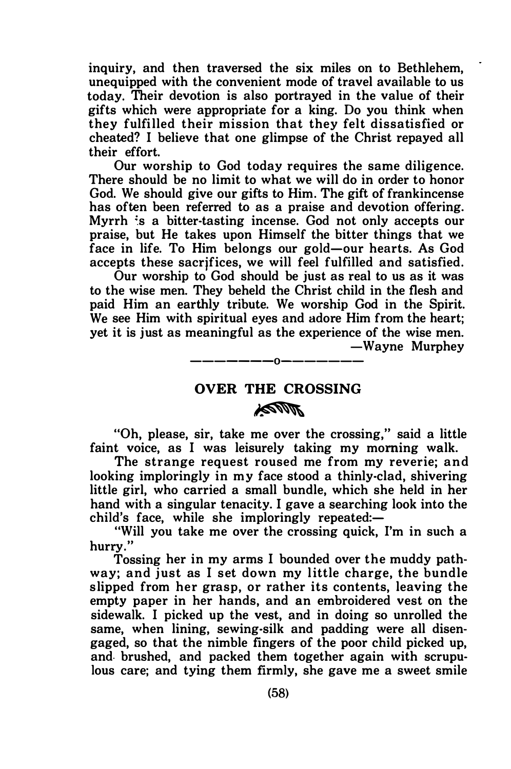inquiry, and then traversed the six miles on to Bethlehem, unequipped with the convenient mode of travel available to us today. Their devotion is also portrayed in the value of their gifts which were appropriate for a king. Do you think when they fulfilled their mission that they felt dissatisfied or cheated? I believe that one glimpse of the Christ repayed all their effort.

Our worship to God today requires the same diligence. There should be no limit to what we will do in order to honor God. We should give our gifts to Him. The gift of frankincense has often been referred to as a praise and devotion offering. Myrrh is a bitter-tasting incense. God not only accepts our praise, but He takes upon Himself the bitter things that we face in life. To Him belongs our gold—our hearts. As God accepts these sacrifices, we will feel fulfilled and satisfied.

Our worship to God should be just as real to us as it was to the wise men. They beheld the Christ child in the flesh and paid Him an earthly tribute. We worship God in the Spirit. We see Him with spiritual eyes and adore Him from the heart; yet it is just as meaningful as the experience of the wise men.

—Wayne Murphey

--------o--------

## OVER THE CROSSING

"Oh, please, sir, take me over the crossing," said a little faint voice, as I was leisurely taking my morning walk.

The strange request roused me from my reverie; and looking imploringly in my face stood a thinly-clad, shivering little girl, who carried a small bundle, which she held in her hand with a singular tenacity. I gave a searching look into the child's face, while she imploringly repeated:—

"Will you take me over the crossing quick, I'm in such a hurry."

Tossing her in my arms I bounded over the muddy pathway; and just as I set down my little charge, the bundle slipped from her grasp, or rather its contents, leaving the empty paper in her hands, and an embroidered vest on the sidewalk. I picked up the vest, and in doing so unrolled the same, when lining, sewing-silk and padding were all disengaged, so that the nimble fingers of the poor child picked up, and brushed, and packed them together again with scrupulous care; and tying them firmly, she gave me a sweet smile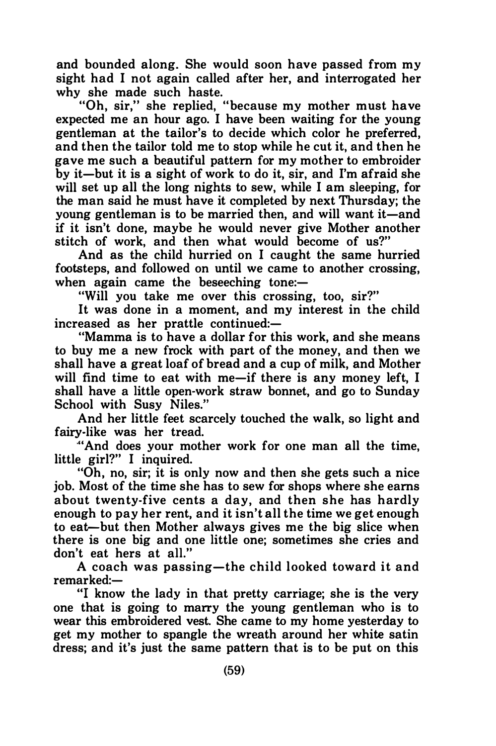and bounded along. She would soon have passed from my sight had I not again called after her, and interrogated her why she made such haste.

"Oh, sir," she replied, "because my mother must have expected me an hour ago. I have been waiting for the young gentleman at the tailor's to decide which color he preferred, and then the tailor told me to stop while he cut it, and then he gave me such a beautiful pattern for my mother to embroider by it—but it is a sight of work to do it, sir, and I'm afraid she will set up all the long nights to sew, while I am sleeping, for the man said he must have it completed by next Thursday; the young gentleman is to be married then, and will want it—and if it isn't done, maybe he would never give Mother another stitch of work, and then what would become of us?"

And as the child hurried on I caught the same hurried footsteps, and followed on until we came to another crossing, when again came the beseeching tone:—

"Will you take me over this crossing, too, sir?"

It was done in a moment, and my interest in the child increased as her prattle continued:—

"Mamma is to have a dollar for this work, and she means to buy me a new frock with part of the money, and then we shall have a great loaf of bread and a cup of milk, and Mother will find time to eat with me—if there is any money left, I shall have a little open-work straw bonnet, and go to Sunday School with Susy Niles."

And her little feet scarcely touched the walk, so light and fairy-like was her tread.

"And does your mother work for one man all the time, little girl?" I inquired.

"Oh, no, sir; it is only now and then she gets such a nice job. Most of the time she has to sew for shops where she earns about twenty-five cents a day, and then she has hardly enough to pay her rent, and it isn't all the time we get enough to eat—but then Mother always gives me the big slice when there is one big and one little one; sometimes she cries and don't eat hers at all."

A coach was passing—the child looked toward it and remarked:—

"I know the lady in that pretty carriage; she is the very one that is going to marry the young gentleman who is to wear this embroidered vest. She came to my home yesterday to get my mother to spangle the wreath around her white satin dress; and it's just the same pattern that is to be put on this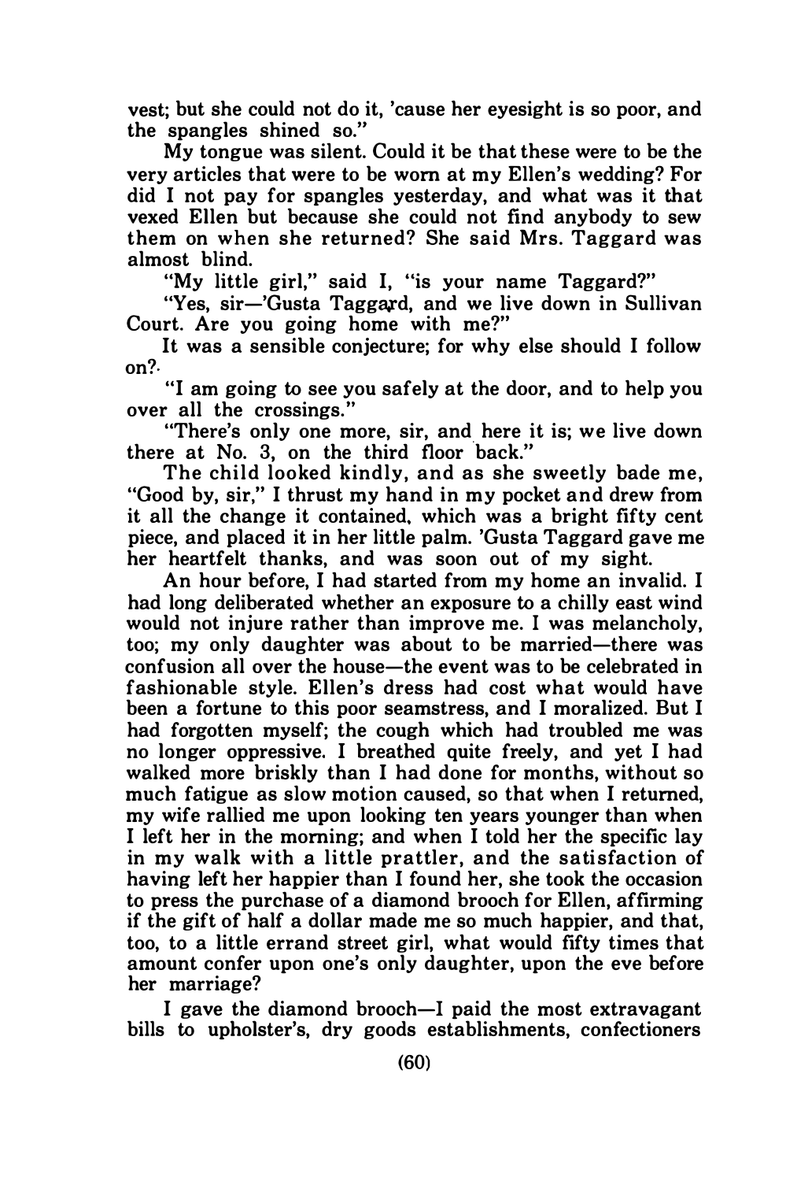vest; but she could not do it, 'cause her eyesight is so poor, and the spangles shined so."

My tongue was silent. Could it be that these were to be the very articles that were to be worn at my Ellen's wedding? For did I not pay for spangles yesterday, and what was it that vexed Ellen but because she could not find anybody to sew them on when she returned? She said Mrs. Taggard was almost blind.

"My little girl," said I, "is your name Taggard?"

"Yes, sir—'Gusta Taggard, and we live down in Sullivan Court. Are you going home with me?"

It was a sensible conjecture; for why else should I follow on?

"I am going to see you safely at the door, and to help you over all the crossings."

"There's only one more, sir, and here it is; we live down there at No. 3, on the third floor back."

The child looked kindly, and as she sweetly bade me, "Good by, sir," I thrust my hand in my pocket and drew from it all the change it contained, which was a bright fifty cent piece, and placed it in her little palm. 'Gusta Taggard gave me her heartfelt thanks, and was soon out of my sight.

An hour before, I had started from my home an invalid. I had long deliberated whether an exposure to a chilly east wind would not injure rather than improve me. I was melancholy, too; my only daughter was about to be married—there was confusion all over the house—the event was to be celebrated in fashionable style. Ellen's dress had cost what would have been a fortune to this poor seamstress, and I moralized. But I had forgotten myself; the cough which had troubled me was no longer oppressive. I breathed quite freely, and yet I had walked more briskly than I had done for months, without so much fatigue as slow motion caused, so that when I returned, my wife rallied me upon looking ten years younger than when I left her in the morning; and when I told her the specific lay in my walk with a little prattler, and the satisfaction of having left her happier than I found her, she took the occasion to press the purchase of a diamond brooch for Ellen, affirming if the gift of half a dollar made me so much happier, and that, too, to a little errand street girl, what would fifty times that amount confer upon one's only daughter, upon the eve before her marriage?

I gave the diamond brooch—I paid the most extravagant bills to upholster's, dry goods establishments, confectioners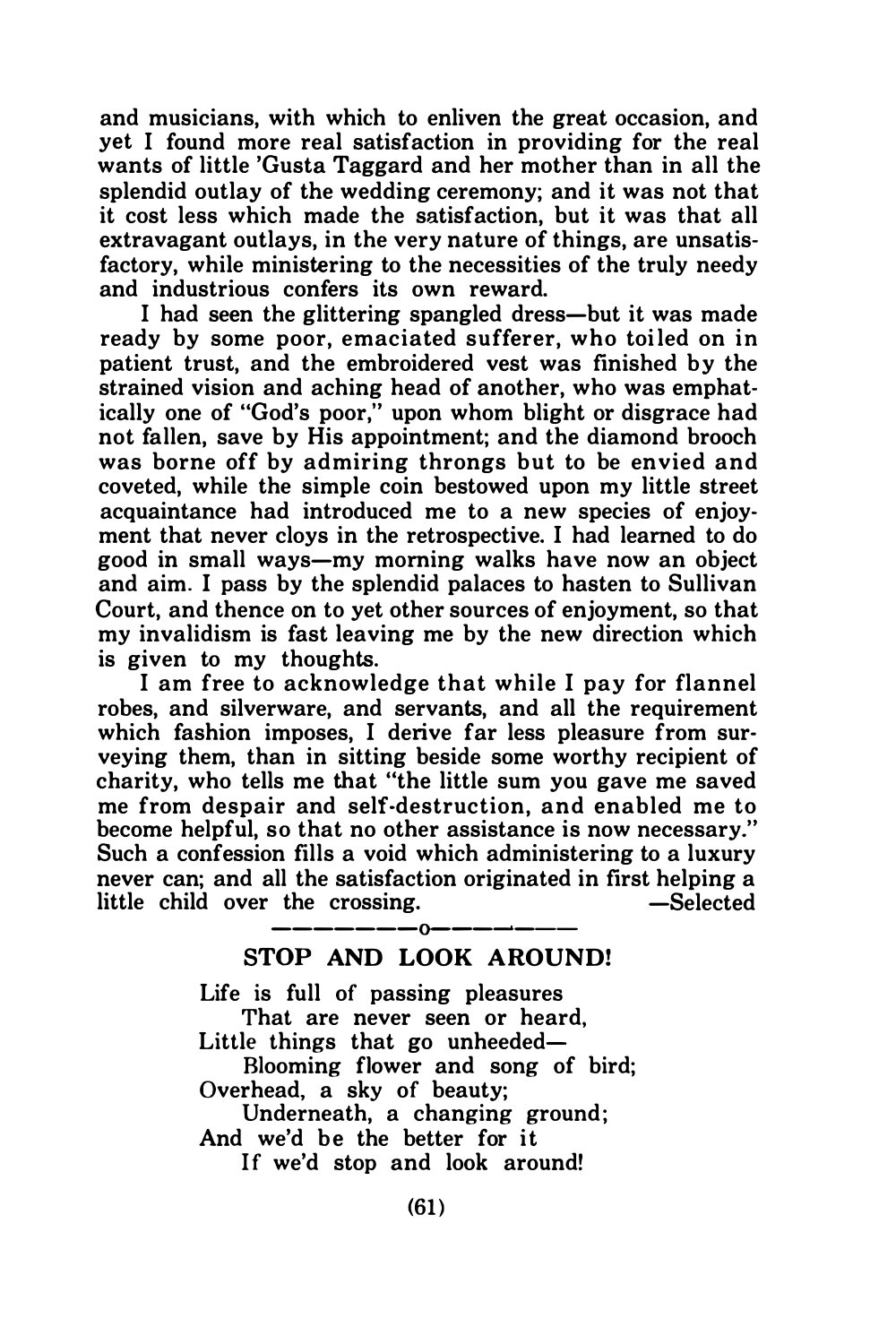and musicians, with which to enliven the great occasion, and yet I found more real satisfaction in providing for the real wants of little 'Gusta Taggard and her mother than in all the splendid outlay of the wedding ceremony; and it was not that it cost less which made the satisfaction, but it was that all extravagant outlays, in the very nature of things, are unsatisfactory, while ministering to the necessities of the truly needy and industrious confers its own reward.

I had seen the glittering spangled dress—but it was made ready by some poor, emaciated sufferer, who toiled on in patient trust, and the embroidered vest was finished by the strained vision and aching head of another, who was emphatically one of "God's poor," upon whom blight or disgrace had not fallen, save by His appointment; and the diamond brooch was borne off by admiring throngs but to be envied and coveted, while the simple coin bestowed upon my little street acquaintance had introduced me to a new species of enjoyment that never cloys in the retrospective. I had learned to do good in small ways—my morning walks have now an object and aim. I pass by the splendid palaces to hasten to Sullivan Court, and thence on to yet other sources of enjoyment, so that my invalidism is fast leaving me by the new direction which is given to my thoughts.

I am free to acknowledge that while I pay for flannel robes, and silverware, and servants, and all the requirement which fashion imposes, I derive far less pleasure from surveying them, than in sitting beside some worthy recipient of charity, who tells me that "the little sum you gave me saved me from despair and self-destruction, and enabled me to become helpful, so that no other assistance is now necessary." Such a confession fills a void which administering to a luxury never can; and all the satisfaction originated in first helping a little child over the crossing. —Selected

---

## STOP AND LOOK AROUND!

Life is full of passing pleasures
That are never seen or heard,
Little things that go unheeded—
Blooming flower and song of bird;
Overhead, a sky of beauty;
Underneath, a changing ground;
And we'd be the better for it
If we'd stop and look around!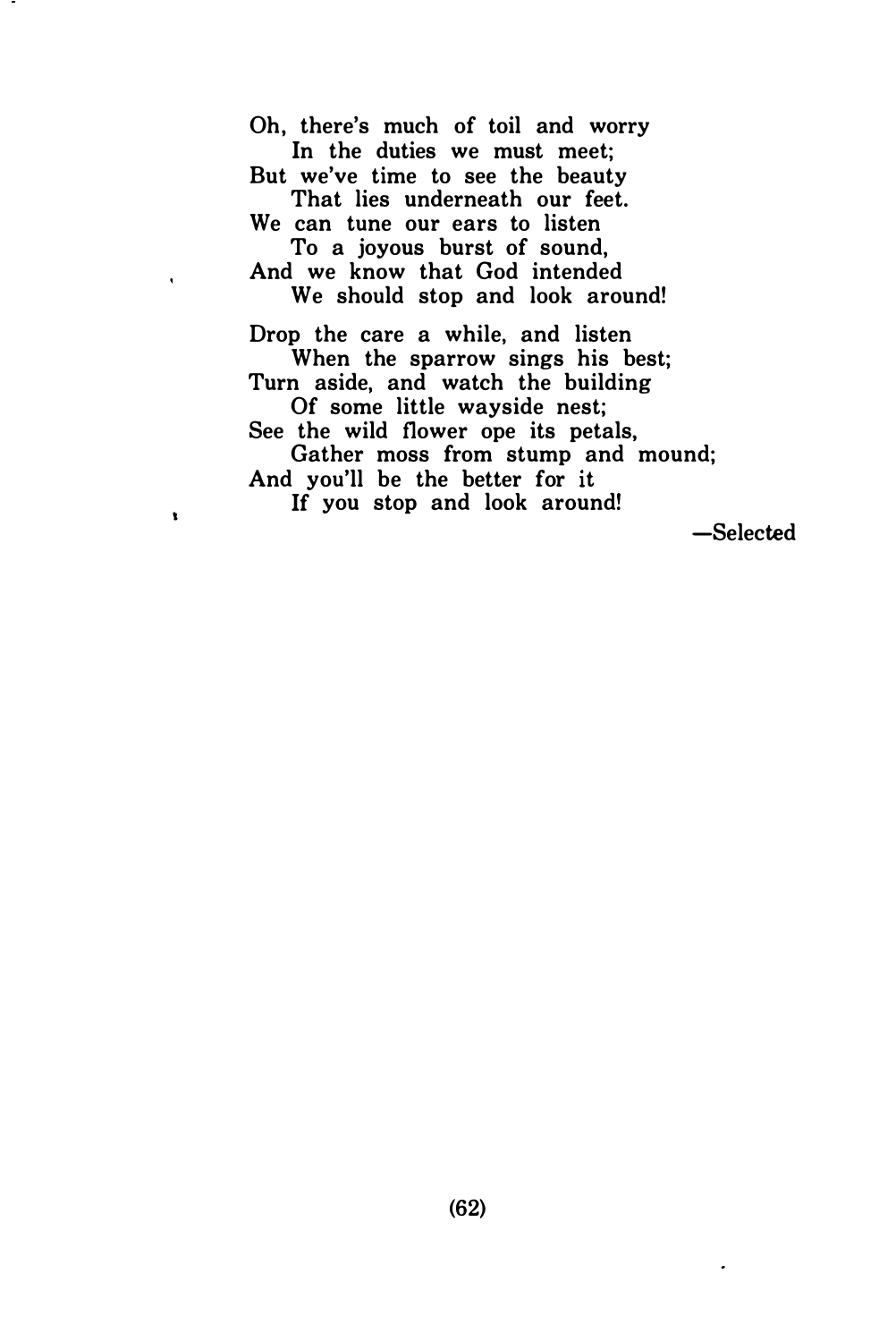Oh, there's much of toil and worry  
&nbsp;&nbsp;&nbsp;&nbsp;In the duties we must meet;  
But we've time to see the beauty  
&nbsp;&nbsp;&nbsp;&nbsp;That lies underneath our feet.  
We can tune our ears to listen  
&nbsp;&nbsp;&nbsp;&nbsp;To a joyous burst of sound,  
And we know that God intended  
&nbsp;&nbsp;&nbsp;&nbsp;We should stop and look around!

Drop the care a while, and listen  
&nbsp;&nbsp;&nbsp;&nbsp;When the sparrow sings his best;  
Turn aside, and watch the building  
&nbsp;&nbsp;&nbsp;&nbsp;Of some little wayside nest;  
See the wild flower ope its petals,  
&nbsp;&nbsp;&nbsp;&nbsp;Gather moss from stump and mound;  
And you'll be the better for it  
&nbsp;&nbsp;&nbsp;&nbsp;If you stop and look around!

—Selected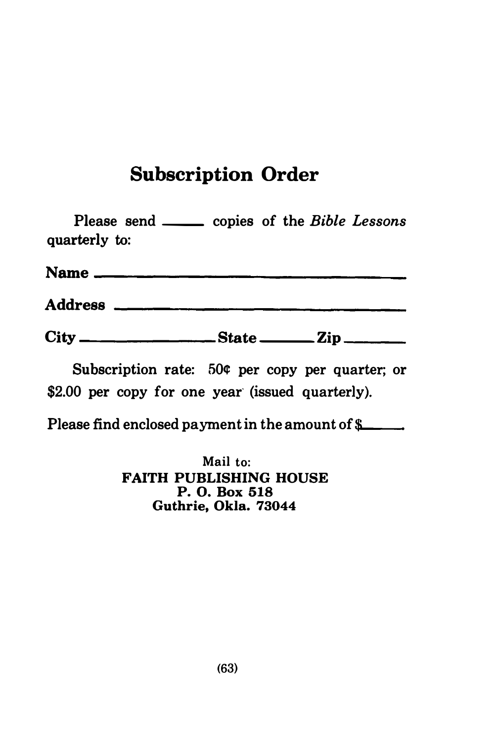## Subscription Order

Please send _____ copies of the *Bible Lessons* quarterly to:

**Name** ______________________________

**Address** ______________________________

**City** ______________ **State** ________ **Zip** ________

Subscription rate: 50¢ per copy per quarter; or $2.00 per copy for one year (issued quarterly).

Please find enclosed payment in the amount of $_____.

Mail to:
**FAITH PUBLISHING HOUSE**
**P. O. Box 518**
**Guthrie, Okla. 73044**